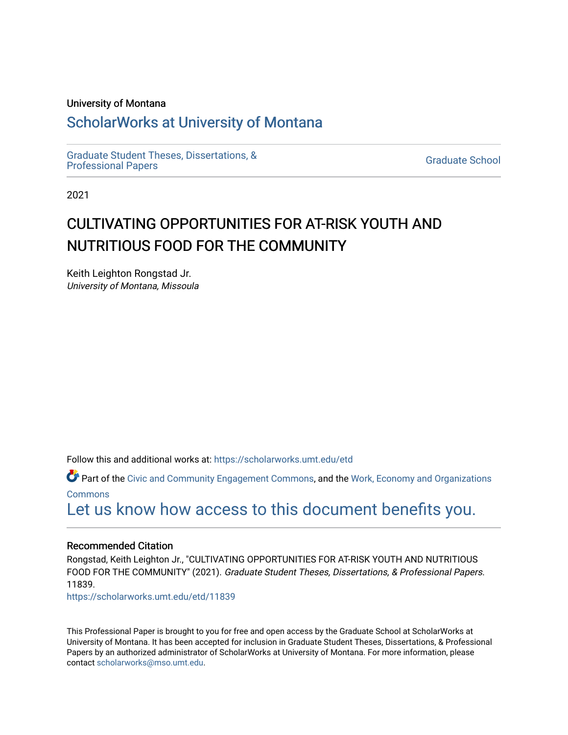University of Montana

# ScholarWorks at University of Montana

Graduate Student Theses, Dissertations, & Professional Papers

Graduate School

2021

# CULTIVATING OPPORTUNITIES FOR AT-RISK YOUTH AND NUTRITIOUS FOOD FOR THE COMMUNITY

Keith Leighton Rongstad Jr.
*University of Montana, Missoula*

Follow this and additional works at: https://scholarworks.umt.edu/etd

Part of the Civic and Community Engagement Commons, and the Work, Economy and Organizations Commons

Let us know how access to this document benefits you.

## Recommended Citation

Rongstad, Keith Leighton Jr., "CULTIVATING OPPORTUNITIES FOR AT-RISK YOUTH AND NUTRITIOUS FOOD FOR THE COMMUNITY" (2021). *Graduate Student Theses, Dissertations, & Professional Papers*. 11839.
https://scholarworks.umt.edu/etd/11839

This Professional Paper is brought to you for free and open access by the Graduate School at ScholarWorks at University of Montana. It has been accepted for inclusion in Graduate Student Theses, Dissertations, & Professional Papers by an authorized administrator of ScholarWorks at University of Montana. For more information, please contact scholarworks@mso.umt.edu.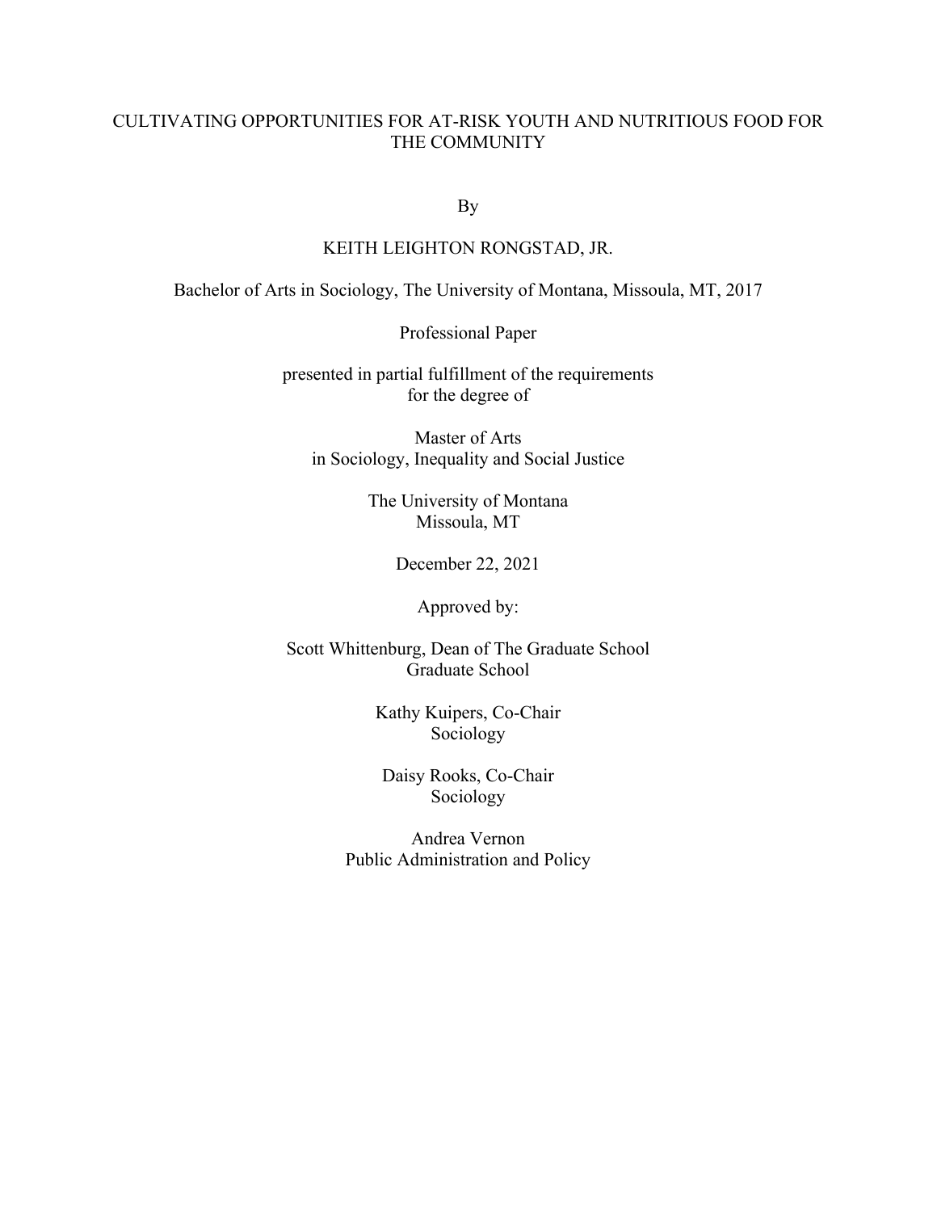# CULTIVATING OPPORTUNITIES FOR AT-RISK YOUTH AND NUTRITIOUS FOOD FOR THE COMMUNITY

By

KEITH LEIGHTON RONGSTAD, JR.

Bachelor of Arts in Sociology, The University of Montana, Missoula, MT, 2017

Professional Paper

presented in partial fulfillment of the requirements
for the degree of

Master of Arts
in Sociology, Inequality and Social Justice

The University of Montana
Missoula, MT

December 22, 2021

Approved by:

Scott Whittenburg, Dean of The Graduate School
Graduate School

Kathy Kuipers, Co-Chair
Sociology

Daisy Rooks, Co-Chair
Sociology

Andrea Vernon
Public Administration and Policy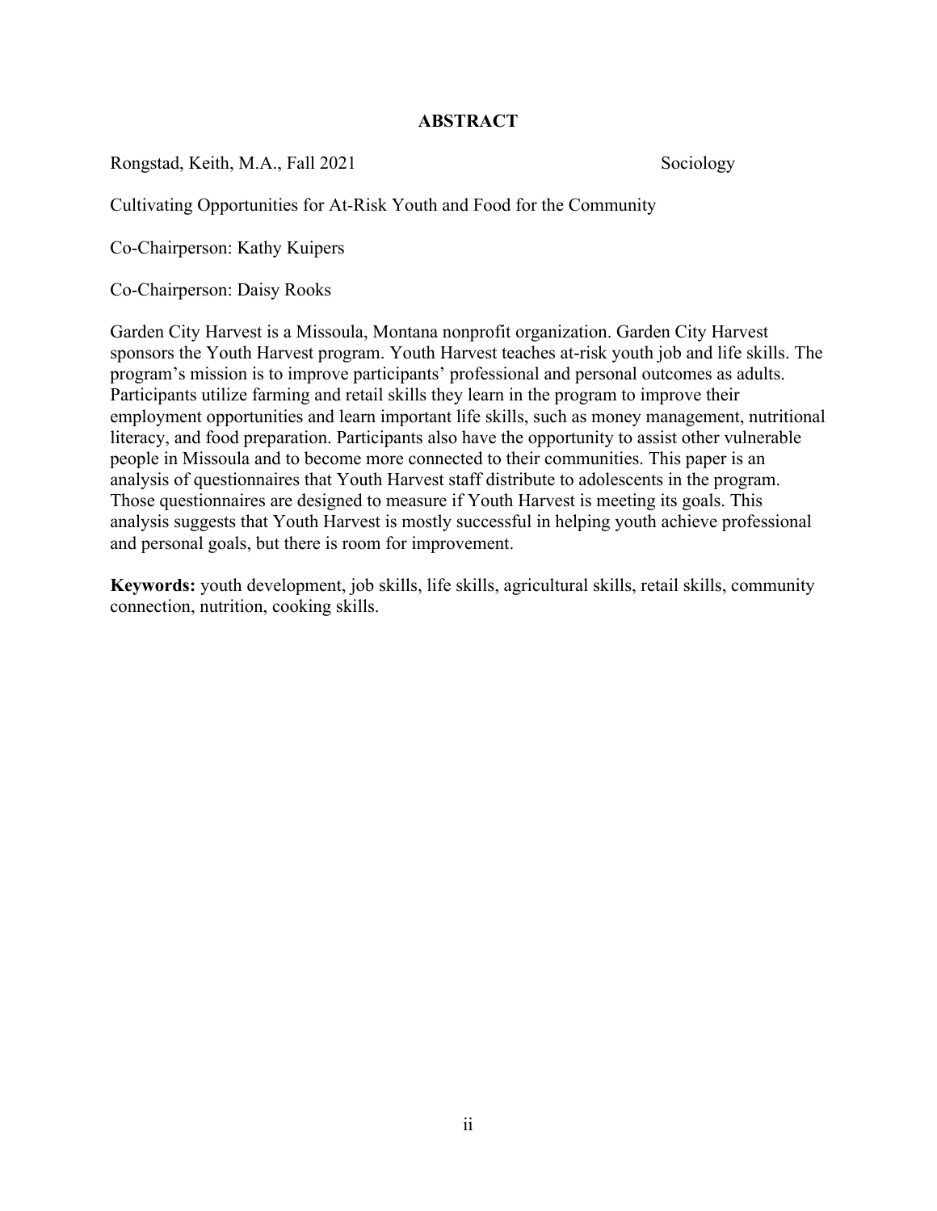# ABSTRACT

Rongstad, Keith, M.A., Fall 2021 Sociology

Cultivating Opportunities for At-Risk Youth and Food for the Community

Co-Chairperson: Kathy Kuipers

Co-Chairperson: Daisy Rooks

Garden City Harvest is a Missoula, Montana nonprofit organization. Garden City Harvest sponsors the Youth Harvest program. Youth Harvest teaches at-risk youth job and life skills. The program's mission is to improve participants' professional and personal outcomes as adults. Participants utilize farming and retail skills they learn in the program to improve their employment opportunities and learn important life skills, such as money management, nutritional literacy, and food preparation. Participants also have the opportunity to assist other vulnerable people in Missoula and to become more connected to their communities. This paper is an analysis of questionnaires that Youth Harvest staff distribute to adolescents in the program. Those questionnaires are designed to measure if Youth Harvest is meeting its goals. This analysis suggests that Youth Harvest is mostly successful in helping youth achieve professional and personal goals, but there is room for improvement.

**Keywords:** youth development, job skills, life skills, agricultural skills, retail skills, community connection, nutrition, cooking skills.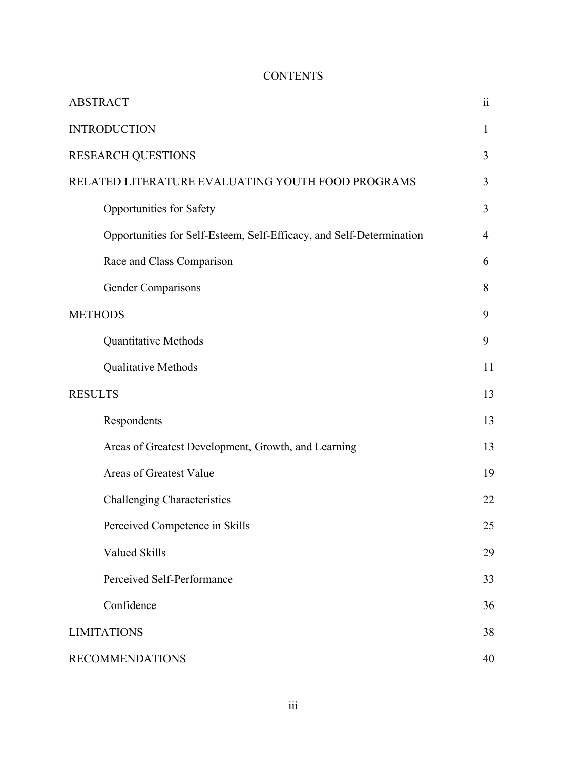# CONTENTS

| | |
|---|---|
| ABSTRACT | ii |
| INTRODUCTION | 1 |
| RESEARCH QUESTIONS | 3 |
| RELATED LITERATURE EVALUATING YOUTH FOOD PROGRAMS | 3 |
| Opportunities for Safety | 3 |
| Opportunities for Self-Esteem, Self-Efficacy, and Self-Determination | 4 |
| Race and Class Comparison | 6 |
| Gender Comparisons | 8 |
| METHODS | 9 |
| Quantitative Methods | 9 |
| Qualitative Methods | 11 |
| RESULTS | 13 |
| Respondents | 13 |
| Areas of Greatest Development, Growth, and Learning | 13 |
| Areas of Greatest Value | 19 |
| Challenging Characteristics | 22 |
| Perceived Competence in Skills | 25 |
| Valued Skills | 29 |
| Perceived Self-Performance | 33 |
| Confidence | 36 |
| LIMITATIONS | 38 |
| RECOMMENDATIONS | 40 |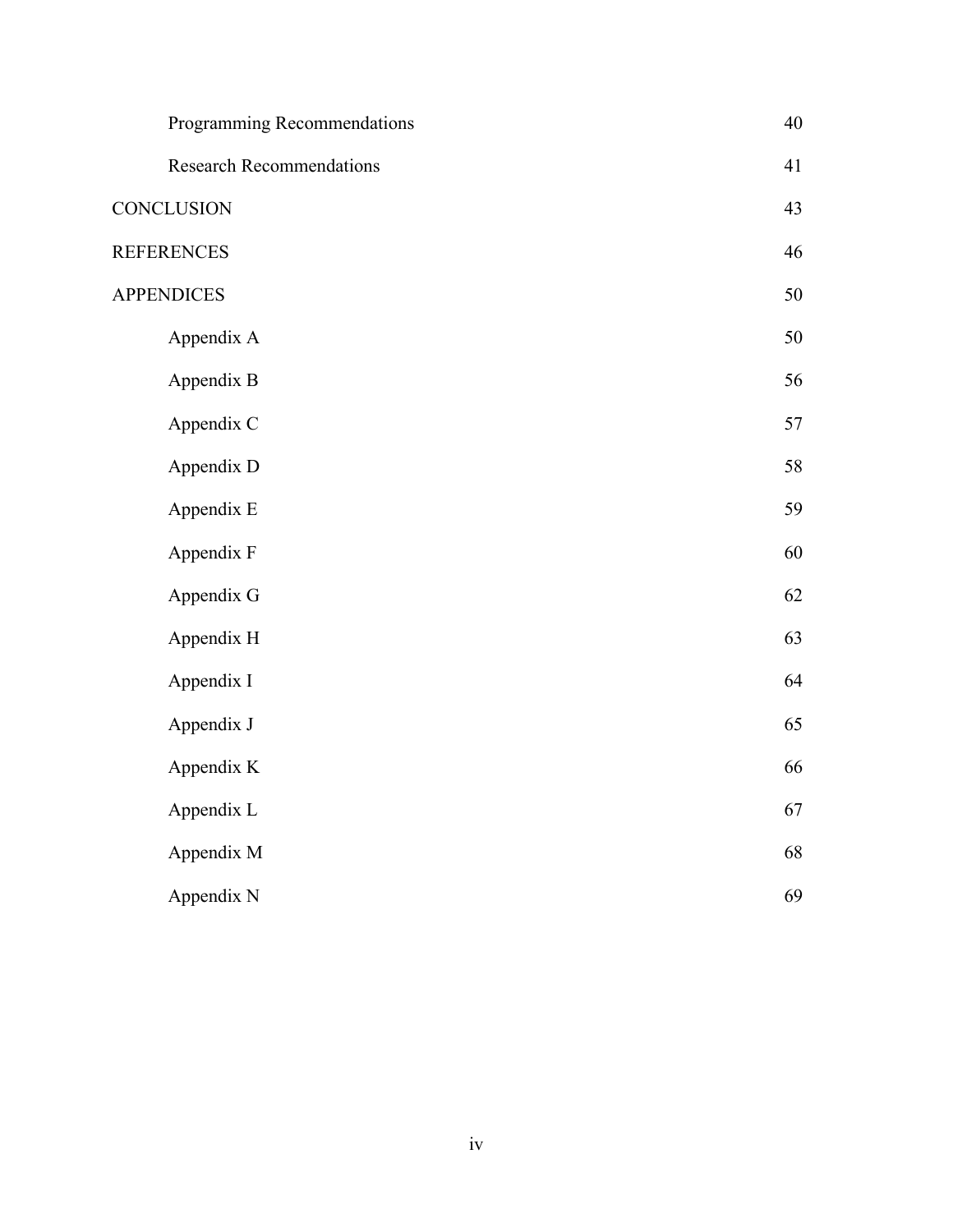| | |
|---|---|
| Programming Recommendations | 40 |
| Research Recommendations | 41 |
| CONCLUSION | 43 |
| REFERENCES | 46 |
| APPENDICES | 50 |
| Appendix A | 50 |
| Appendix B | 56 |
| Appendix C | 57 |
| Appendix D | 58 |
| Appendix E | 59 |
| Appendix F | 60 |
| Appendix G | 62 |
| Appendix H | 63 |
| Appendix I | 64 |
| Appendix J | 65 |
| Appendix K | 66 |
| Appendix L | 67 |
| Appendix M | 68 |
| Appendix N | 69 |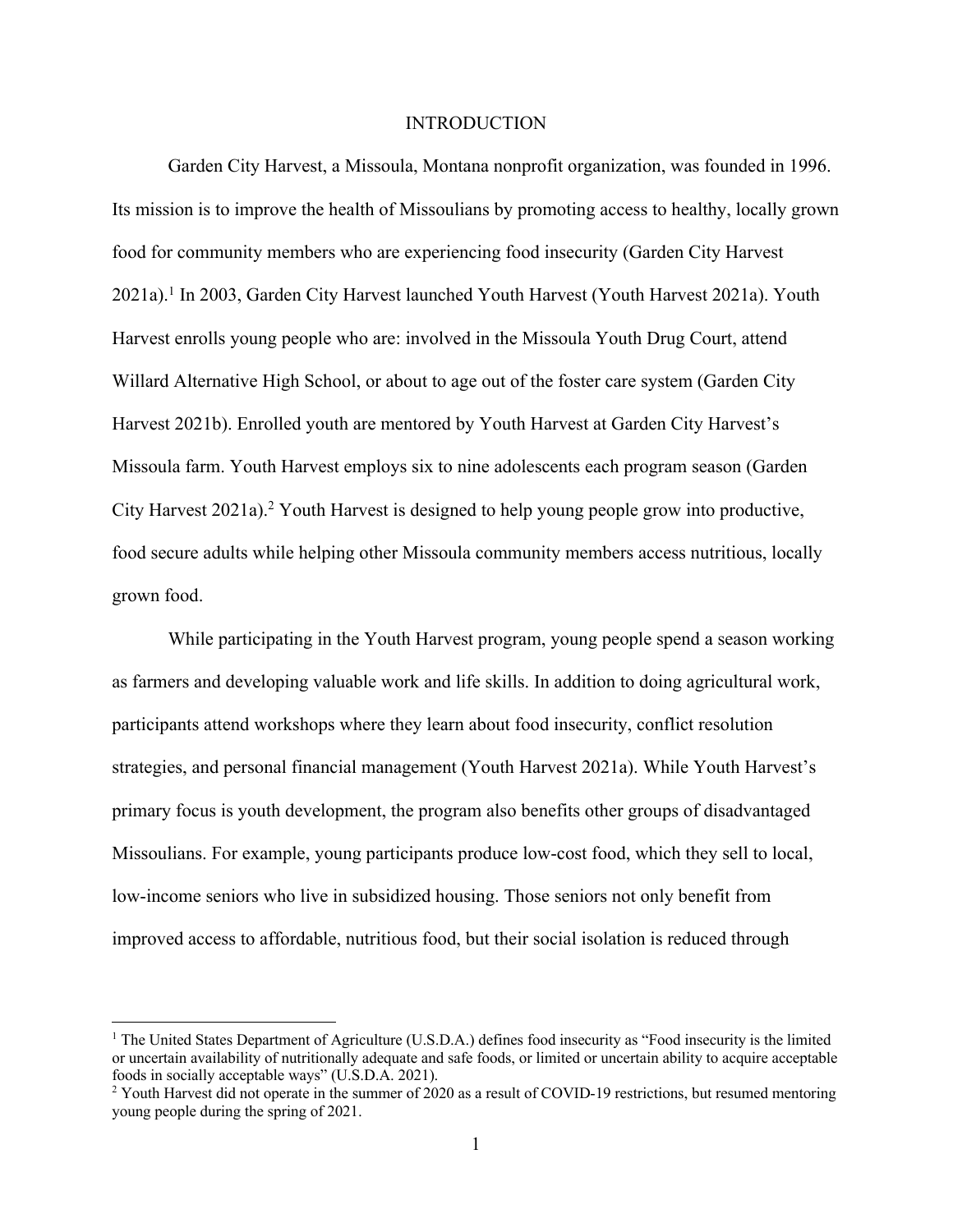# INTRODUCTION

Garden City Harvest, a Missoula, Montana nonprofit organization, was founded in 1996. Its mission is to improve the health of Missoulians by promoting access to healthy, locally grown food for community members who are experiencing food insecurity (Garden City Harvest 2021a).[1] In 2003, Garden City Harvest launched Youth Harvest (Youth Harvest 2021a). Youth Harvest enrolls young people who are: involved in the Missoula Youth Drug Court, attend Willard Alternative High School, or about to age out of the foster care system (Garden City Harvest 2021b). Enrolled youth are mentored by Youth Harvest at Garden City Harvest's Missoula farm. Youth Harvest employs six to nine adolescents each program season (Garden City Harvest 2021a).[2] Youth Harvest is designed to help young people grow into productive, food secure adults while helping other Missoula community members access nutritious, locally grown food.

While participating in the Youth Harvest program, young people spend a season working as farmers and developing valuable work and life skills. In addition to doing agricultural work, participants attend workshops where they learn about food insecurity, conflict resolution strategies, and personal financial management (Youth Harvest 2021a). While Youth Harvest's primary focus is youth development, the program also benefits other groups of disadvantaged Missoulians. For example, young participants produce low-cost food, which they sell to local, low-income seniors who live in subsidized housing. Those seniors not only benefit from improved access to affordable, nutritious food, but their social isolation is reduced through

---

[1] The United States Department of Agriculture (U.S.D.A.) defines food insecurity as "Food insecurity is the limited or uncertain availability of nutritionally adequate and safe foods, or limited or uncertain ability to acquire acceptable foods in socially acceptable ways" (U.S.D.A. 2021).

[2] Youth Harvest did not operate in the summer of 2020 as a result of COVID-19 restrictions, but resumed mentoring young people during the spring of 2021.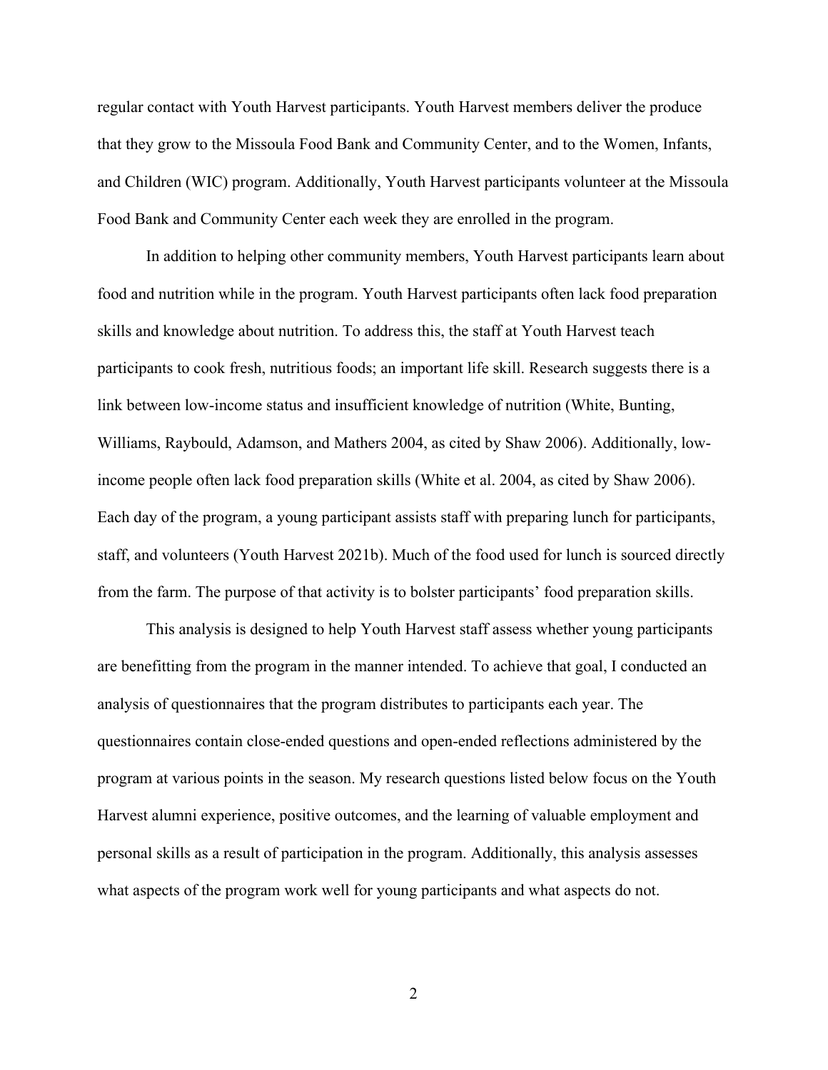regular contact with Youth Harvest participants. Youth Harvest members deliver the produce that they grow to the Missoula Food Bank and Community Center, and to the Women, Infants, and Children (WIC) program. Additionally, Youth Harvest participants volunteer at the Missoula Food Bank and Community Center each week they are enrolled in the program.

In addition to helping other community members, Youth Harvest participants learn about food and nutrition while in the program. Youth Harvest participants often lack food preparation skills and knowledge about nutrition. To address this, the staff at Youth Harvest teach participants to cook fresh, nutritious foods; an important life skill. Research suggests there is a link between low-income status and insufficient knowledge of nutrition (White, Bunting, Williams, Raybould, Adamson, and Mathers 2004, as cited by Shaw 2006). Additionally, low-income people often lack food preparation skills (White et al. 2004, as cited by Shaw 2006). Each day of the program, a young participant assists staff with preparing lunch for participants, staff, and volunteers (Youth Harvest 2021b). Much of the food used for lunch is sourced directly from the farm. The purpose of that activity is to bolster participants' food preparation skills.

This analysis is designed to help Youth Harvest staff assess whether young participants are benefitting from the program in the manner intended. To achieve that goal, I conducted an analysis of questionnaires that the program distributes to participants each year. The questionnaires contain close-ended questions and open-ended reflections administered by the program at various points in the season. My research questions listed below focus on the Youth Harvest alumni experience, positive outcomes, and the learning of valuable employment and personal skills as a result of participation in the program. Additionally, this analysis assesses what aspects of the program work well for young participants and what aspects do not.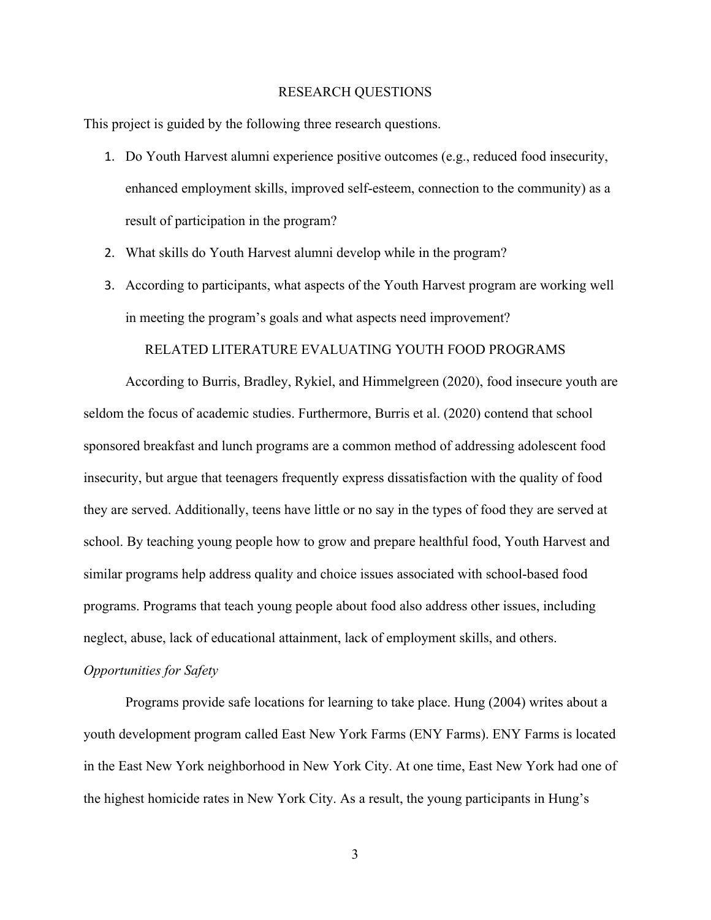## RESEARCH QUESTIONS

This project is guided by the following three research questions.

1. Do Youth Harvest alumni experience positive outcomes (e.g., reduced food insecurity, enhanced employment skills, improved self-esteem, connection to the community) as a result of participation in the program?
2. What skills do Youth Harvest alumni develop while in the program?
3. According to participants, what aspects of the Youth Harvest program are working well in meeting the program's goals and what aspects need improvement?

## RELATED LITERATURE EVALUATING YOUTH FOOD PROGRAMS

According to Burris, Bradley, Rykiel, and Himmelgreen (2020), food insecure youth are seldom the focus of academic studies. Furthermore, Burris et al. (2020) contend that school sponsored breakfast and lunch programs are a common method of addressing adolescent food insecurity, but argue that teenagers frequently express dissatisfaction with the quality of food they are served. Additionally, teens have little or no say in the types of food they are served at school. By teaching young people how to grow and prepare healthful food, Youth Harvest and similar programs help address quality and choice issues associated with school-based food programs. Programs that teach young people about food also address other issues, including neglect, abuse, lack of educational attainment, lack of employment skills, and others.

### *Opportunities for Safety*

Programs provide safe locations for learning to take place. Hung (2004) writes about a youth development program called East New York Farms (ENY Farms). ENY Farms is located in the East New York neighborhood in New York City. At one time, East New York had one of the highest homicide rates in New York City. As a result, the young participants in Hung's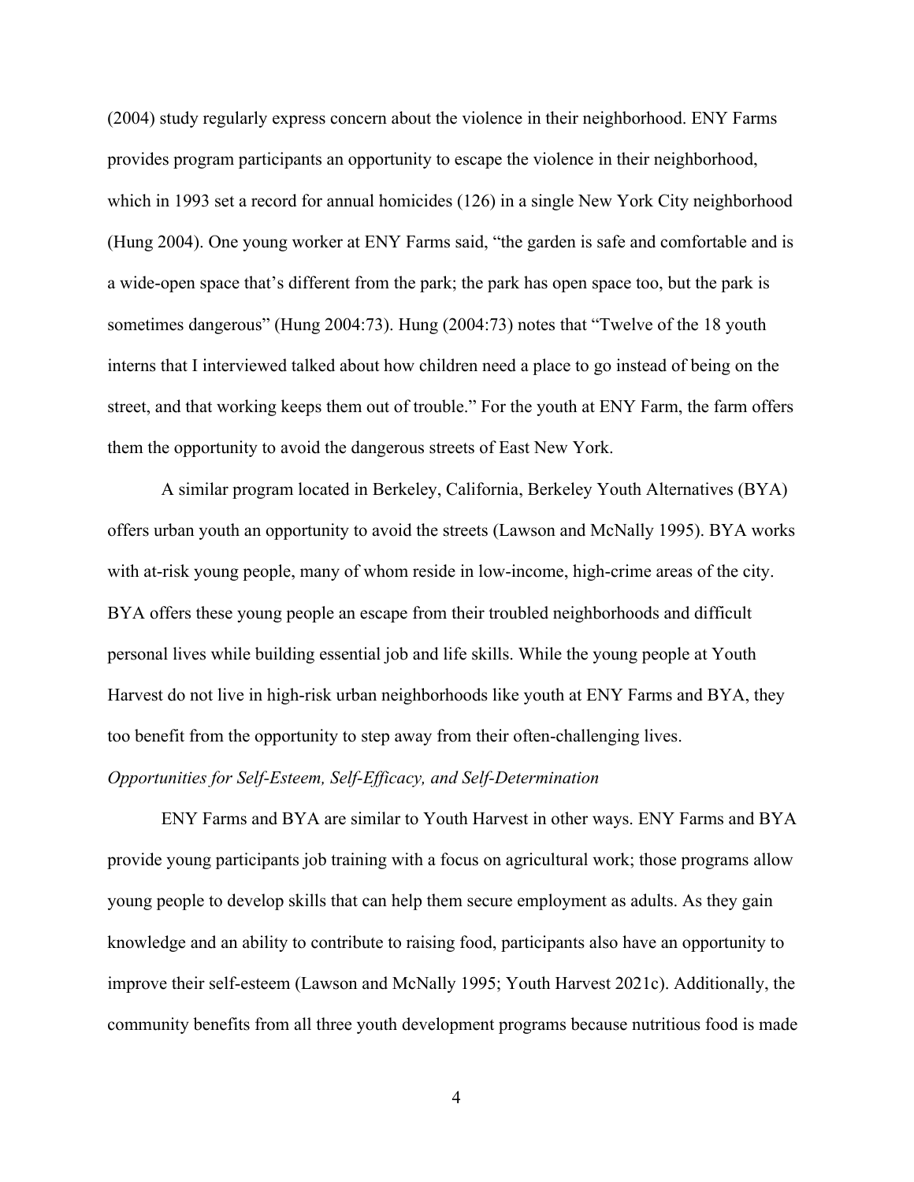(2004) study regularly express concern about the violence in their neighborhood. ENY Farms provides program participants an opportunity to escape the violence in their neighborhood, which in 1993 set a record for annual homicides (126) in a single New York City neighborhood (Hung 2004). One young worker at ENY Farms said, "the garden is safe and comfortable and is a wide-open space that's different from the park; the park has open space too, but the park is sometimes dangerous" (Hung 2004:73). Hung (2004:73) notes that "Twelve of the 18 youth interns that I interviewed talked about how children need a place to go instead of being on the street, and that working keeps them out of trouble." For the youth at ENY Farm, the farm offers them the opportunity to avoid the dangerous streets of East New York.

A similar program located in Berkeley, California, Berkeley Youth Alternatives (BYA) offers urban youth an opportunity to avoid the streets (Lawson and McNally 1995). BYA works with at-risk young people, many of whom reside in low-income, high-crime areas of the city. BYA offers these young people an escape from their troubled neighborhoods and difficult personal lives while building essential job and life skills. While the young people at Youth Harvest do not live in high-risk urban neighborhoods like youth at ENY Farms and BYA, they too benefit from the opportunity to step away from their often-challenging lives.

*Opportunities for Self-Esteem, Self-Efficacy, and Self-Determination*

ENY Farms and BYA are similar to Youth Harvest in other ways. ENY Farms and BYA provide young participants job training with a focus on agricultural work; those programs allow young people to develop skills that can help them secure employment as adults. As they gain knowledge and an ability to contribute to raising food, participants also have an opportunity to improve their self-esteem (Lawson and McNally 1995; Youth Harvest 2021c). Additionally, the community benefits from all three youth development programs because nutritious food is made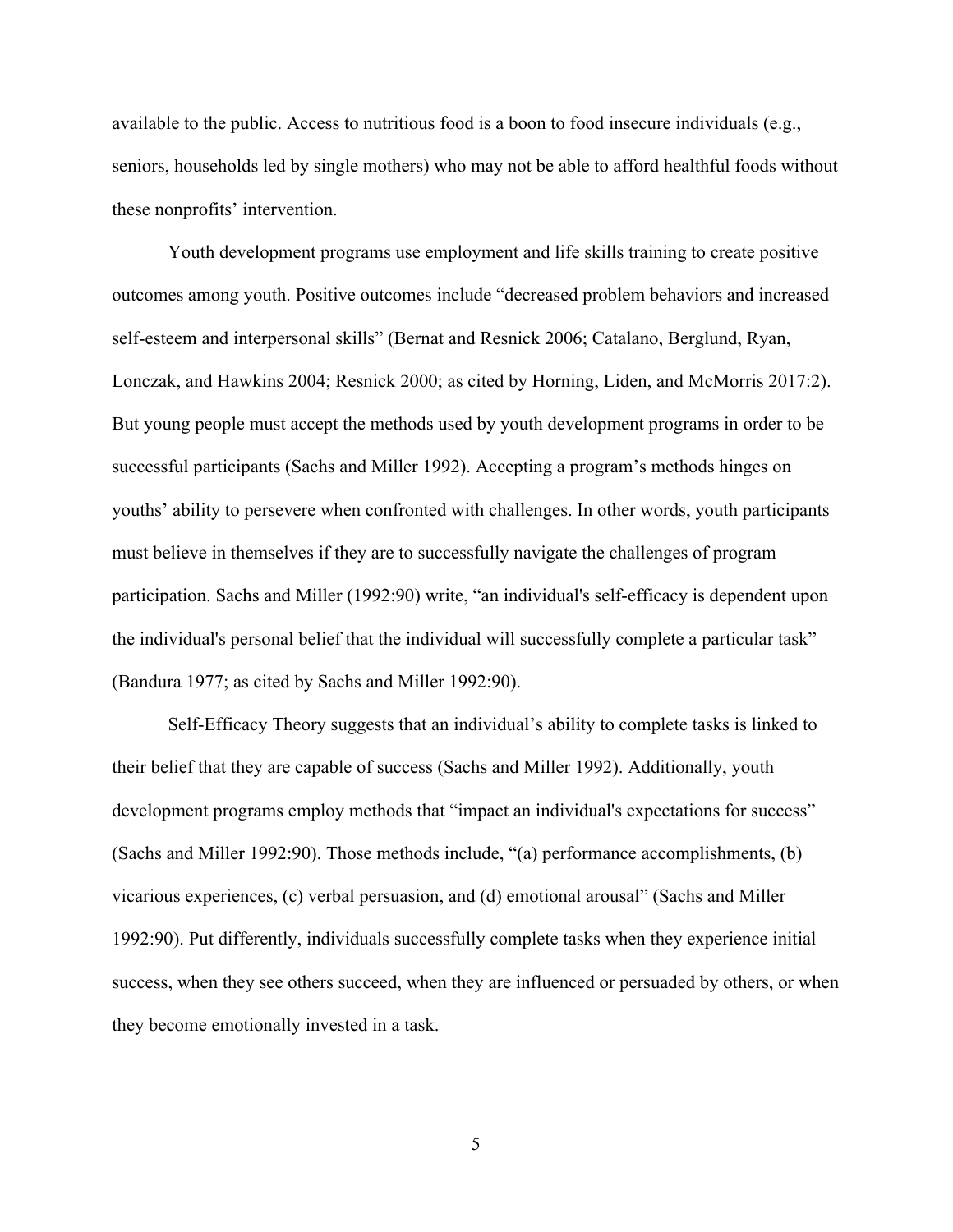available to the public. Access to nutritious food is a boon to food insecure individuals (e.g., seniors, households led by single mothers) who may not be able to afford healthful foods without these nonprofits' intervention.

Youth development programs use employment and life skills training to create positive outcomes among youth. Positive outcomes include "decreased problem behaviors and increased self-esteem and interpersonal skills" (Bernat and Resnick 2006; Catalano, Berglund, Ryan, Lonczak, and Hawkins 2004; Resnick 2000; as cited by Horning, Liden, and McMorris 2017:2). But young people must accept the methods used by youth development programs in order to be successful participants (Sachs and Miller 1992). Accepting a program's methods hinges on youths' ability to persevere when confronted with challenges. In other words, youth participants must believe in themselves if they are to successfully navigate the challenges of program participation. Sachs and Miller (1992:90) write, "an individual's self-efficacy is dependent upon the individual's personal belief that the individual will successfully complete a particular task" (Bandura 1977; as cited by Sachs and Miller 1992:90).

Self-Efficacy Theory suggests that an individual's ability to complete tasks is linked to their belief that they are capable of success (Sachs and Miller 1992). Additionally, youth development programs employ methods that "impact an individual's expectations for success" (Sachs and Miller 1992:90). Those methods include, "(a) performance accomplishments, (b) vicarious experiences, (c) verbal persuasion, and (d) emotional arousal" (Sachs and Miller 1992:90). Put differently, individuals successfully complete tasks when they experience initial success, when they see others succeed, when they are influenced or persuaded by others, or when they become emotionally invested in a task.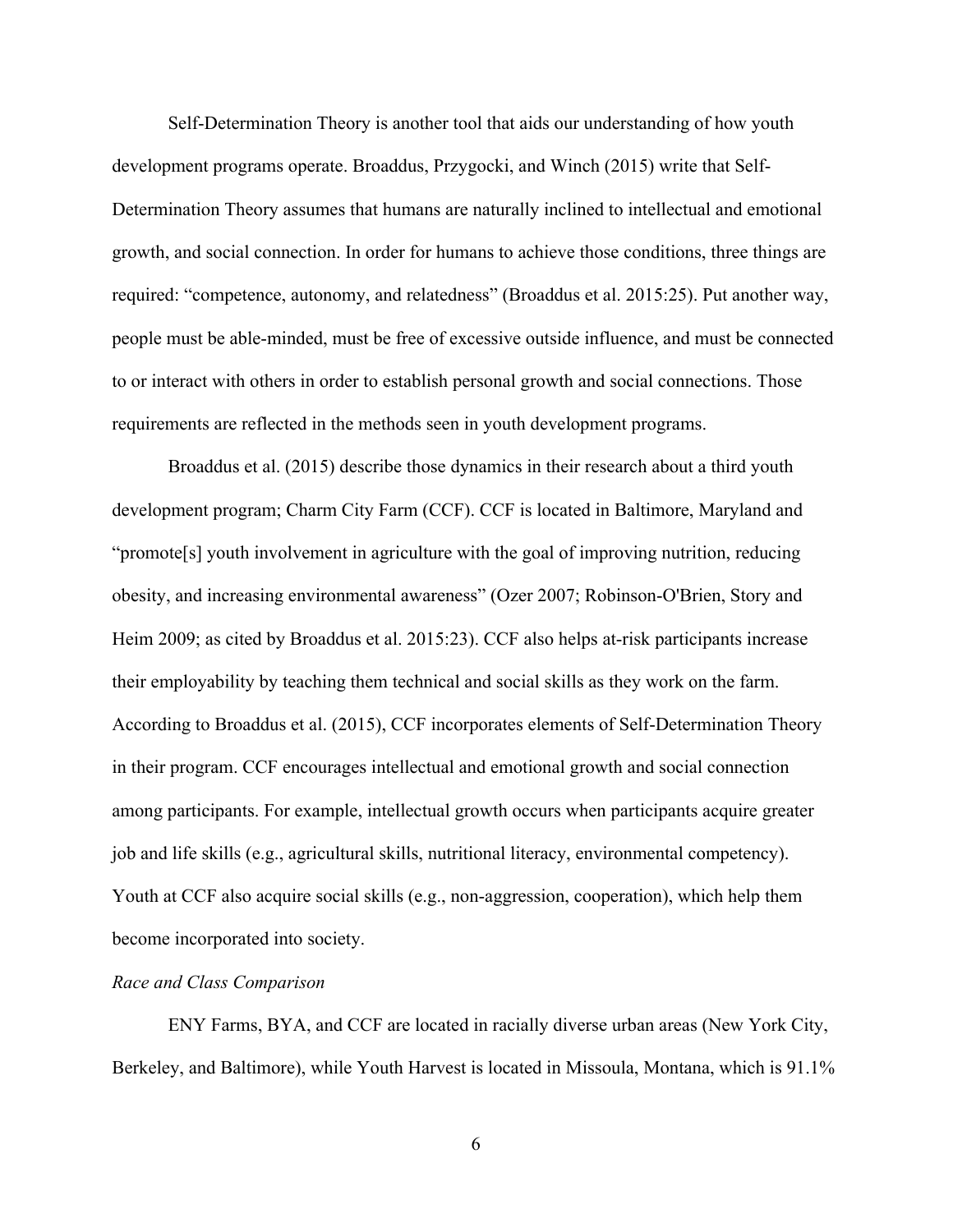Self-Determination Theory is another tool that aids our understanding of how youth development programs operate. Broaddus, Przygocki, and Winch (2015) write that Self-Determination Theory assumes that humans are naturally inclined to intellectual and emotional growth, and social connection. In order for humans to achieve those conditions, three things are required: "competence, autonomy, and relatedness" (Broaddus et al. 2015:25). Put another way, people must be able-minded, must be free of excessive outside influence, and must be connected to or interact with others in order to establish personal growth and social connections. Those requirements are reflected in the methods seen in youth development programs.

Broaddus et al. (2015) describe those dynamics in their research about a third youth development program; Charm City Farm (CCF). CCF is located in Baltimore, Maryland and "promote[s] youth involvement in agriculture with the goal of improving nutrition, reducing obesity, and increasing environmental awareness" (Ozer 2007; Robinson-O'Brien, Story and Heim 2009; as cited by Broaddus et al. 2015:23). CCF also helps at-risk participants increase their employability by teaching them technical and social skills as they work on the farm. According to Broaddus et al. (2015), CCF incorporates elements of Self-Determination Theory in their program. CCF encourages intellectual and emotional growth and social connection among participants. For example, intellectual growth occurs when participants acquire greater job and life skills (e.g., agricultural skills, nutritional literacy, environmental competency). Youth at CCF also acquire social skills (e.g., non-aggression, cooperation), which help them become incorporated into society.

*Race and Class Comparison*

ENY Farms, BYA, and CCF are located in racially diverse urban areas (New York City, Berkeley, and Baltimore), while Youth Harvest is located in Missoula, Montana, which is 91.1%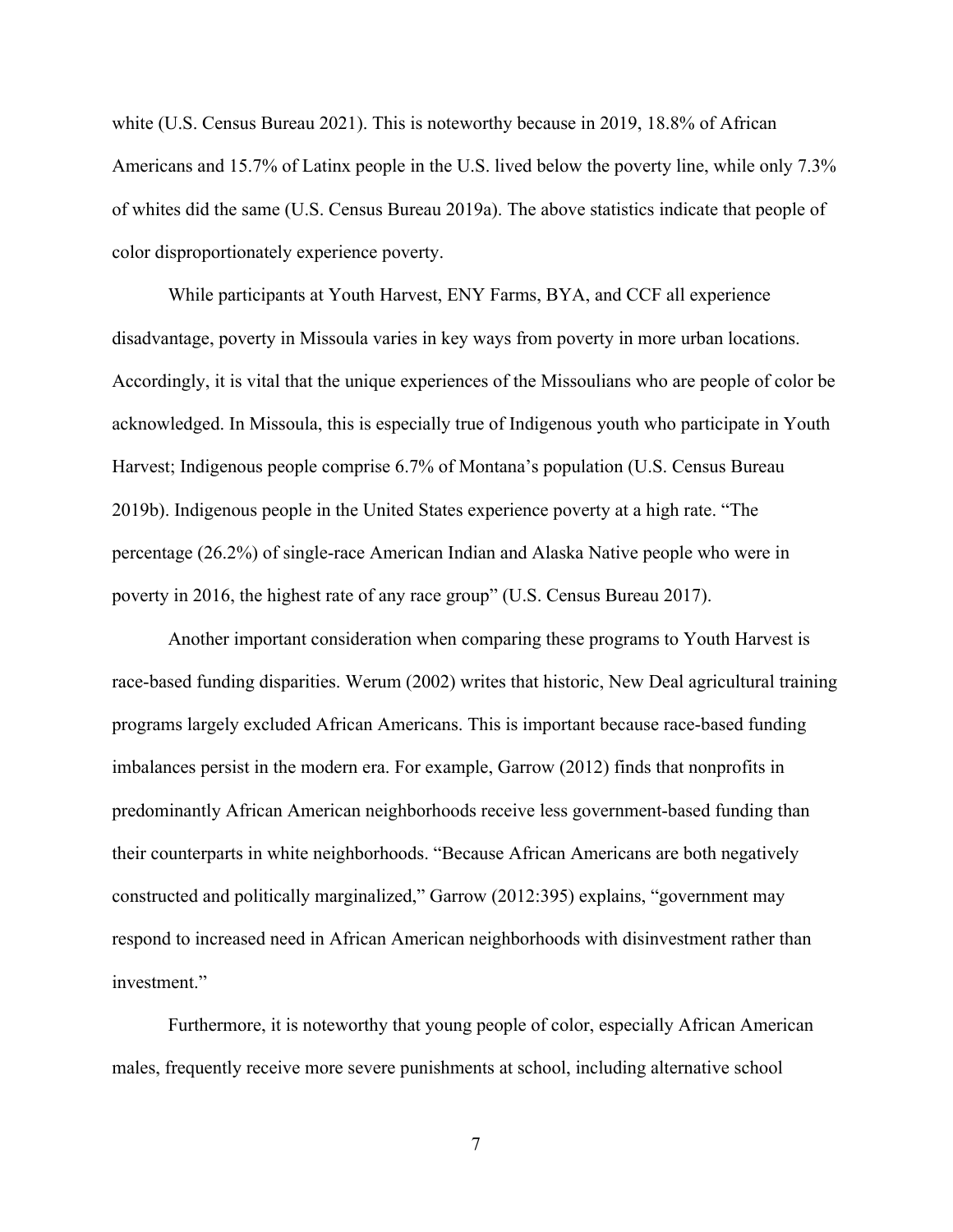white (U.S. Census Bureau 2021). This is noteworthy because in 2019, 18.8% of African Americans and 15.7% of Latinx people in the U.S. lived below the poverty line, while only 7.3% of whites did the same (U.S. Census Bureau 2019a). The above statistics indicate that people of color disproportionately experience poverty.

While participants at Youth Harvest, ENY Farms, BYA, and CCF all experience disadvantage, poverty in Missoula varies in key ways from poverty in more urban locations. Accordingly, it is vital that the unique experiences of the Missoulians who are people of color be acknowledged. In Missoula, this is especially true of Indigenous youth who participate in Youth Harvest; Indigenous people comprise 6.7% of Montana's population (U.S. Census Bureau 2019b). Indigenous people in the United States experience poverty at a high rate. "The percentage (26.2%) of single-race American Indian and Alaska Native people who were in poverty in 2016, the highest rate of any race group" (U.S. Census Bureau 2017).

Another important consideration when comparing these programs to Youth Harvest is race-based funding disparities. Werum (2002) writes that historic, New Deal agricultural training programs largely excluded African Americans. This is important because race-based funding imbalances persist in the modern era. For example, Garrow (2012) finds that nonprofits in predominantly African American neighborhoods receive less government-based funding than their counterparts in white neighborhoods. "Because African Americans are both negatively constructed and politically marginalized," Garrow (2012:395) explains, "government may respond to increased need in African American neighborhoods with disinvestment rather than investment."

Furthermore, it is noteworthy that young people of color, especially African American males, frequently receive more severe punishments at school, including alternative school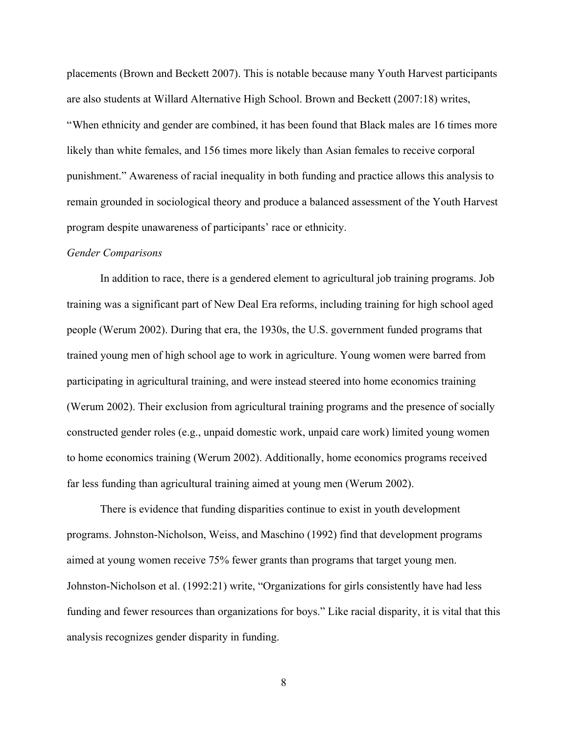placements (Brown and Beckett 2007). This is notable because many Youth Harvest participants are also students at Willard Alternative High School. Brown and Beckett (2007:18) writes, "When ethnicity and gender are combined, it has been found that Black males are 16 times more likely than white females, and 156 times more likely than Asian females to receive corporal punishment." Awareness of racial inequality in both funding and practice allows this analysis to remain grounded in sociological theory and produce a balanced assessment of the Youth Harvest program despite unawareness of participants' race or ethnicity.

*Gender Comparisons*

In addition to race, there is a gendered element to agricultural job training programs. Job training was a significant part of New Deal Era reforms, including training for high school aged people (Werum 2002). During that era, the 1930s, the U.S. government funded programs that trained young men of high school age to work in agriculture. Young women were barred from participating in agricultural training, and were instead steered into home economics training (Werum 2002). Their exclusion from agricultural training programs and the presence of socially constructed gender roles (e.g., unpaid domestic work, unpaid care work) limited young women to home economics training (Werum 2002). Additionally, home economics programs received far less funding than agricultural training aimed at young men (Werum 2002).

There is evidence that funding disparities continue to exist in youth development programs. Johnston-Nicholson, Weiss, and Maschino (1992) find that development programs aimed at young women receive 75% fewer grants than programs that target young men. Johnston-Nicholson et al. (1992:21) write, "Organizations for girls consistently have had less funding and fewer resources than organizations for boys." Like racial disparity, it is vital that this analysis recognizes gender disparity in funding.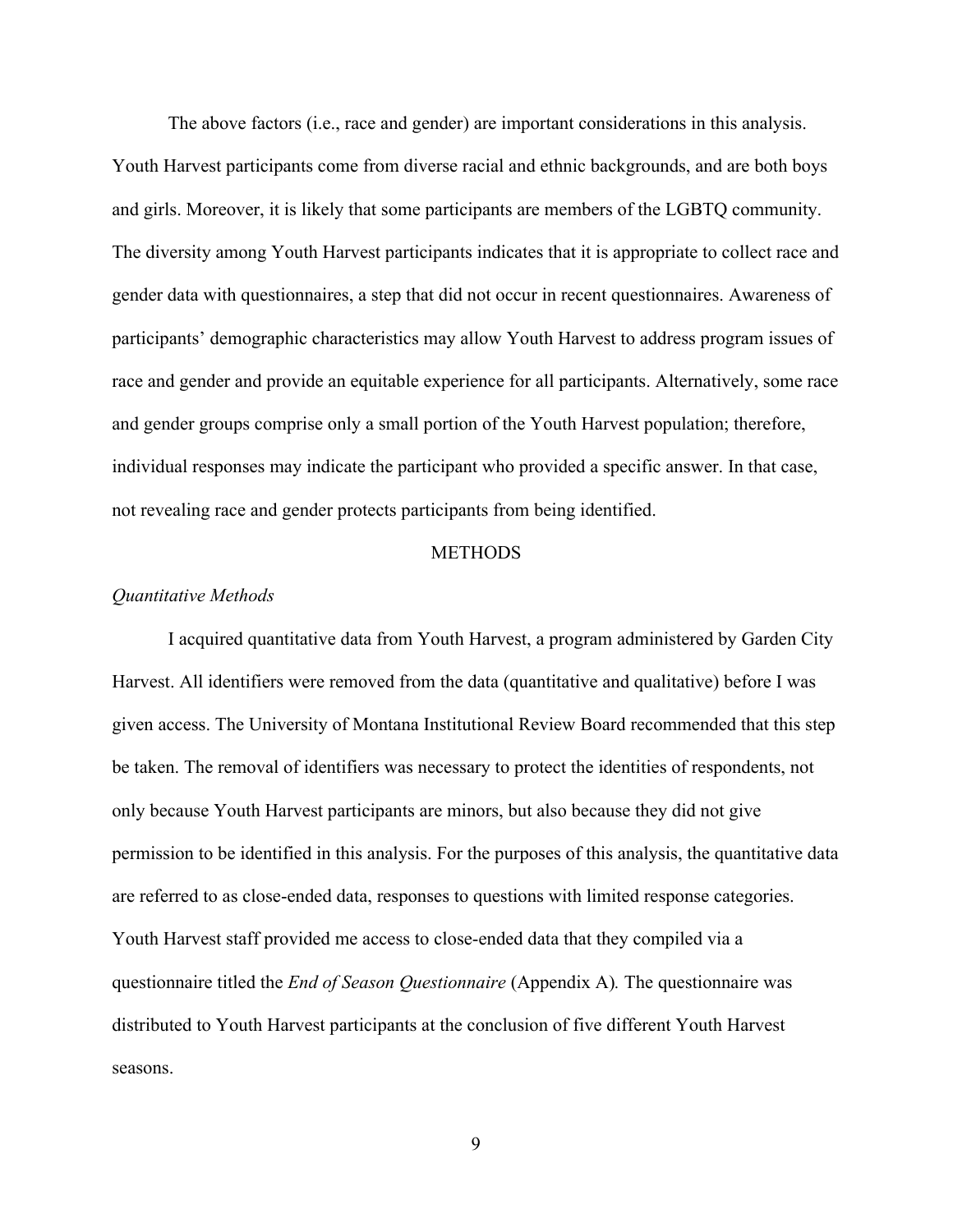The above factors (i.e., race and gender) are important considerations in this analysis. Youth Harvest participants come from diverse racial and ethnic backgrounds, and are both boys and girls. Moreover, it is likely that some participants are members of the LGBTQ community. The diversity among Youth Harvest participants indicates that it is appropriate to collect race and gender data with questionnaires, a step that did not occur in recent questionnaires. Awareness of participants' demographic characteristics may allow Youth Harvest to address program issues of race and gender and provide an equitable experience for all participants. Alternatively, some race and gender groups comprise only a small portion of the Youth Harvest population; therefore, individual responses may indicate the participant who provided a specific answer. In that case, not revealing race and gender protects participants from being identified.

## METHODS

### *Quantitative Methods*

I acquired quantitative data from Youth Harvest, a program administered by Garden City Harvest. All identifiers were removed from the data (quantitative and qualitative) before I was given access. The University of Montana Institutional Review Board recommended that this step be taken. The removal of identifiers was necessary to protect the identities of respondents, not only because Youth Harvest participants are minors, but also because they did not give permission to be identified in this analysis. For the purposes of this analysis, the quantitative data are referred to as close-ended data, responses to questions with limited response categories. Youth Harvest staff provided me access to close-ended data that they compiled via a questionnaire titled the *End of Season Questionnaire* (Appendix A). The questionnaire was distributed to Youth Harvest participants at the conclusion of five different Youth Harvest seasons.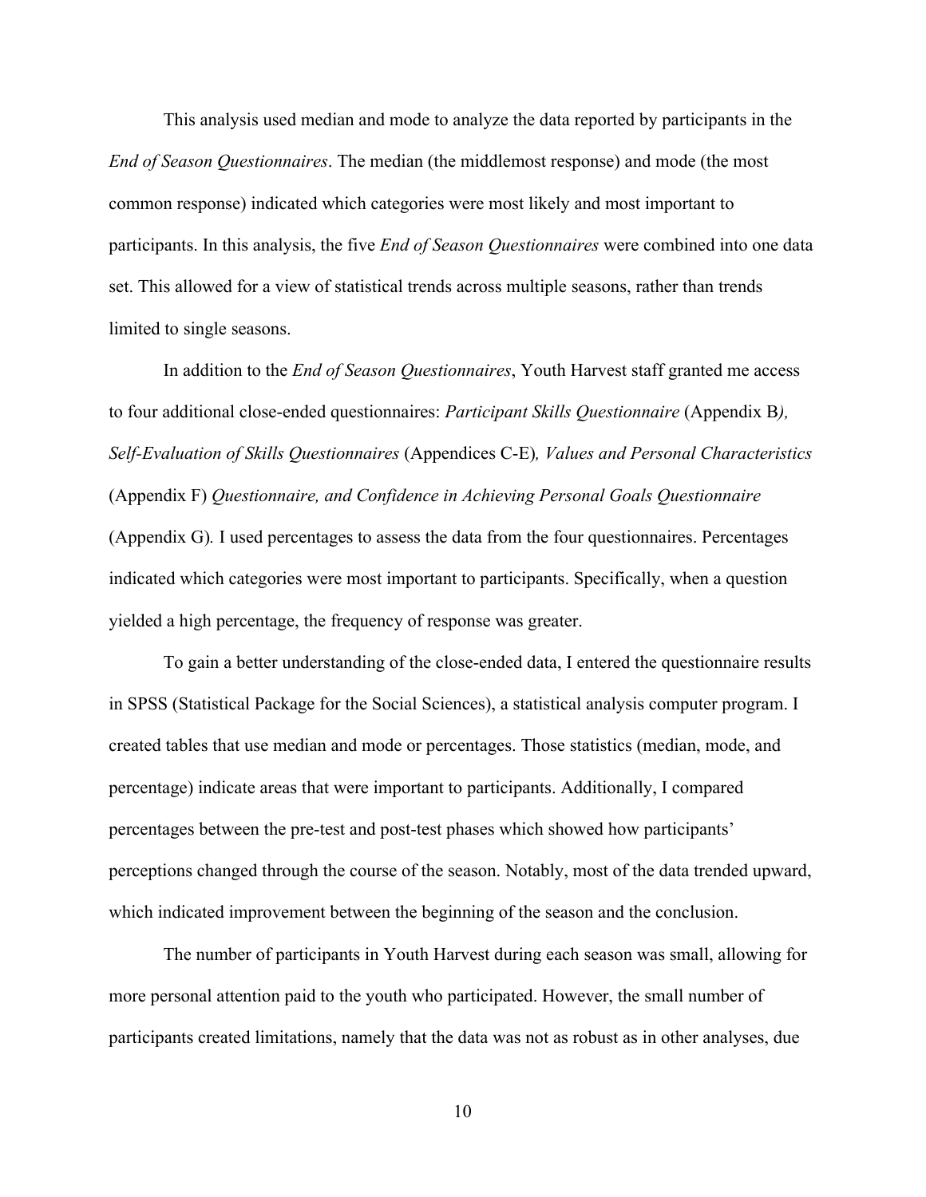This analysis used median and mode to analyze the data reported by participants in the *End of Season Questionnaires*. The median (the middlemost response) and mode (the most common response) indicated which categories were most likely and most important to participants. In this analysis, the five *End of Season Questionnaires* were combined into one data set. This allowed for a view of statistical trends across multiple seasons, rather than trends limited to single seasons.

In addition to the *End of Season Questionnaires*, Youth Harvest staff granted me access to four additional close-ended questionnaires: *Participant Skills Questionnaire* (Appendix B*), Self-Evaluation of Skills Questionnaires* (Appendices C-E)*, Values and Personal Characteristics* (Appendix F) *Questionnaire, and Confidence in Achieving Personal Goals Questionnaire* (Appendix G)*.* I used percentages to assess the data from the four questionnaires. Percentages indicated which categories were most important to participants. Specifically, when a question yielded a high percentage, the frequency of response was greater.

To gain a better understanding of the close-ended data, I entered the questionnaire results in SPSS (Statistical Package for the Social Sciences), a statistical analysis computer program. I created tables that use median and mode or percentages. Those statistics (median, mode, and percentage) indicate areas that were important to participants. Additionally, I compared percentages between the pre-test and post-test phases which showed how participants' perceptions changed through the course of the season. Notably, most of the data trended upward, which indicated improvement between the beginning of the season and the conclusion.

The number of participants in Youth Harvest during each season was small, allowing for more personal attention paid to the youth who participated. However, the small number of participants created limitations, namely that the data was not as robust as in other analyses, due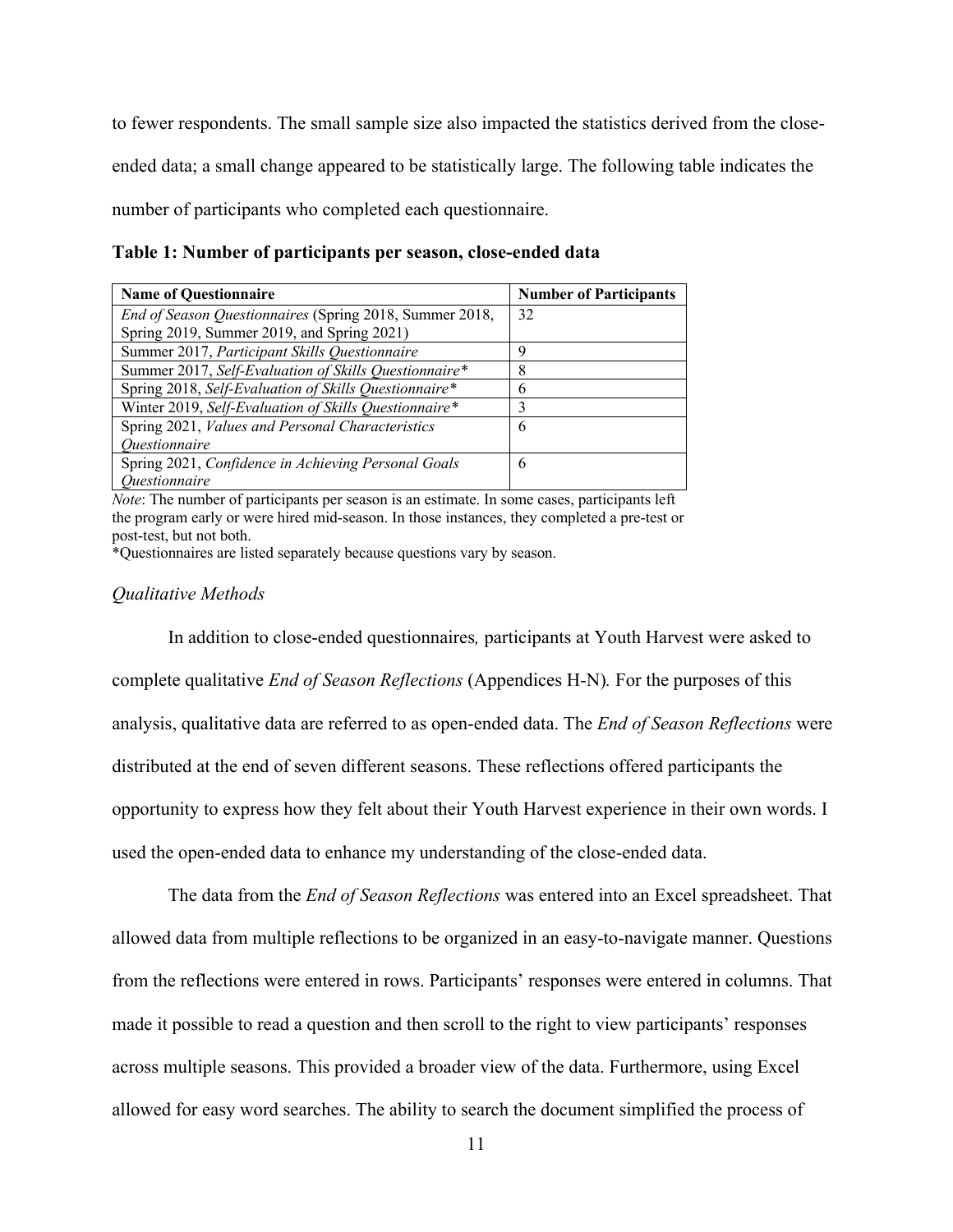to fewer respondents. The small sample size also impacted the statistics derived from the close-ended data; a small change appeared to be statistically large. The following table indicates the number of participants who completed each questionnaire.

**Table 1: Number of participants per season, close-ended data**

| Name of Questionnaire | Number of Participants |
| --- | --- |
| *End of Season Questionnaires* (Spring 2018, Summer 2018, Spring 2019, Summer 2019, and Spring 2021) | 32 |
| Summer 2017, *Participant Skills Questionnaire* | 9 |
| Summer 2017, *Self-Evaluation of Skills Questionnaire** | 8 |
| Spring 2018, *Self-Evaluation of Skills Questionnaire** | 6 |
| Winter 2019, *Self-Evaluation of Skills Questionnaire** | 3 |
| Spring 2021, *Values and Personal Characteristics Questionnaire* | 6 |
| Spring 2021, *Confidence in Achieving Personal Goals Questionnaire* | 6 |

*Note*: The number of participants per season is an estimate. In some cases, participants left the program early or were hired mid-season. In those instances, they completed a pre-test or post-test, but not both.
*Questionnaires are listed separately because questions vary by season.

### *Qualitative Methods*

In addition to close-ended questionnaires*,* participants at Youth Harvest were asked to complete qualitative *End of Season Reflections* (Appendices H-N)*.* For the purposes of this analysis, qualitative data are referred to as open-ended data. The *End of Season Reflections* were distributed at the end of seven different seasons. These reflections offered participants the opportunity to express how they felt about their Youth Harvest experience in their own words. I used the open-ended data to enhance my understanding of the close-ended data.

The data from the *End of Season Reflections* was entered into an Excel spreadsheet. That allowed data from multiple reflections to be organized in an easy-to-navigate manner. Questions from the reflections were entered in rows. Participants' responses were entered in columns. That made it possible to read a question and then scroll to the right to view participants' responses across multiple seasons. This provided a broader view of the data. Furthermore, using Excel allowed for easy word searches. The ability to search the document simplified the process of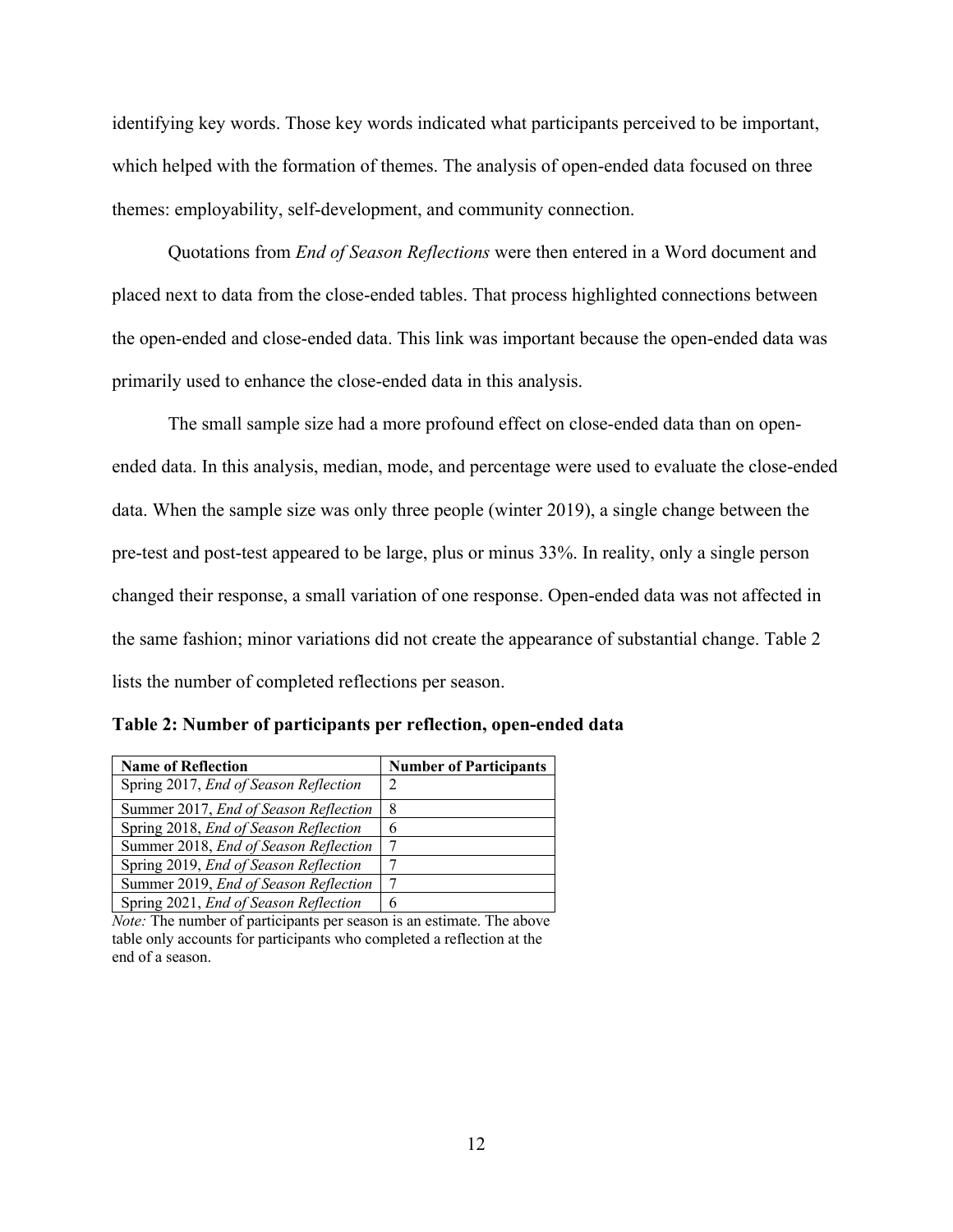identifying key words. Those key words indicated what participants perceived to be important, which helped with the formation of themes. The analysis of open-ended data focused on three themes: employability, self-development, and community connection.

Quotations from *End of Season Reflections* were then entered in a Word document and placed next to data from the close-ended tables. That process highlighted connections between the open-ended and close-ended data. This link was important because the open-ended data was primarily used to enhance the close-ended data in this analysis.

The small sample size had a more profound effect on close-ended data than on open-ended data. In this analysis, median, mode, and percentage were used to evaluate the close-ended data. When the sample size was only three people (winter 2019), a single change between the pre-test and post-test appeared to be large, plus or minus 33%. In reality, only a single person changed their response, a small variation of one response. Open-ended data was not affected in the same fashion; minor variations did not create the appearance of substantial change. Table 2 lists the number of completed reflections per season.

**Table 2: Number of participants per reflection, open-ended data**

| Name of Reflection | Number of Participants |
| --- | --- |
| Spring 2017, *End of Season Reflection* | 2 |
| Summer 2017, *End of Season Reflection* | 8 |
| Spring 2018, *End of Season Reflection* | 6 |
| Summer 2018, *End of Season Reflection* | 7 |
| Spring 2019, *End of Season Reflection* | 7 |
| Summer 2019, *End of Season Reflection* | 7 |
| Spring 2021, *End of Season Reflection* | 6 |

*Note:* The number of participants per season is an estimate. The above table only accounts for participants who completed a reflection at the end of a season.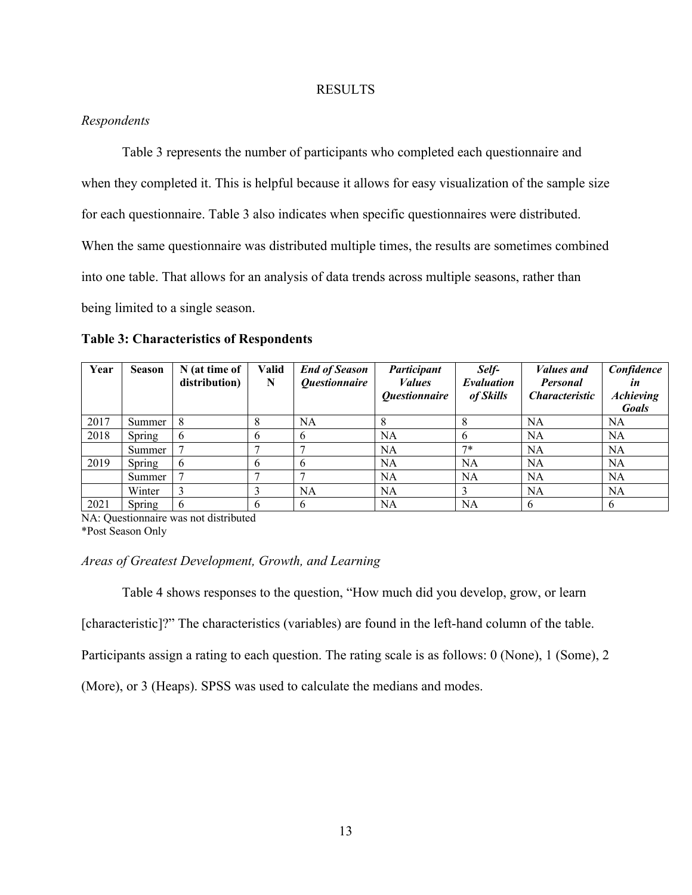# RESULTS

*Respondents*

Table 3 represents the number of participants who completed each questionnaire and when they completed it. This is helpful because it allows for easy visualization of the sample size for each questionnaire. Table 3 also indicates when specific questionnaires were distributed. When the same questionnaire was distributed multiple times, the results are sometimes combined into one table. That allows for an analysis of data trends across multiple seasons, rather than being limited to a single season.

**Table 3: Characteristics of Respondents**

| Year | Season | N (at time of distribution) | Valid N | *End of Season Questionnaire* | *Participant Values Questionnaire* | *Self-Evaluation of Skills* | *Values and Personal Characteristic* | *Confidence in Achieving Goals* |
|---|---|---|---|---|---|---|---|---|
| 2017 | Summer | 8 | 8 | NA | 8 | 8 | NA | NA |
| 2018 | Spring | 6 | 6 | 6 | NA | 6 | NA | NA |
| | Summer | 7 | 7 | 7 | NA | 7* | NA | NA |
| 2019 | Spring | 6 | 6 | 6 | NA | NA | NA | NA |
| | Summer | 7 | 7 | 7 | NA | NA | NA | NA |
| | Winter | 3 | 3 | NA | NA | 3 | NA | NA |
| 2021 | Spring | 6 | 6 | 6 | NA | NA | 6 | 6 |

NA: Questionnaire was not distributed
*Post Season Only

*Areas of Greatest Development, Growth, and Learning*

Table 4 shows responses to the question, "How much did you develop, grow, or learn [characteristic]?" The characteristics (variables) are found in the left-hand column of the table. Participants assign a rating to each question. The rating scale is as follows: 0 (None), 1 (Some), 2 (More), or 3 (Heaps). SPSS was used to calculate the medians and modes.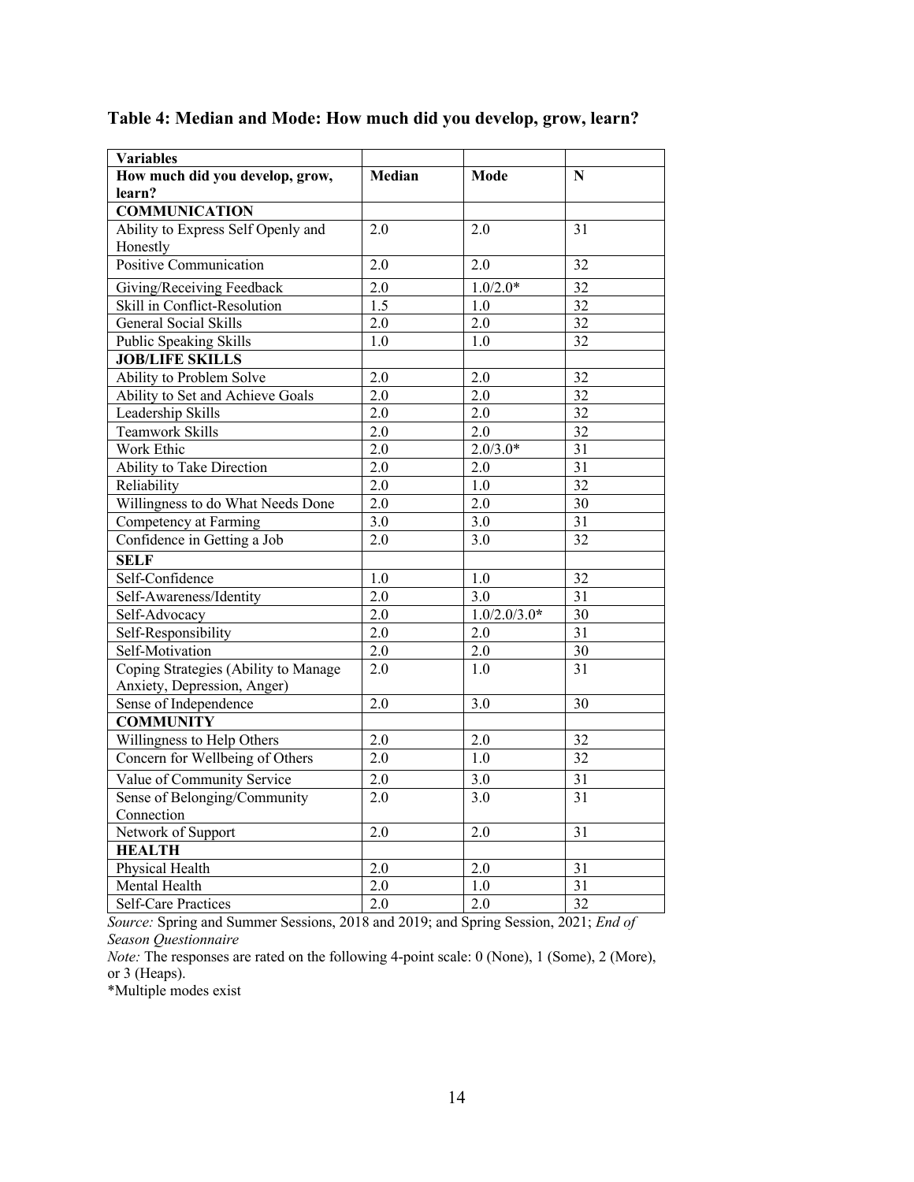**Table 4: Median and Mode: How much did you develop, grow, learn?**

| Variables | | | |
|---|---|---|---|
| **How much did you develop, grow, learn?** | **Median** | **Mode** | **N** |
| **COMMUNICATION** | | | |
| Ability to Express Self Openly and Honestly | 2.0 | 2.0 | 31 |
| Positive Communication | 2.0 | 2.0 | 32 |
| Giving/Receiving Feedback | 2.0 | 1.0/2.0* | 32 |
| Skill in Conflict-Resolution | 1.5 | 1.0 | 32 |
| General Social Skills | 2.0 | 2.0 | 32 |
| Public Speaking Skills | 1.0 | 1.0 | 32 |
| **JOB/LIFE SKILLS** | | | |
| Ability to Problem Solve | 2.0 | 2.0 | 32 |
| Ability to Set and Achieve Goals | 2.0 | 2.0 | 32 |
| Leadership Skills | 2.0 | 2.0 | 32 |
| Teamwork Skills | 2.0 | 2.0 | 32 |
| Work Ethic | 2.0 | 2.0/3.0* | 31 |
| Ability to Take Direction | 2.0 | 2.0 | 31 |
| Reliability | 2.0 | 1.0 | 32 |
| Willingness to do What Needs Done | 2.0 | 2.0 | 30 |
| Competency at Farming | 3.0 | 3.0 | 31 |
| Confidence in Getting a Job | 2.0 | 3.0 | 32 |
| **SELF** | | | |
| Self-Confidence | 1.0 | 1.0 | 32 |
| Self-Awareness/Identity | 2.0 | 3.0 | 31 |
| Self-Advocacy | 2.0 | 1.0/2.0/3.0* | 30 |
| Self-Responsibility | 2.0 | 2.0 | 31 |
| Self-Motivation | 2.0 | 2.0 | 30 |
| Coping Strategies (Ability to Manage Anxiety, Depression, Anger) | 2.0 | 1.0 | 31 |
| Sense of Independence | 2.0 | 3.0 | 30 |
| **COMMUNITY** | | | |
| Willingness to Help Others | 2.0 | 2.0 | 32 |
| Concern for Wellbeing of Others | 2.0 | 1.0 | 32 |
| Value of Community Service | 2.0 | 3.0 | 31 |
| Sense of Belonging/Community Connection | 2.0 | 3.0 | 31 |
| Network of Support | 2.0 | 2.0 | 31 |
| **HEALTH** | | | |
| Physical Health | 2.0 | 2.0 | 31 |
| Mental Health | 2.0 | 1.0 | 31 |
| Self-Care Practices | 2.0 | 2.0 | 32 |

*Source:* Spring and Summer Sessions, 2018 and 2019; and Spring Session, 2021; *End of Season Questionnaire*

*Note:* The responses are rated on the following 4-point scale: 0 (None), 1 (Some), 2 (More), or 3 (Heaps).

*Multiple modes exist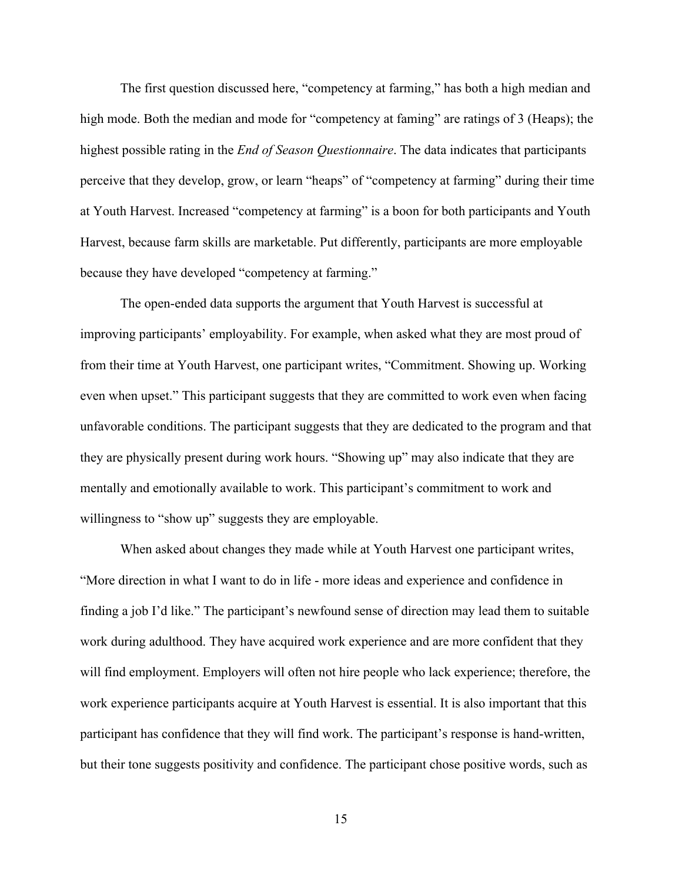The first question discussed here, "competency at farming," has both a high median and high mode. Both the median and mode for "competency at faming" are ratings of 3 (Heaps); the highest possible rating in the *End of Season Questionnaire*. The data indicates that participants perceive that they develop, grow, or learn "heaps" of "competency at farming" during their time at Youth Harvest. Increased "competency at farming" is a boon for both participants and Youth Harvest, because farm skills are marketable. Put differently, participants are more employable because they have developed "competency at farming."

The open-ended data supports the argument that Youth Harvest is successful at improving participants' employability. For example, when asked what they are most proud of from their time at Youth Harvest, one participant writes, "Commitment. Showing up. Working even when upset." This participant suggests that they are committed to work even when facing unfavorable conditions. The participant suggests that they are dedicated to the program and that they are physically present during work hours. "Showing up" may also indicate that they are mentally and emotionally available to work. This participant's commitment to work and willingness to "show up" suggests they are employable.

When asked about changes they made while at Youth Harvest one participant writes, "More direction in what I want to do in life - more ideas and experience and confidence in finding a job I'd like." The participant's newfound sense of direction may lead them to suitable work during adulthood. They have acquired work experience and are more confident that they will find employment. Employers will often not hire people who lack experience; therefore, the work experience participants acquire at Youth Harvest is essential. It is also important that this participant has confidence that they will find work. The participant's response is hand-written, but their tone suggests positivity and confidence. The participant chose positive words, such as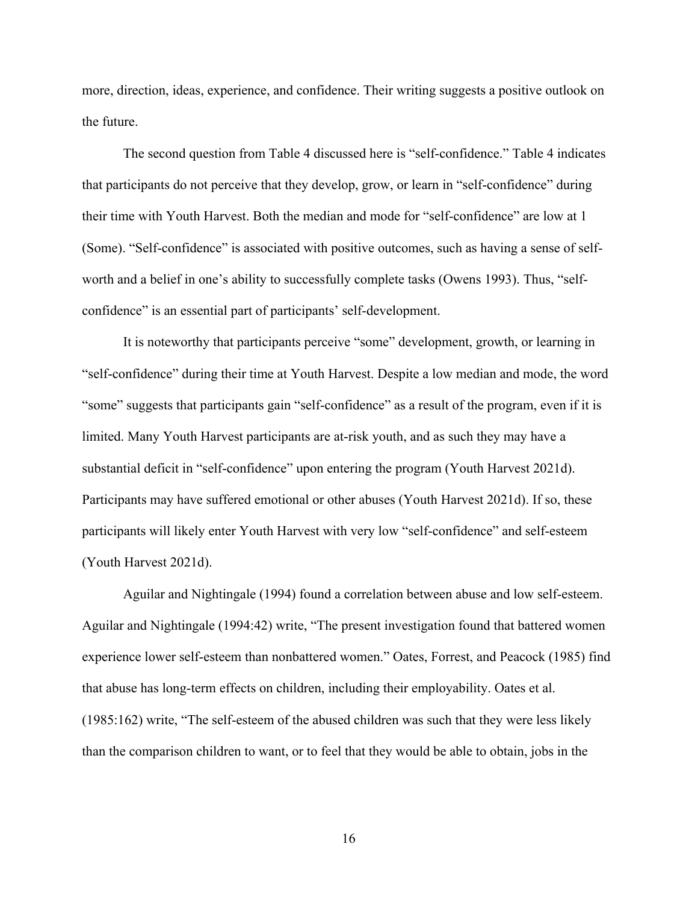more, direction, ideas, experience, and confidence. Their writing suggests a positive outlook on the future.

The second question from Table 4 discussed here is "self-confidence." Table 4 indicates that participants do not perceive that they develop, grow, or learn in "self-confidence" during their time with Youth Harvest. Both the median and mode for "self-confidence" are low at 1 (Some). "Self-confidence" is associated with positive outcomes, such as having a sense of self-worth and a belief in one's ability to successfully complete tasks (Owens 1993). Thus, "self-confidence" is an essential part of participants' self-development.

It is noteworthy that participants perceive "some" development, growth, or learning in "self-confidence" during their time at Youth Harvest. Despite a low median and mode, the word "some" suggests that participants gain "self-confidence" as a result of the program, even if it is limited. Many Youth Harvest participants are at-risk youth, and as such they may have a substantial deficit in "self-confidence" upon entering the program (Youth Harvest 2021d). Participants may have suffered emotional or other abuses (Youth Harvest 2021d). If so, these participants will likely enter Youth Harvest with very low "self-confidence" and self-esteem (Youth Harvest 2021d).

Aguilar and Nightingale (1994) found a correlation between abuse and low self-esteem. Aguilar and Nightingale (1994:42) write, "The present investigation found that battered women experience lower self-esteem than nonbattered women." Oates, Forrest, and Peacock (1985) find that abuse has long-term effects on children, including their employability. Oates et al. (1985:162) write, "The self-esteem of the abused children was such that they were less likely than the comparison children to want, or to feel that they would be able to obtain, jobs in the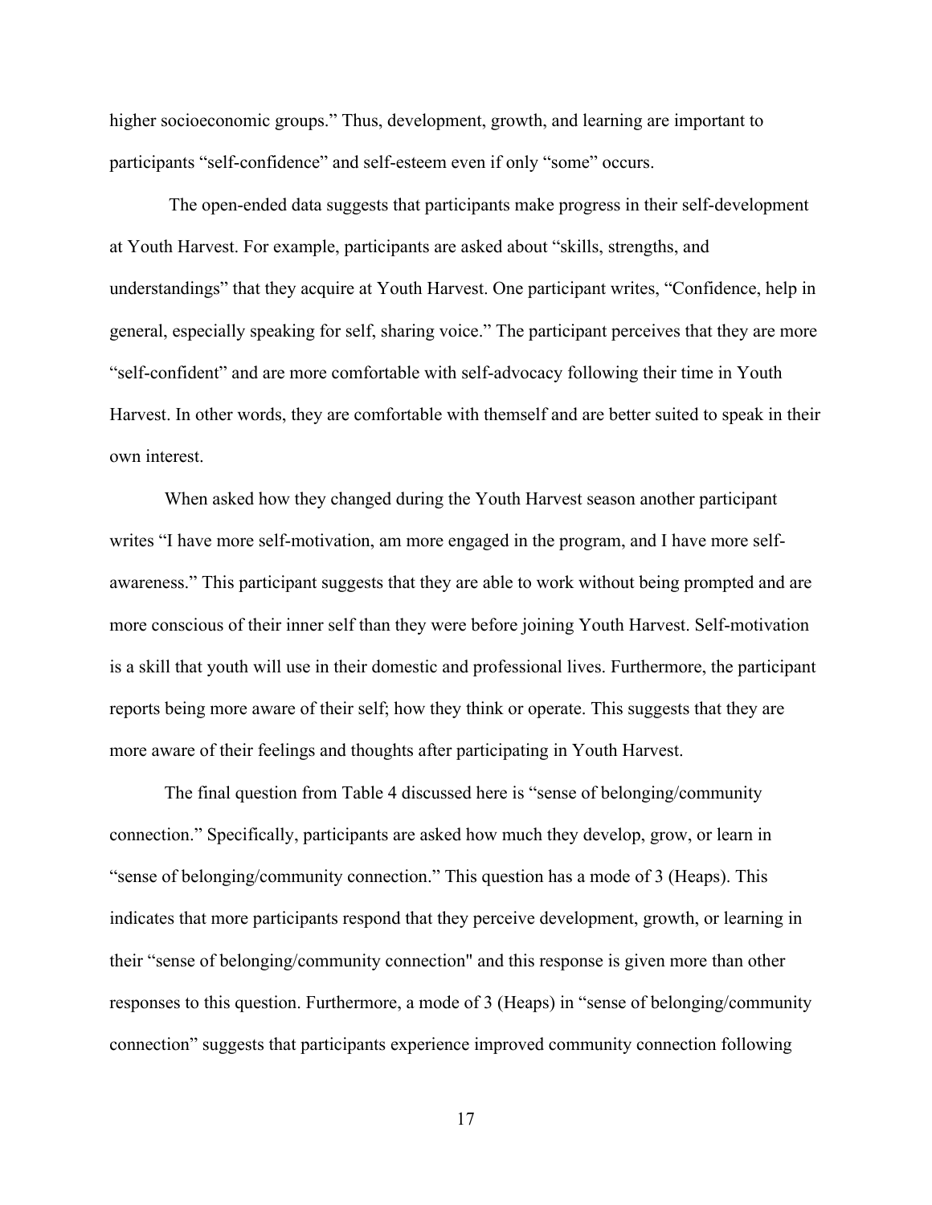higher socioeconomic groups." Thus, development, growth, and learning are important to participants "self-confidence" and self-esteem even if only "some" occurs.

The open-ended data suggests that participants make progress in their self-development at Youth Harvest. For example, participants are asked about "skills, strengths, and understandings" that they acquire at Youth Harvest. One participant writes, "Confidence, help in general, especially speaking for self, sharing voice." The participant perceives that they are more "self-confident" and are more comfortable with self-advocacy following their time in Youth Harvest. In other words, they are comfortable with themself and are better suited to speak in their own interest.

When asked how they changed during the Youth Harvest season another participant writes "I have more self-motivation, am more engaged in the program, and I have more self-awareness." This participant suggests that they are able to work without being prompted and are more conscious of their inner self than they were before joining Youth Harvest. Self-motivation is a skill that youth will use in their domestic and professional lives. Furthermore, the participant reports being more aware of their self; how they think or operate. This suggests that they are more aware of their feelings and thoughts after participating in Youth Harvest.

The final question from Table 4 discussed here is "sense of belonging/community connection." Specifically, participants are asked how much they develop, grow, or learn in "sense of belonging/community connection." This question has a mode of 3 (Heaps). This indicates that more participants respond that they perceive development, growth, or learning in their "sense of belonging/community connection" and this response is given more than other responses to this question. Furthermore, a mode of 3 (Heaps) in "sense of belonging/community connection" suggests that participants experience improved community connection following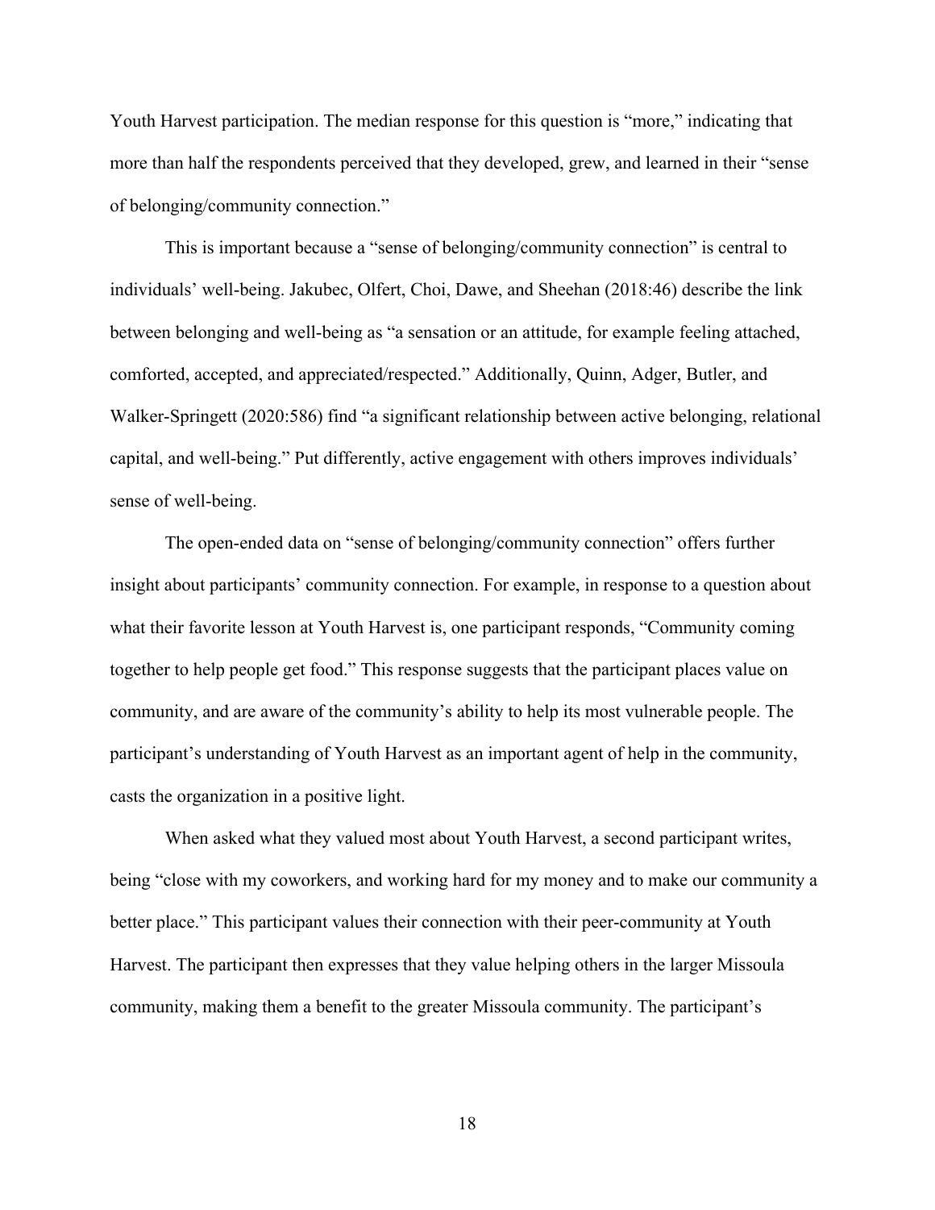Youth Harvest participation. The median response for this question is "more," indicating that more than half the respondents perceived that they developed, grew, and learned in their "sense of belonging/community connection."

This is important because a "sense of belonging/community connection" is central to individuals' well-being. Jakubec, Olfert, Choi, Dawe, and Sheehan (2018:46) describe the link between belonging and well-being as "a sensation or an attitude, for example feeling attached, comforted, accepted, and appreciated/respected." Additionally, Quinn, Adger, Butler, and Walker-Springett (2020:586) find "a significant relationship between active belonging, relational capital, and well-being." Put differently, active engagement with others improves individuals' sense of well-being.

The open-ended data on "sense of belonging/community connection" offers further insight about participants' community connection. For example, in response to a question about what their favorite lesson at Youth Harvest is, one participant responds, "Community coming together to help people get food." This response suggests that the participant places value on community, and are aware of the community's ability to help its most vulnerable people. The participant's understanding of Youth Harvest as an important agent of help in the community, casts the organization in a positive light.

When asked what they valued most about Youth Harvest, a second participant writes, being "close with my coworkers, and working hard for my money and to make our community a better place." This participant values their connection with their peer-community at Youth Harvest. The participant then expresses that they value helping others in the larger Missoula community, making them a benefit to the greater Missoula community. The participant's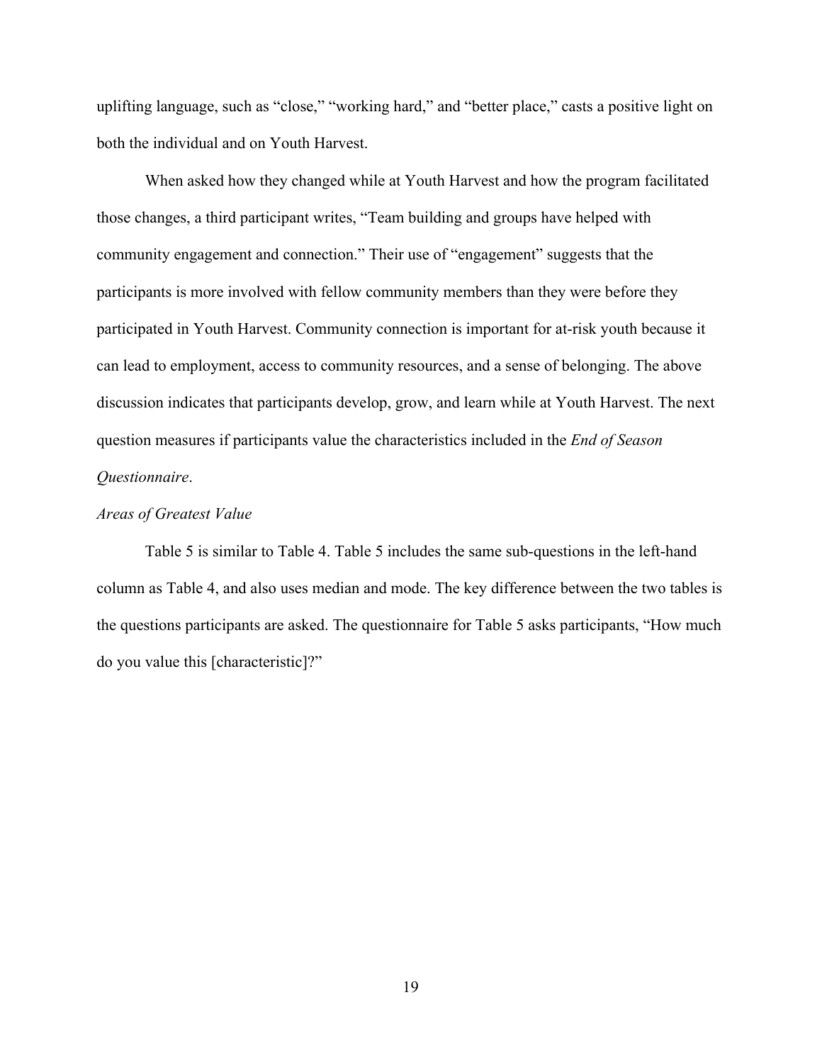uplifting language, such as “close,” “working hard,” and “better place,” casts a positive light on both the individual and on Youth Harvest.

When asked how they changed while at Youth Harvest and how the program facilitated those changes, a third participant writes, “Team building and groups have helped with community engagement and connection.” Their use of “engagement” suggests that the participants is more involved with fellow community members than they were before they participated in Youth Harvest. Community connection is important for at-risk youth because it can lead to employment, access to community resources, and a sense of belonging. The above discussion indicates that participants develop, grow, and learn while at Youth Harvest. The next question measures if participants value the characteristics included in the *End of Season Questionnaire*.

*Areas of Greatest Value*

Table 5 is similar to Table 4. Table 5 includes the same sub-questions in the left-hand column as Table 4, and also uses median and mode. The key difference between the two tables is the questions participants are asked. The questionnaire for Table 5 asks participants, “How much do you value this [characteristic]?”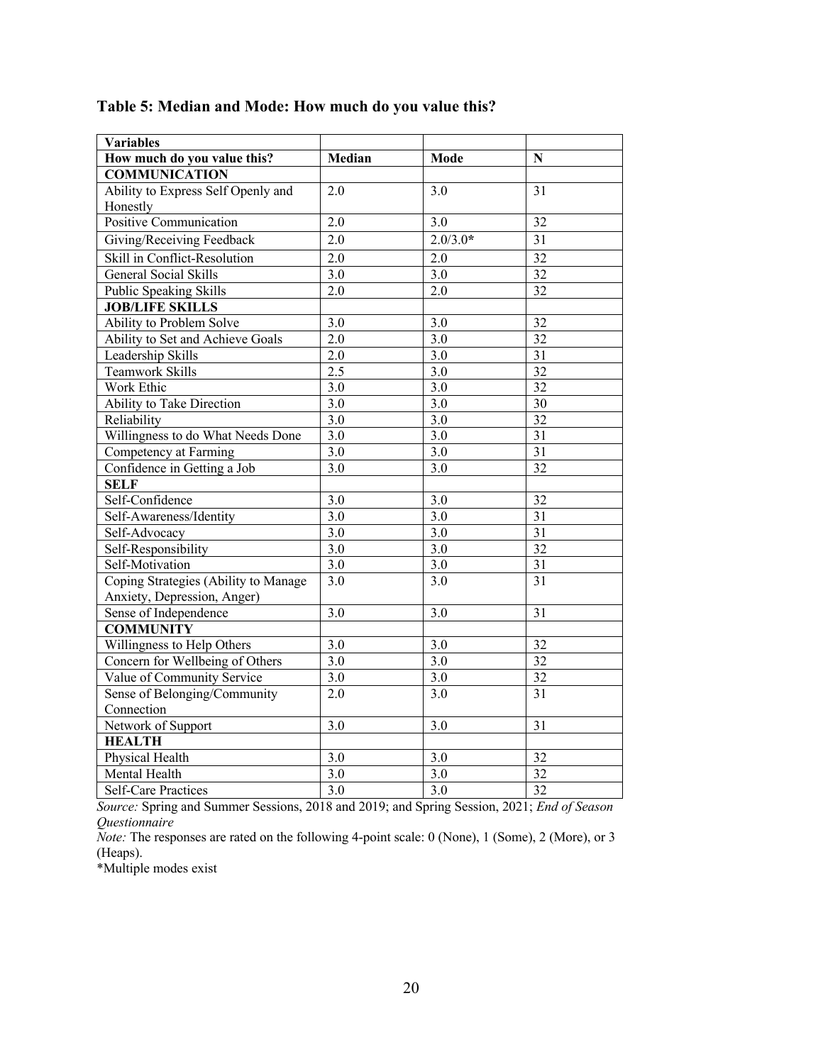## Table 5: Median and Mode: How much do you value this?

| Variables | | | |
|---|---|---|---|
| **How much do you value this?** | **Median** | **Mode** | **N** |
| **COMMUNICATION** | | | |
| Ability to Express Self Openly and Honestly | 2.0 | 3.0 | 31 |
| Positive Communication | 2.0 | 3.0 | 32 |
| Giving/Receiving Feedback | 2.0 | 2.0/3.0* | 31 |
| Skill in Conflict-Resolution | 2.0 | 2.0 | 32 |
| General Social Skills | 3.0 | 3.0 | 32 |
| Public Speaking Skills | 2.0 | 2.0 | 32 |
| **JOB/LIFE SKILLS** | | | |
| Ability to Problem Solve | 3.0 | 3.0 | 32 |
| Ability to Set and Achieve Goals | 2.0 | 3.0 | 32 |
| Leadership Skills | 2.0 | 3.0 | 31 |
| Teamwork Skills | 2.5 | 3.0 | 32 |
| Work Ethic | 3.0 | 3.0 | 32 |
| Ability to Take Direction | 3.0 | 3.0 | 30 |
| Reliability | 3.0 | 3.0 | 32 |
| Willingness to do What Needs Done | 3.0 | 3.0 | 31 |
| Competency at Farming | 3.0 | 3.0 | 31 |
| Confidence in Getting a Job | 3.0 | 3.0 | 32 |
| **SELF** | | | |
| Self-Confidence | 3.0 | 3.0 | 32 |
| Self-Awareness/Identity | 3.0 | 3.0 | 31 |
| Self-Advocacy | 3.0 | 3.0 | 31 |
| Self-Responsibility | 3.0 | 3.0 | 32 |
| Self-Motivation | 3.0 | 3.0 | 31 |
| Coping Strategies (Ability to Manage Anxiety, Depression, Anger) | 3.0 | 3.0 | 31 |
| Sense of Independence | 3.0 | 3.0 | 31 |
| **COMMUNITY** | | | |
| Willingness to Help Others | 3.0 | 3.0 | 32 |
| Concern for Wellbeing of Others | 3.0 | 3.0 | 32 |
| Value of Community Service | 3.0 | 3.0 | 32 |
| Sense of Belonging/Community Connection | 2.0 | 3.0 | 31 |
| Network of Support | 3.0 | 3.0 | 31 |
| **HEALTH** | | | |
| Physical Health | 3.0 | 3.0 | 32 |
| Mental Health | 3.0 | 3.0 | 32 |
| Self-Care Practices | 3.0 | 3.0 | 32 |

*Source:* Spring and Summer Sessions, 2018 and 2019; and Spring Session, 2021; *End of Season Questionnaire*

*Note:* The responses are rated on the following 4-point scale: 0 (None), 1 (Some), 2 (More), or 3 (Heaps).

*Multiple modes exist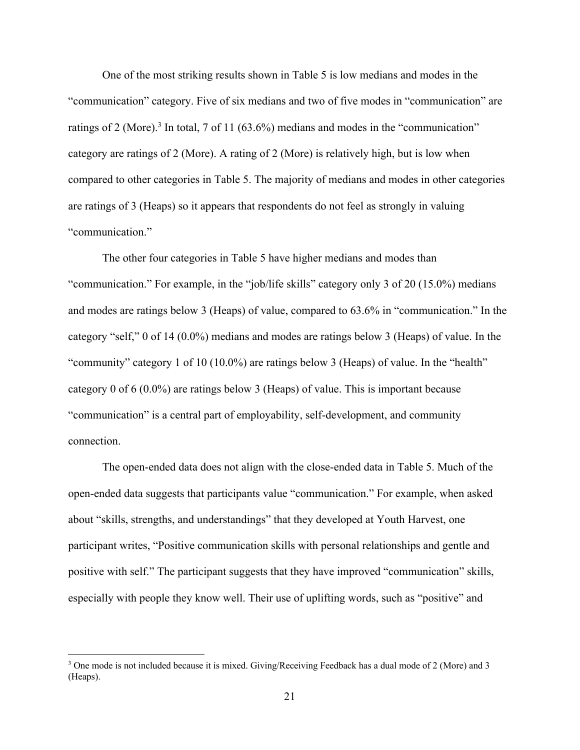One of the most striking results shown in Table 5 is low medians and modes in the "communication" category. Five of six medians and two of five modes in "communication" are ratings of 2 (More).[3] In total, 7 of 11 (63.6%) medians and modes in the "communication" category are ratings of 2 (More). A rating of 2 (More) is relatively high, but is low when compared to other categories in Table 5. The majority of medians and modes in other categories are ratings of 3 (Heaps) so it appears that respondents do not feel as strongly in valuing "communication."

The other four categories in Table 5 have higher medians and modes than "communication." For example, in the "job/life skills" category only 3 of 20 (15.0%) medians and modes are ratings below 3 (Heaps) of value, compared to 63.6% in "communication." In the category "self," 0 of 14 (0.0%) medians and modes are ratings below 3 (Heaps) of value. In the "community" category 1 of 10 (10.0%) are ratings below 3 (Heaps) of value. In the "health" category 0 of 6 (0.0%) are ratings below 3 (Heaps) of value. This is important because "communication" is a central part of employability, self-development, and community connection.

The open-ended data does not align with the close-ended data in Table 5. Much of the open-ended data suggests that participants value "communication." For example, when asked about "skills, strengths, and understandings" that they developed at Youth Harvest, one participant writes, "Positive communication skills with personal relationships and gentle and positive with self." The participant suggests that they have improved "communication" skills, especially with people they know well. Their use of uplifting words, such as "positive" and

[3] One mode is not included because it is mixed. Giving/Receiving Feedback has a dual mode of 2 (More) and 3 (Heaps).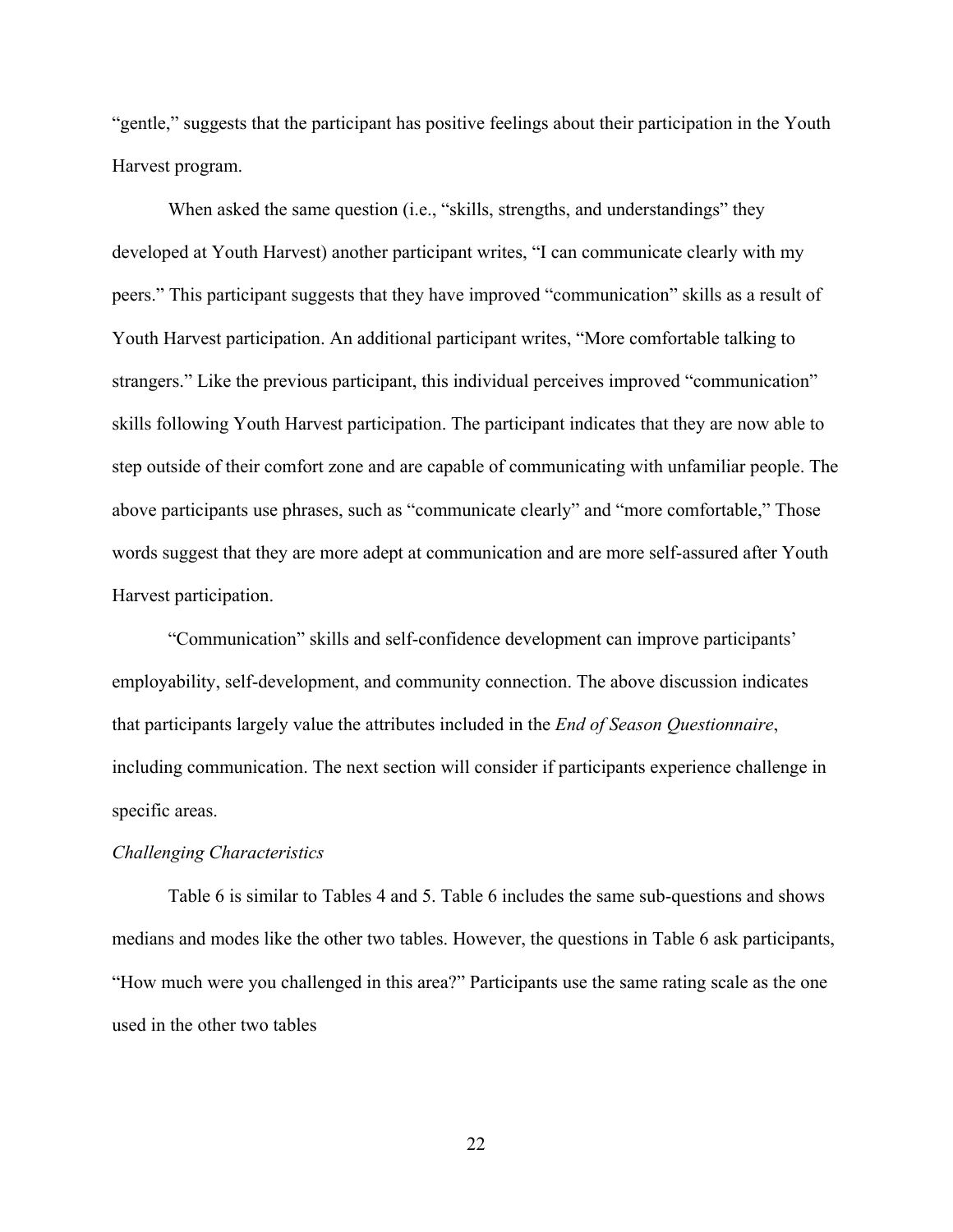"gentle," suggests that the participant has positive feelings about their participation in the Youth Harvest program.

When asked the same question (i.e., "skills, strengths, and understandings" they developed at Youth Harvest) another participant writes, "I can communicate clearly with my peers." This participant suggests that they have improved "communication" skills as a result of Youth Harvest participation. An additional participant writes, "More comfortable talking to strangers." Like the previous participant, this individual perceives improved "communication" skills following Youth Harvest participation. The participant indicates that they are now able to step outside of their comfort zone and are capable of communicating with unfamiliar people. The above participants use phrases, such as "communicate clearly" and "more comfortable," Those words suggest that they are more adept at communication and are more self-assured after Youth Harvest participation.

"Communication" skills and self-confidence development can improve participants' employability, self-development, and community connection. The above discussion indicates that participants largely value the attributes included in the *End of Season Questionnaire*, including communication. The next section will consider if participants experience challenge in specific areas.

*Challenging Characteristics*

Table 6 is similar to Tables 4 and 5. Table 6 includes the same sub-questions and shows medians and modes like the other two tables. However, the questions in Table 6 ask participants, "How much were you challenged in this area?" Participants use the same rating scale as the one used in the other two tables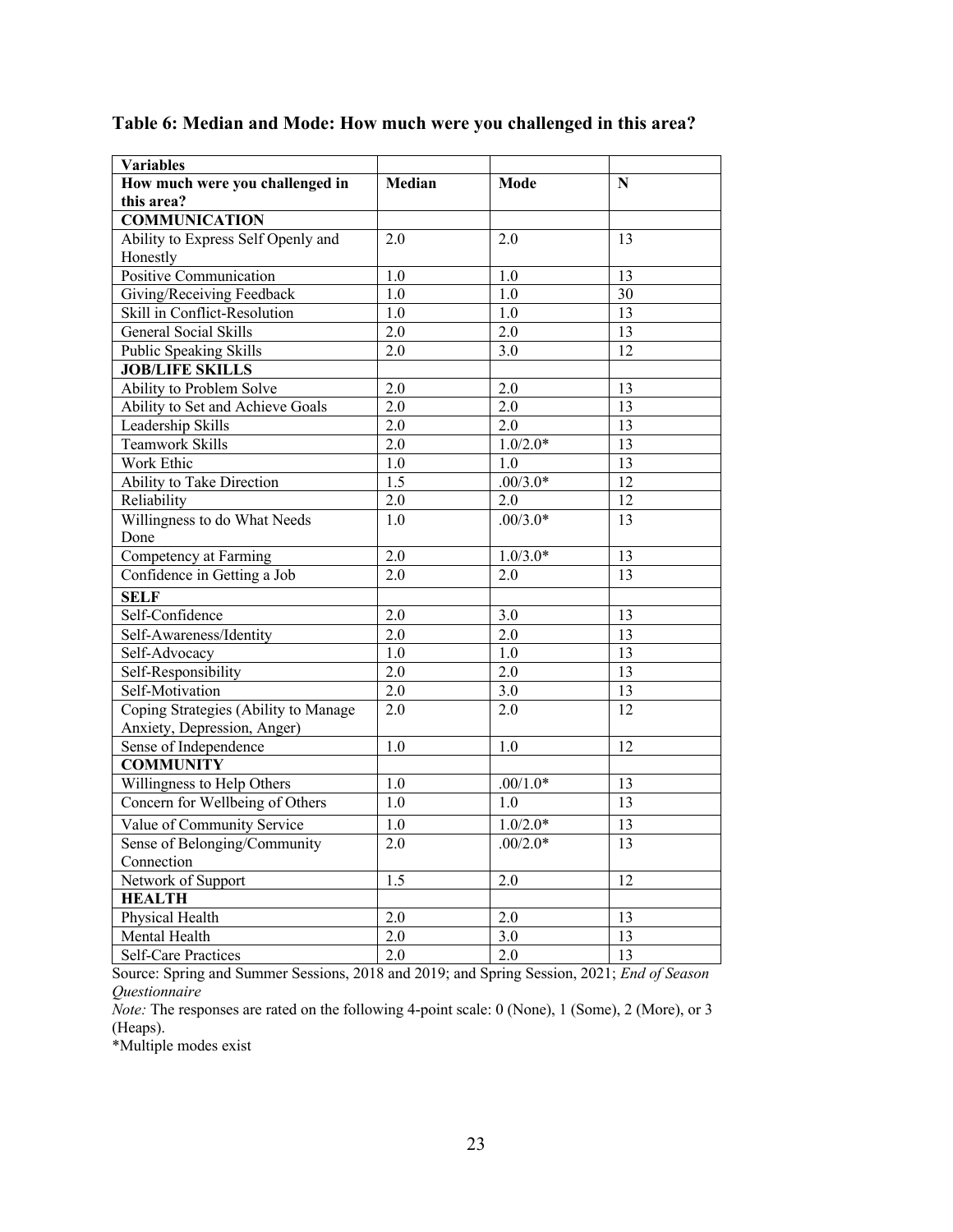**Table 6: Median and Mode: How much were you challenged in this area?**

| Variables | | | |
|---|---|---|---|
| **How much were you challenged in this area?** | **Median** | **Mode** | **N** |
| **COMMUNICATION** | | | |
| Ability to Express Self Openly and Honestly | 2.0 | 2.0 | 13 |
| Positive Communication | 1.0 | 1.0 | 13 |
| Giving/Receiving Feedback | 1.0 | 1.0 | 30 |
| Skill in Conflict-Resolution | 1.0 | 1.0 | 13 |
| General Social Skills | 2.0 | 2.0 | 13 |
| Public Speaking Skills | 2.0 | 3.0 | 12 |
| **JOB/LIFE SKILLS** | | | |
| Ability to Problem Solve | 2.0 | 2.0 | 13 |
| Ability to Set and Achieve Goals | 2.0 | 2.0 | 13 |
| Leadership Skills | 2.0 | 2.0 | 13 |
| Teamwork Skills | 2.0 | 1.0/2.0* | 13 |
| Work Ethic | 1.0 | 1.0 | 13 |
| Ability to Take Direction | 1.5 | .00/3.0* | 12 |
| Reliability | 2.0 | 2.0 | 12 |
| Willingness to do What Needs Done | 1.0 | .00/3.0* | 13 |
| Competency at Farming | 2.0 | 1.0/3.0* | 13 |
| Confidence in Getting a Job | 2.0 | 2.0 | 13 |
| **SELF** | | | |
| Self-Confidence | 2.0 | 3.0 | 13 |
| Self-Awareness/Identity | 2.0 | 2.0 | 13 |
| Self-Advocacy | 1.0 | 1.0 | 13 |
| Self-Responsibility | 2.0 | 2.0 | 13 |
| Self-Motivation | 2.0 | 3.0 | 13 |
| Coping Strategies (Ability to Manage Anxiety, Depression, Anger) | 2.0 | 2.0 | 12 |
| Sense of Independence | 1.0 | 1.0 | 12 |
| **COMMUNITY** | | | |
| Willingness to Help Others | 1.0 | .00/1.0* | 13 |
| Concern for Wellbeing of Others | 1.0 | 1.0 | 13 |
| Value of Community Service | 1.0 | 1.0/2.0* | 13 |
| Sense of Belonging/Community Connection | 2.0 | .00/2.0* | 13 |
| Network of Support | 1.5 | 2.0 | 12 |
| **HEALTH** | | | |
| Physical Health | 2.0 | 2.0 | 13 |
| Mental Health | 2.0 | 3.0 | 13 |
| Self-Care Practices | 2.0 | 2.0 | 13 |

Source: Spring and Summer Sessions, 2018 and 2019; and Spring Session, 2021; *End of Season Questionnaire*

*Note:* The responses are rated on the following 4-point scale: 0 (None), 1 (Some), 2 (More), or 3 (Heaps).

*Multiple modes exist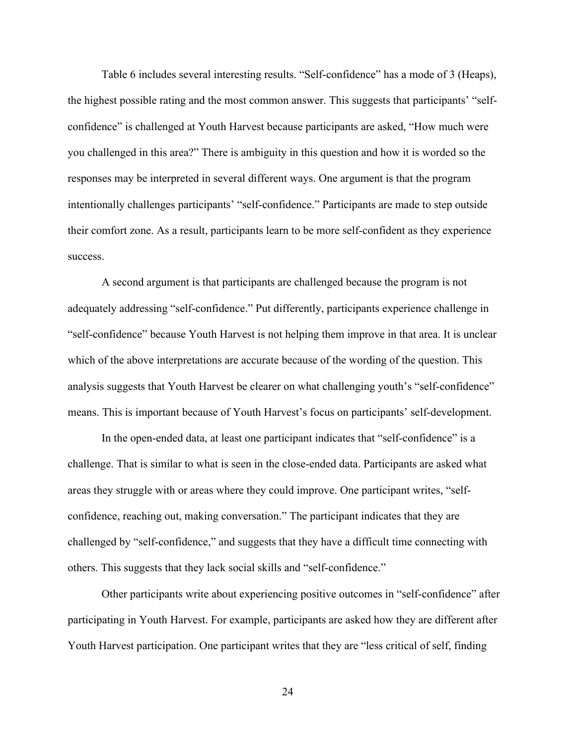Table 6 includes several interesting results. “Self-confidence” has a mode of 3 (Heaps), the highest possible rating and the most common answer. This suggests that participants’ “self-confidence” is challenged at Youth Harvest because participants are asked, “How much were you challenged in this area?” There is ambiguity in this question and how it is worded so the responses may be interpreted in several different ways. One argument is that the program intentionally challenges participants’ “self-confidence.” Participants are made to step outside their comfort zone. As a result, participants learn to be more self-confident as they experience success.

A second argument is that participants are challenged because the program is not adequately addressing “self-confidence.” Put differently, participants experience challenge in “self-confidence” because Youth Harvest is not helping them improve in that area. It is unclear which of the above interpretations are accurate because of the wording of the question. This analysis suggests that Youth Harvest be clearer on what challenging youth’s “self-confidence” means. This is important because of Youth Harvest’s focus on participants’ self-development.

In the open-ended data, at least one participant indicates that “self-confidence” is a challenge. That is similar to what is seen in the close-ended data. Participants are asked what areas they struggle with or areas where they could improve. One participant writes, “self-confidence, reaching out, making conversation.” The participant indicates that they are challenged by “self-confidence,” and suggests that they have a difficult time connecting with others. This suggests that they lack social skills and “self-confidence.”

Other participants write about experiencing positive outcomes in “self-confidence” after participating in Youth Harvest. For example, participants are asked how they are different after Youth Harvest participation. One participant writes that they are “less critical of self, finding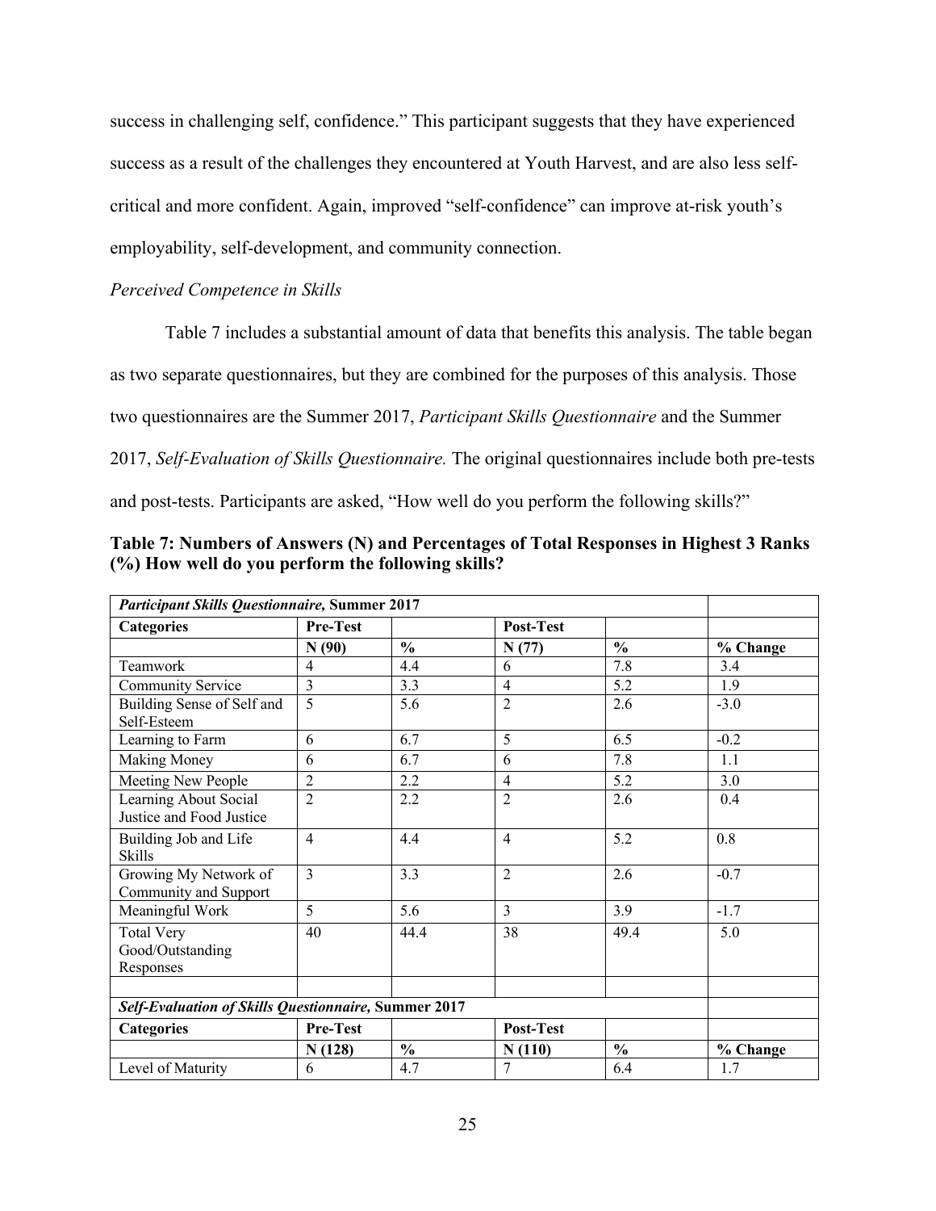success in challenging self, confidence." This participant suggests that they have experienced success as a result of the challenges they encountered at Youth Harvest, and are also less self-critical and more confident. Again, improved "self-confidence" can improve at-risk youth's employability, self-development, and community connection.

*Perceived Competence in Skills*

Table 7 includes a substantial amount of data that benefits this analysis. The table began as two separate questionnaires, but they are combined for the purposes of this analysis. Those two questionnaires are the Summer 2017, *Participant Skills Questionnaire* and the Summer 2017, *Self-Evaluation of Skills Questionnaire.* The original questionnaires include both pre-tests and post-tests. Participants are asked, "How well do you perform the following skills?"

**Table 7: Numbers of Answers (N) and Percentages of Total Responses in Highest 3 Ranks (%) How well do you perform the following skills?**

| ***Participant Skills Questionnaire,* Summer 2017** | | | | | |
|---|---|---|---|---|---|
| **Categories** | **Pre-Test** | | **Post-Test** | | |
| | **N (90)** | **%** | **N (77)** | **%** | **% Change** |
| Teamwork | 4 | 4.4 | 6 | 7.8 | 3.4 |
| Community Service | 3 | 3.3 | 4 | 5.2 | 1.9 |
| Building Sense of Self and Self-Esteem | 5 | 5.6 | 2 | 2.6 | -3.0 |
| Learning to Farm | 6 | 6.7 | 5 | 6.5 | -0.2 |
| Making Money | 6 | 6.7 | 6 | 7.8 | 1.1 |
| Meeting New People | 2 | 2.2 | 4 | 5.2 | 3.0 |
| Learning About Social Justice and Food Justice | 2 | 2.2 | 2 | 2.6 | 0.4 |
| Building Job and Life Skills | 4 | 4.4 | 4 | 5.2 | 0.8 |
| Growing My Network of Community and Support | 3 | 3.3 | 2 | 2.6 | -0.7 |
| Meaningful Work | 5 | 5.6 | 3 | 3.9 | -1.7 |
| Total Very Good/Outstanding Responses | 40 | 44.4 | 38 | 49.4 | 5.0 |
| | | | | | |
| ***Self-Evaluation of Skills Questionnaire,* Summer 2017** | | | | | |
| **Categories** | **Pre-Test** | | **Post-Test** | | |
| | **N (128)** | **%** | **N (110)** | **%** | **% Change** |
| Level of Maturity | 6 | 4.7 | 7 | 6.4 | 1.7 |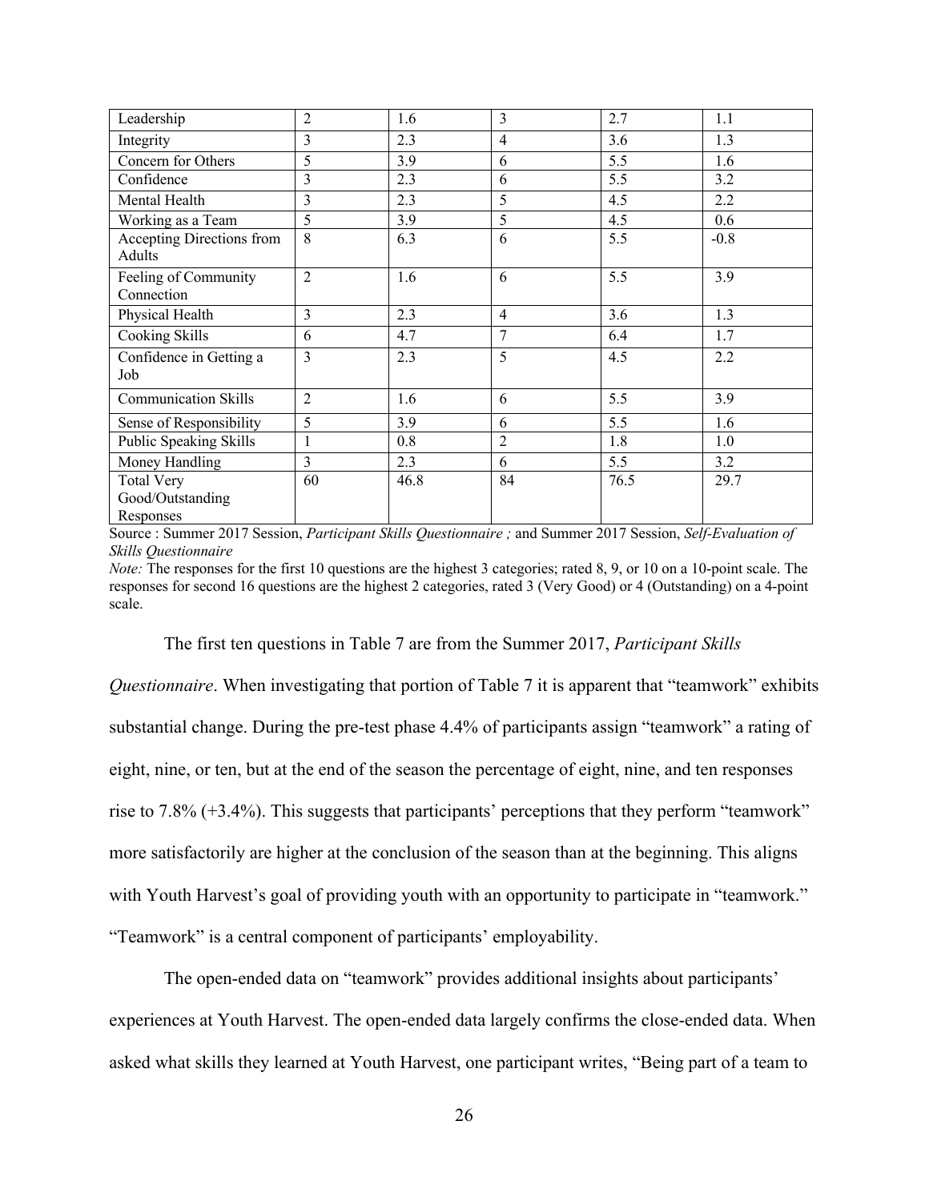| Leadership | 2 | 1.6 | 3 | 2.7 | 1.1 |
|---|---|---|---|---|---|
| Integrity | 3 | 2.3 | 4 | 3.6 | 1.3 |
| Concern for Others | 5 | 3.9 | 6 | 5.5 | 1.6 |
| Confidence | 3 | 2.3 | 6 | 5.5 | 3.2 |
| Mental Health | 3 | 2.3 | 5 | 4.5 | 2.2 |
| Working as a Team | 5 | 3.9 | 5 | 4.5 | 0.6 |
| Accepting Directions from Adults | 8 | 6.3 | 6 | 5.5 | -0.8 |
| Feeling of Community Connection | 2 | 1.6 | 6 | 5.5 | 3.9 |
| Physical Health | 3 | 2.3 | 4 | 3.6 | 1.3 |
| Cooking Skills | 6 | 4.7 | 7 | 6.4 | 1.7 |
| Confidence in Getting a Job | 3 | 2.3 | 5 | 4.5 | 2.2 |
| Communication Skills | 2 | 1.6 | 6 | 5.5 | 3.9 |
| Sense of Responsibility | 5 | 3.9 | 6 | 5.5 | 1.6 |
| Public Speaking Skills | 1 | 0.8 | 2 | 1.8 | 1.0 |
| Money Handling | 3 | 2.3 | 6 | 5.5 | 3.2 |
| Total Very Good/Outstanding Responses | 60 | 46.8 | 84 | 76.5 | 29.7 |

Source : Summer 2017 Session, *Participant Skills Questionnaire ;* and Summer 2017 Session, *Self-Evaluation of Skills Questionnaire*

*Note:* The responses for the first 10 questions are the highest 3 categories; rated 8, 9, or 10 on a 10-point scale. The responses for second 16 questions are the highest 2 categories, rated 3 (Very Good) or 4 (Outstanding) on a 4-point scale.

The first ten questions in Table 7 are from the Summer 2017, *Participant Skills Questionnaire*. When investigating that portion of Table 7 it is apparent that "teamwork" exhibits substantial change. During the pre-test phase 4.4% of participants assign "teamwork" a rating of eight, nine, or ten, but at the end of the season the percentage of eight, nine, and ten responses rise to 7.8% (+3.4%). This suggests that participants' perceptions that they perform "teamwork" more satisfactorily are higher at the conclusion of the season than at the beginning. This aligns with Youth Harvest's goal of providing youth with an opportunity to participate in "teamwork." "Teamwork" is a central component of participants' employability.

The open-ended data on "teamwork" provides additional insights about participants' experiences at Youth Harvest. The open-ended data largely confirms the close-ended data. When asked what skills they learned at Youth Harvest, one participant writes, "Being part of a team to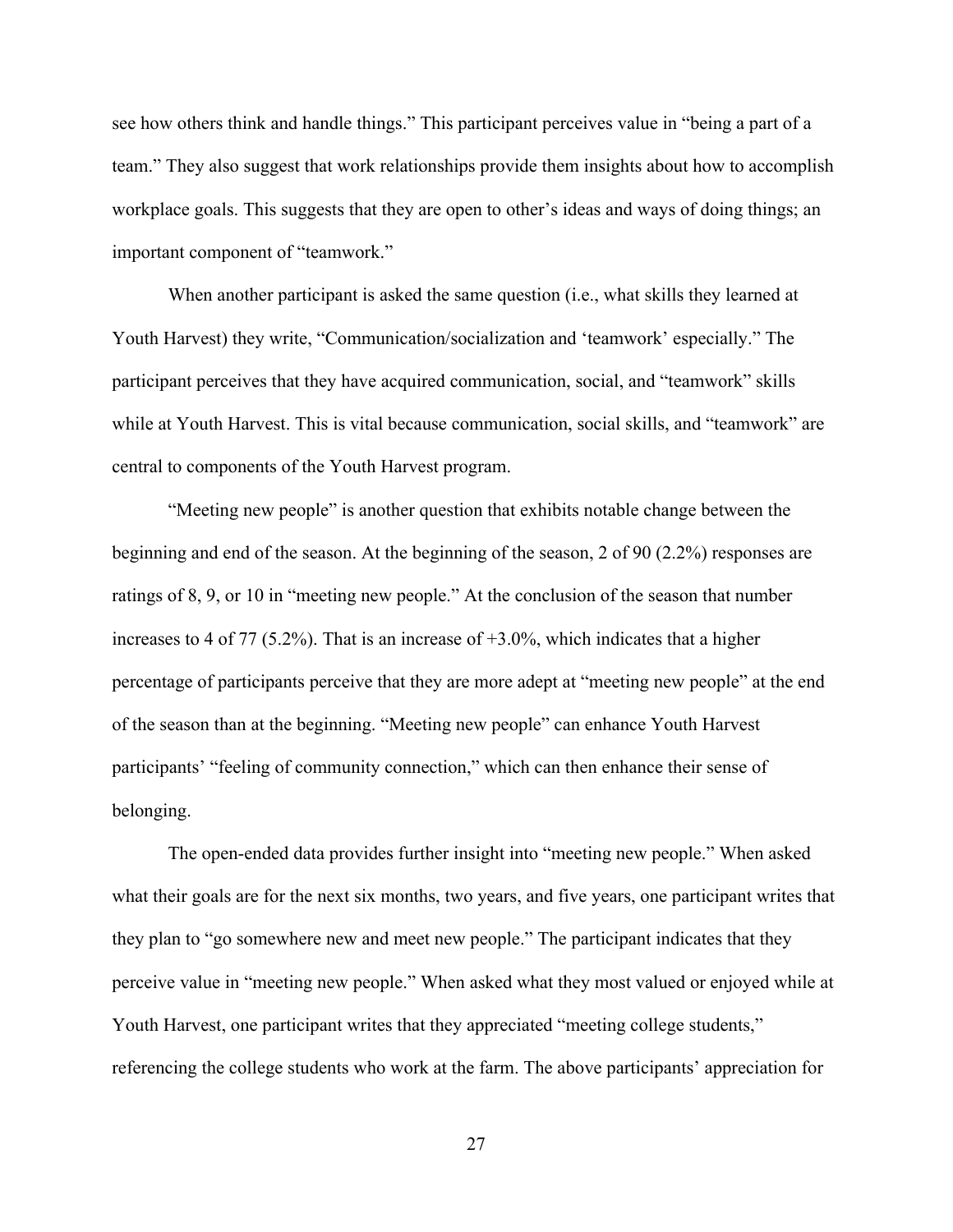see how others think and handle things." This participant perceives value in "being a part of a team." They also suggest that work relationships provide them insights about how to accomplish workplace goals. This suggests that they are open to other's ideas and ways of doing things; an important component of "teamwork."

When another participant is asked the same question (i.e., what skills they learned at Youth Harvest) they write, "Communication/socialization and 'teamwork' especially." The participant perceives that they have acquired communication, social, and "teamwork" skills while at Youth Harvest. This is vital because communication, social skills, and "teamwork" are central to components of the Youth Harvest program.

"Meeting new people" is another question that exhibits notable change between the beginning and end of the season. At the beginning of the season, 2 of 90 (2.2%) responses are ratings of 8, 9, or 10 in "meeting new people." At the conclusion of the season that number increases to 4 of 77 (5.2%). That is an increase of +3.0%, which indicates that a higher percentage of participants perceive that they are more adept at "meeting new people" at the end of the season than at the beginning. "Meeting new people" can enhance Youth Harvest participants' "feeling of community connection," which can then enhance their sense of belonging.

The open-ended data provides further insight into "meeting new people." When asked what their goals are for the next six months, two years, and five years, one participant writes that they plan to "go somewhere new and meet new people." The participant indicates that they perceive value in "meeting new people." When asked what they most valued or enjoyed while at Youth Harvest, one participant writes that they appreciated "meeting college students," referencing the college students who work at the farm. The above participants' appreciation for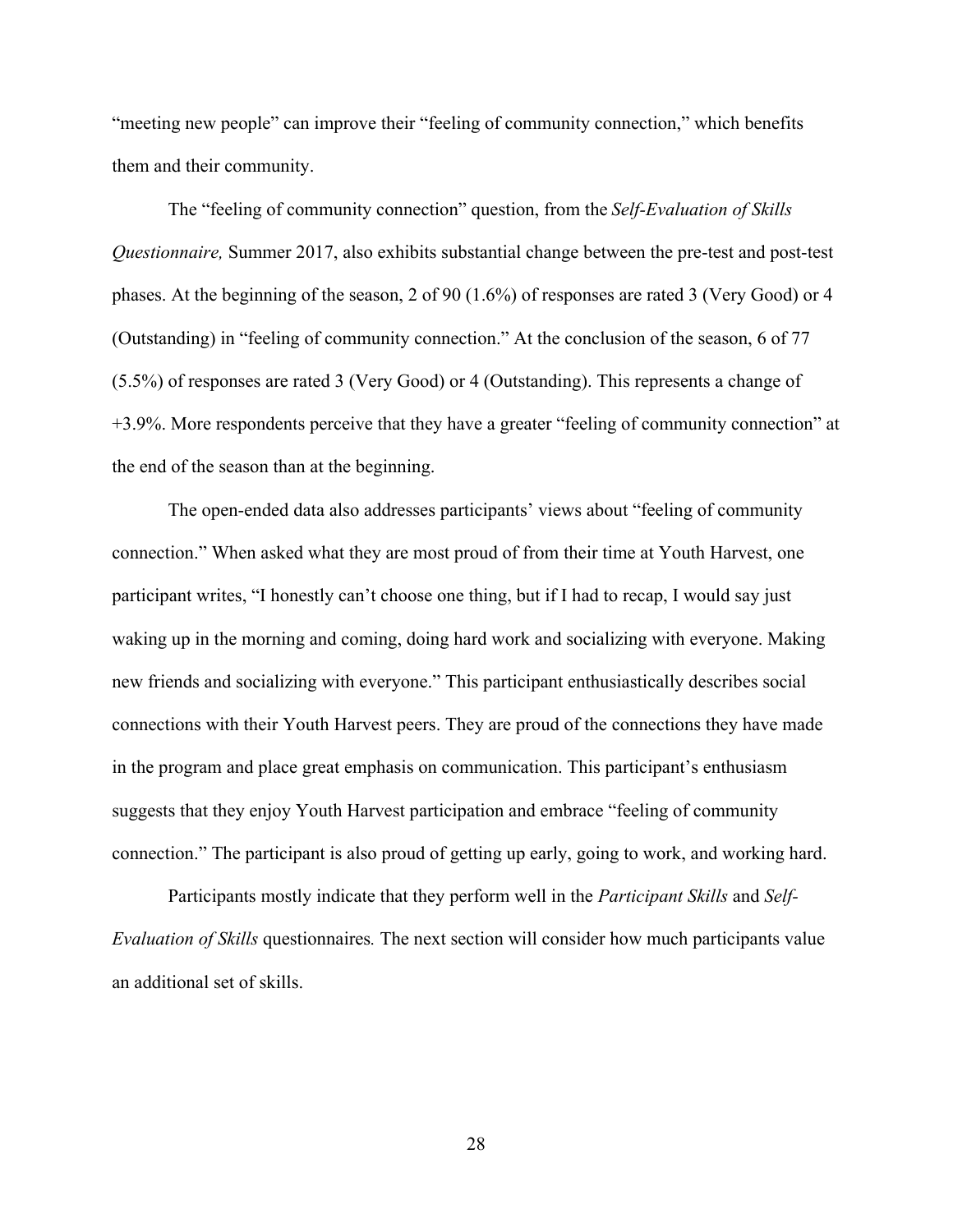"meeting new people" can improve their "feeling of community connection," which benefits them and their community.

The "feeling of community connection" question, from the *Self-Evaluation of Skills Questionnaire,* Summer 2017, also exhibits substantial change between the pre-test and post-test phases. At the beginning of the season, 2 of 90 (1.6%) of responses are rated 3 (Very Good) or 4 (Outstanding) in "feeling of community connection." At the conclusion of the season, 6 of 77 (5.5%) of responses are rated 3 (Very Good) or 4 (Outstanding). This represents a change of +3.9%. More respondents perceive that they have a greater "feeling of community connection" at the end of the season than at the beginning.

The open-ended data also addresses participants' views about "feeling of community connection." When asked what they are most proud of from their time at Youth Harvest, one participant writes, "I honestly can't choose one thing, but if I had to recap, I would say just waking up in the morning and coming, doing hard work and socializing with everyone. Making new friends and socializing with everyone." This participant enthusiastically describes social connections with their Youth Harvest peers. They are proud of the connections they have made in the program and place great emphasis on communication. This participant's enthusiasm suggests that they enjoy Youth Harvest participation and embrace "feeling of community connection." The participant is also proud of getting up early, going to work, and working hard.

Participants mostly indicate that they perform well in the *Participant Skills* and *Self-Evaluation of Skills* questionnaires*.* The next section will consider how much participants value an additional set of skills.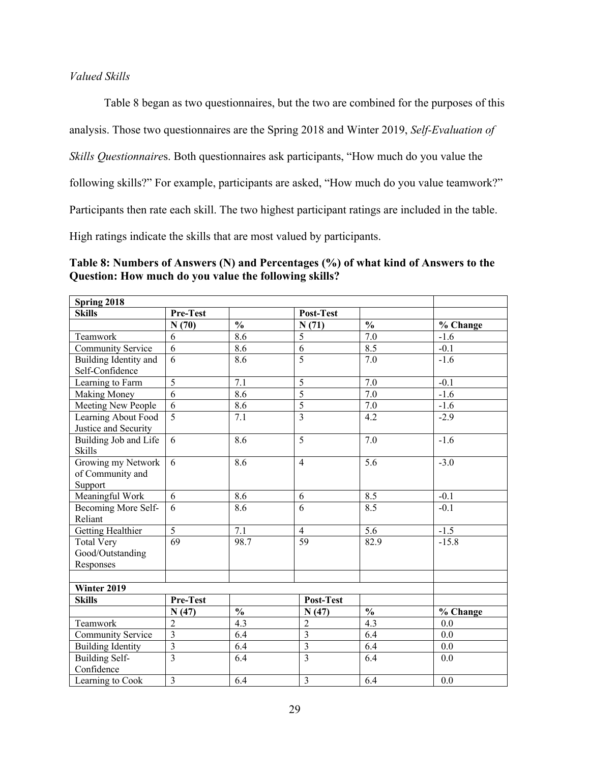*Valued Skills*

Table 8 began as two questionnaires, but the two are combined for the purposes of this analysis. Those two questionnaires are the Spring 2018 and Winter 2019, *Self-Evaluation of Skills Questionnaire*s. Both questionnaires ask participants, "How much do you value the following skills?" For example, participants are asked, "How much do you value teamwork?" Participants then rate each skill. The two highest participant ratings are included in the table. High ratings indicate the skills that are most valued by participants.

**Table 8: Numbers of Answers (N) and Percentages (%) of what kind of Answers to the Question: How much do you value the following skills?**

| **Spring 2018** | | | | | |
|---|---|---|---|---|---|
| **Skills** | **Pre-Test** | | **Post-Test** | | |
| | **N (70)** | **%** | **N (71)** | **%** | **% Change** |
| Teamwork | 6 | 8.6 | 5 | 7.0 | -1.6 |
| Community Service | 6 | 8.6 | 6 | 8.5 | -0.1 |
| Building Identity and Self-Confidence | 6 | 8.6 | 5 | 7.0 | -1.6 |
| Learning to Farm | 5 | 7.1 | 5 | 7.0 | -0.1 |
| Making Money | 6 | 8.6 | 5 | 7.0 | -1.6 |
| Meeting New People | 6 | 8.6 | 5 | 7.0 | -1.6 |
| Learning About Food Justice and Security | 5 | 7.1 | 3 | 4.2 | -2.9 |
| Building Job and Life Skills | 6 | 8.6 | 5 | 7.0 | -1.6 |
| Growing my Network of Community and Support | 6 | 8.6 | 4 | 5.6 | -3.0 |
| Meaningful Work | 6 | 8.6 | 6 | 8.5 | -0.1 |
| Becoming More Self-Reliant | 6 | 8.6 | 6 | 8.5 | -0.1 |
| Getting Healthier | 5 | 7.1 | 4 | 5.6 | -1.5 |
| Total Very Good/Outstanding Responses | 69 | 98.7 | 59 | 82.9 | -15.8 |
| | | | | | |
| **Winter 2019** | | | | | |
| **Skills** | **Pre-Test** | | **Post-Test** | | |
| | **N (47)** | **%** | **N (47)** | **%** | **% Change** |
| Teamwork | 2 | 4.3 | 2 | 4.3 | 0.0 |
| Community Service | 3 | 6.4 | 3 | 6.4 | 0.0 |
| Building Identity | 3 | 6.4 | 3 | 6.4 | 0.0 |
| Building Self-Confidence | 3 | 6.4 | 3 | 6.4 | 0.0 |
| Learning to Cook | 3 | 6.4 | 3 | 6.4 | 0.0 |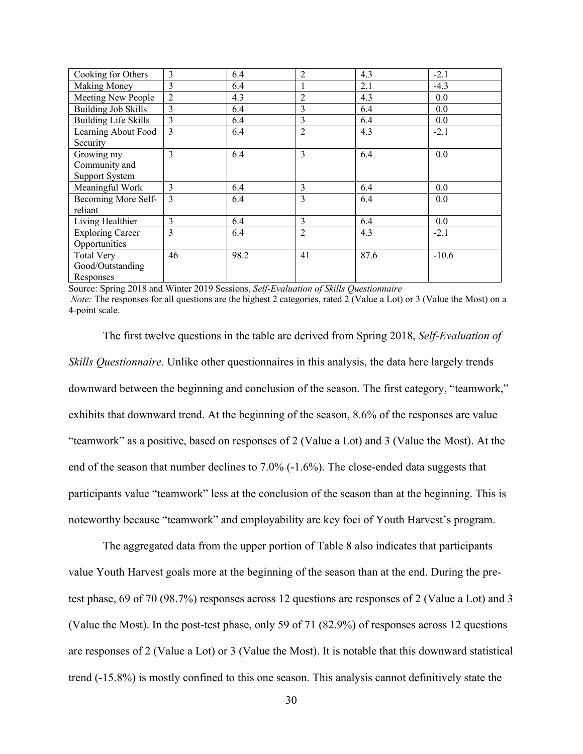| | | | | | |
|---|---|---|---|---|---|
| Cooking for Others | 3 | 6.4 | 2 | 4.3 | -2.1 |
| Making Money | 3 | 6.4 | 1 | 2.1 | -4.3 |
| Meeting New People | 2 | 4.3 | 2 | 4.3 | 0.0 |
| Building Job Skills | 3 | 6.4 | 3 | 6.4 | 0.0 |
| Building Life Skills | 3 | 6.4 | 3 | 6.4 | 0.0 |
| Learning About Food Security | 3 | 6.4 | 2 | 4.3 | -2.1 |
| Growing my Community and Support System | 3 | 6.4 | 3 | 6.4 | 0.0 |
| Meaningful Work | 3 | 6.4 | 3 | 6.4 | 0.0 |
| Becoming More Self-reliant | 3 | 6.4 | 3 | 6.4 | 0.0 |
| Living Healthier | 3 | 6.4 | 3 | 6.4 | 0.0 |
| Exploring Career Opportunities | 3 | 6.4 | 2 | 4.3 | -2.1 |
| Total Very Good/Outstanding Responses | 46 | 98.2 | 41 | 87.6 | -10.6 |

Source: Spring 2018 and Winter 2019 Sessions, *Self-Evaluation of Skills Questionnaire*

*Note:* The responses for all questions are the highest 2 categories, rated 2 (Value a Lot) or 3 (Value the Most) on a 4-point scale.

The first twelve questions in the table are derived from Spring 2018, *Self-Evaluation of Skills Questionnaire.* Unlike other questionnaires in this analysis, the data here largely trends downward between the beginning and conclusion of the season. The first category, "teamwork," exhibits that downward trend. At the beginning of the season, 8.6% of the responses are value "teamwork" as a positive, based on responses of 2 (Value a Lot) and 3 (Value the Most). At the end of the season that number declines to 7.0% (-1.6%). The close-ended data suggests that participants value "teamwork" less at the conclusion of the season than at the beginning. This is noteworthy because "teamwork" and employability are key foci of Youth Harvest's program.

The aggregated data from the upper portion of Table 8 also indicates that participants value Youth Harvest goals more at the beginning of the season than at the end. During the pre-test phase, 69 of 70 (98.7%) responses across 12 questions are responses of 2 (Value a Lot) and 3 (Value the Most). In the post-test phase, only 59 of 71 (82.9%) of responses across 12 questions are responses of 2 (Value a Lot) or 3 (Value the Most). It is notable that this downward statistical trend (-15.8%) is mostly confined to this one season. This analysis cannot definitively state the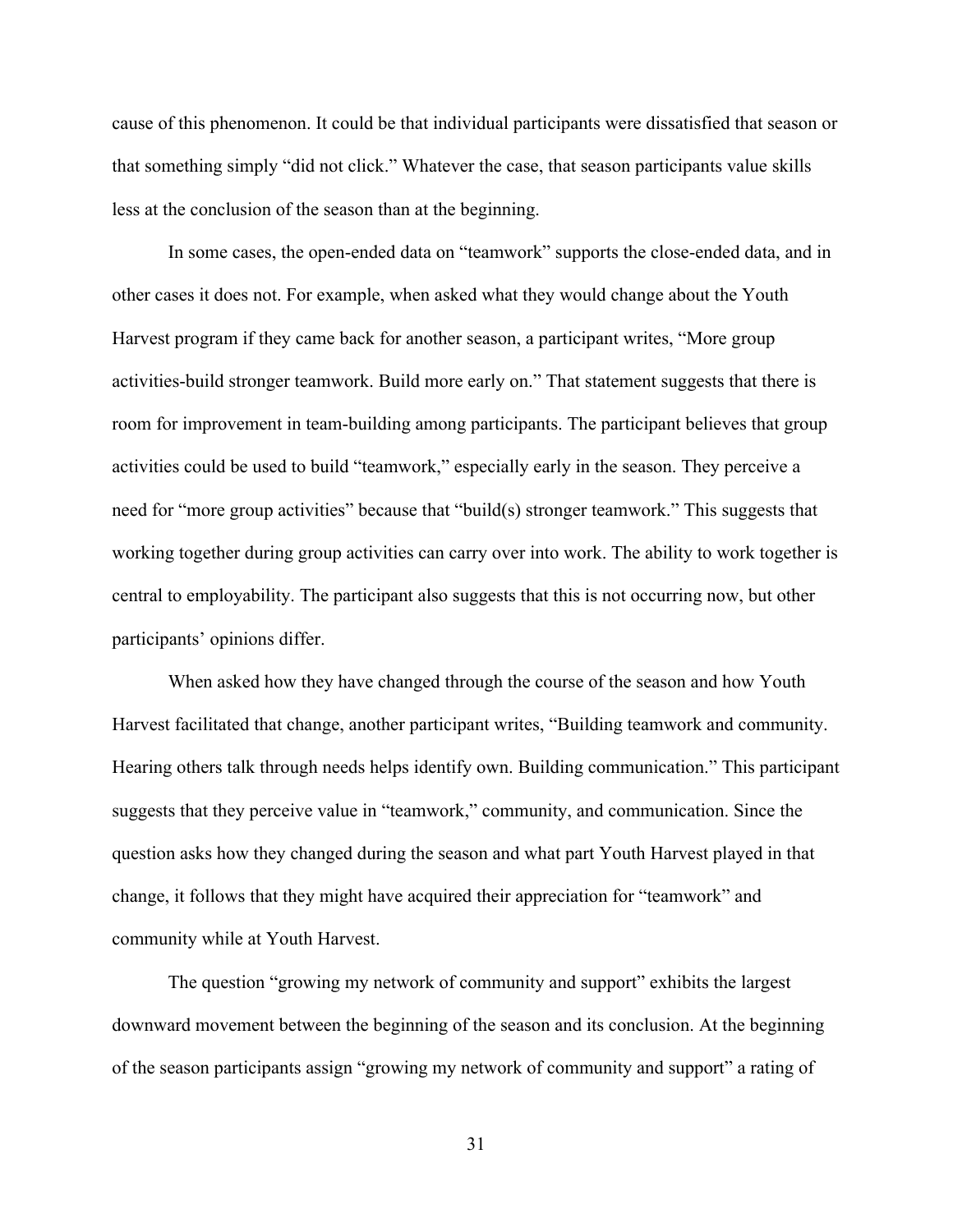cause of this phenomenon. It could be that individual participants were dissatisfied that season or that something simply "did not click." Whatever the case, that season participants value skills less at the conclusion of the season than at the beginning.

In some cases, the open-ended data on "teamwork" supports the close-ended data, and in other cases it does not. For example, when asked what they would change about the Youth Harvest program if they came back for another season, a participant writes, "More group activities-build stronger teamwork. Build more early on." That statement suggests that there is room for improvement in team-building among participants. The participant believes that group activities could be used to build "teamwork," especially early in the season. They perceive a need for "more group activities" because that "build(s) stronger teamwork." This suggests that working together during group activities can carry over into work. The ability to work together is central to employability. The participant also suggests that this is not occurring now, but other participants' opinions differ.

When asked how they have changed through the course of the season and how Youth Harvest facilitated that change, another participant writes, "Building teamwork and community. Hearing others talk through needs helps identify own. Building communication." This participant suggests that they perceive value in "teamwork," community, and communication. Since the question asks how they changed during the season and what part Youth Harvest played in that change, it follows that they might have acquired their appreciation for "teamwork" and community while at Youth Harvest.

The question "growing my network of community and support" exhibits the largest downward movement between the beginning of the season and its conclusion. At the beginning of the season participants assign "growing my network of community and support" a rating of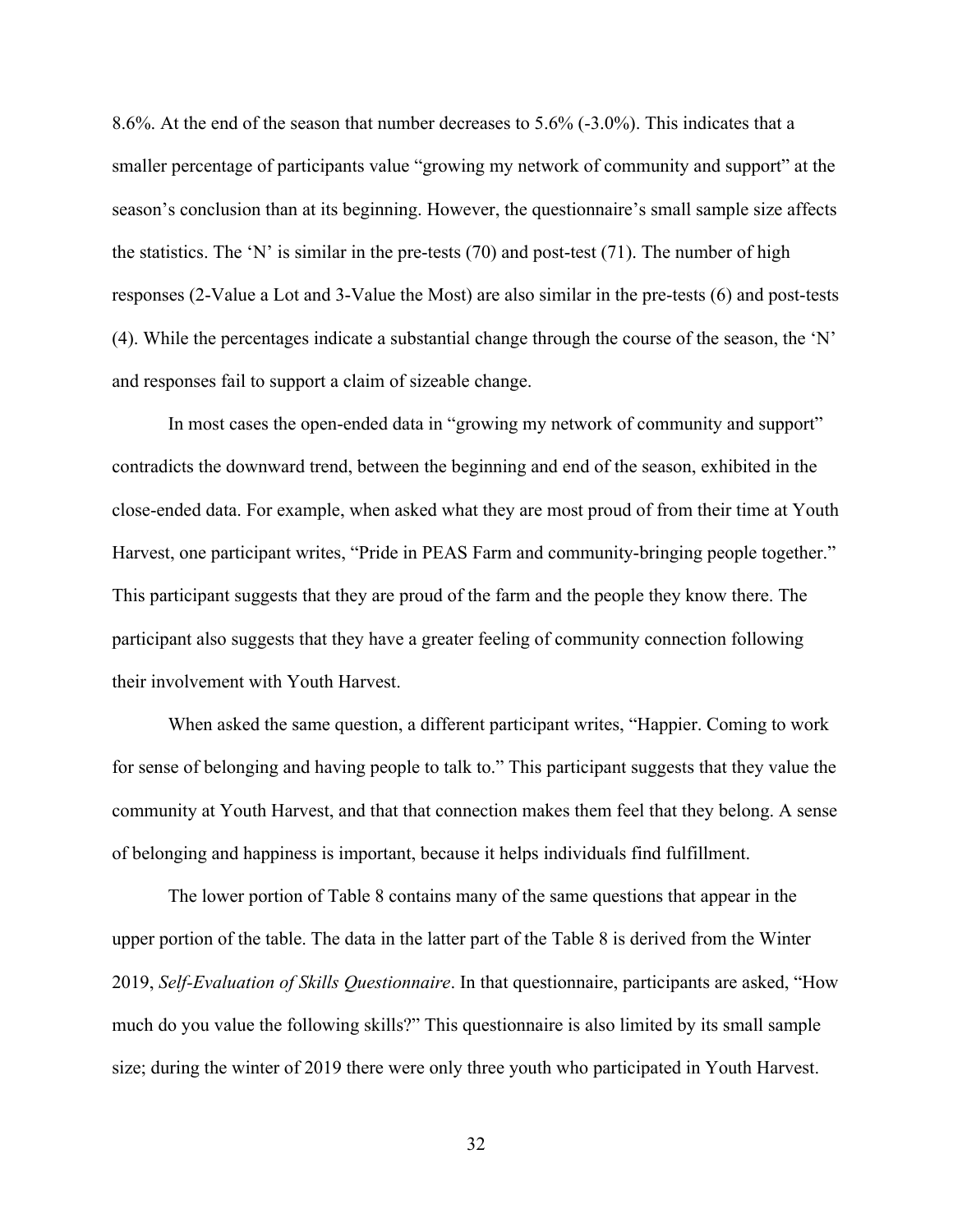8.6%. At the end of the season that number decreases to 5.6% (-3.0%). This indicates that a smaller percentage of participants value "growing my network of community and support" at the season's conclusion than at its beginning. However, the questionnaire's small sample size affects the statistics. The 'N' is similar in the pre-tests (70) and post-test (71). The number of high responses (2-Value a Lot and 3-Value the Most) are also similar in the pre-tests (6) and post-tests (4). While the percentages indicate a substantial change through the course of the season, the 'N' and responses fail to support a claim of sizeable change.

In most cases the open-ended data in "growing my network of community and support" contradicts the downward trend, between the beginning and end of the season, exhibited in the close-ended data. For example, when asked what they are most proud of from their time at Youth Harvest, one participant writes, "Pride in PEAS Farm and community-bringing people together." This participant suggests that they are proud of the farm and the people they know there. The participant also suggests that they have a greater feeling of community connection following their involvement with Youth Harvest.

When asked the same question, a different participant writes, "Happier. Coming to work for sense of belonging and having people to talk to." This participant suggests that they value the community at Youth Harvest, and that that connection makes them feel that they belong. A sense of belonging and happiness is important, because it helps individuals find fulfillment.

The lower portion of Table 8 contains many of the same questions that appear in the upper portion of the table. The data in the latter part of the Table 8 is derived from the Winter 2019, *Self-Evaluation of Skills Questionnaire*. In that questionnaire, participants are asked, "How much do you value the following skills?" This questionnaire is also limited by its small sample size; during the winter of 2019 there were only three youth who participated in Youth Harvest.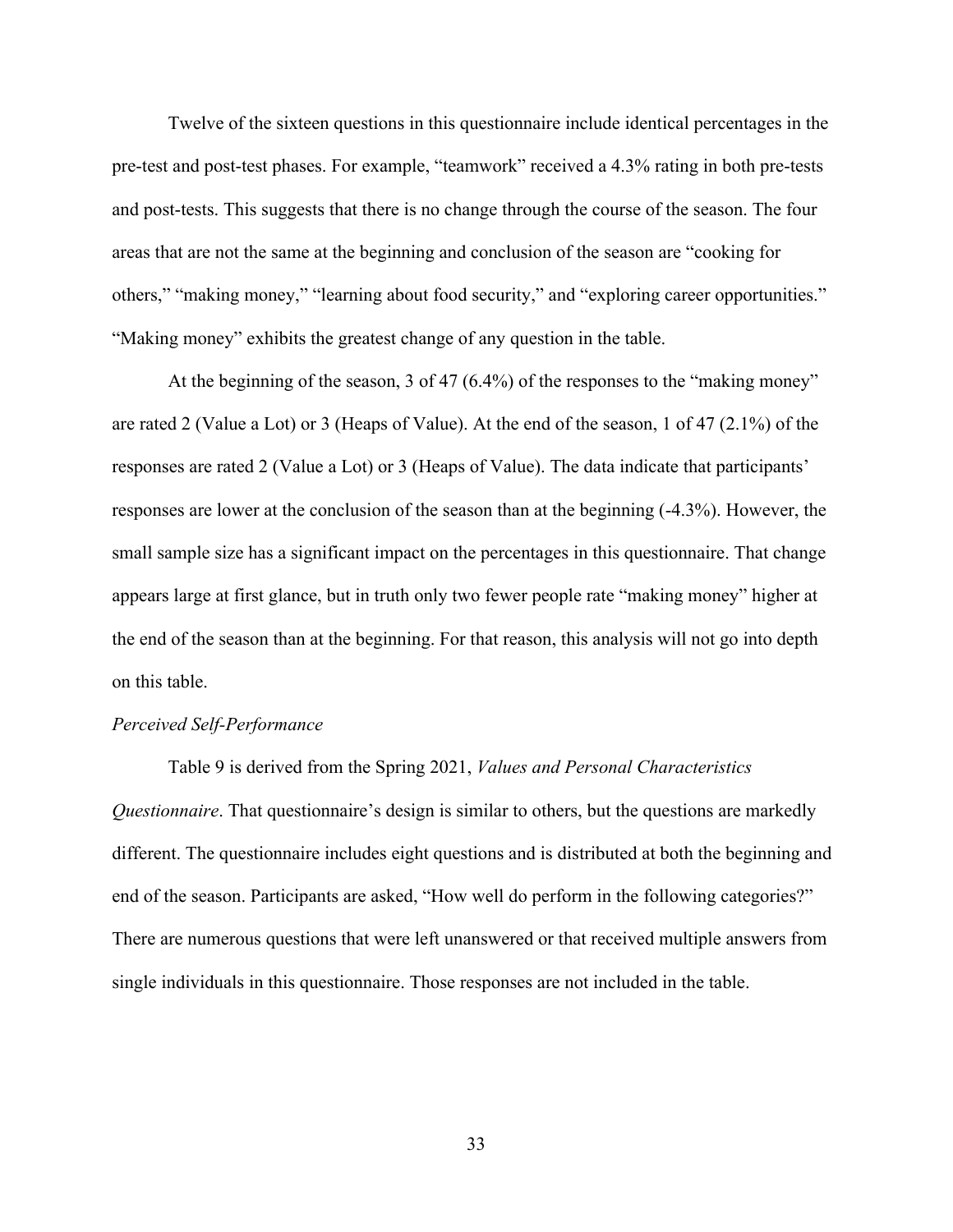Twelve of the sixteen questions in this questionnaire include identical percentages in the pre-test and post-test phases. For example, "teamwork" received a 4.3% rating in both pre-tests and post-tests. This suggests that there is no change through the course of the season. The four areas that are not the same at the beginning and conclusion of the season are "cooking for others," "making money," "learning about food security," and "exploring career opportunities." "Making money" exhibits the greatest change of any question in the table.

At the beginning of the season, 3 of 47 (6.4%) of the responses to the "making money" are rated 2 (Value a Lot) or 3 (Heaps of Value). At the end of the season, 1 of 47 (2.1%) of the responses are rated 2 (Value a Lot) or 3 (Heaps of Value). The data indicate that participants' responses are lower at the conclusion of the season than at the beginning (-4.3%). However, the small sample size has a significant impact on the percentages in this questionnaire. That change appears large at first glance, but in truth only two fewer people rate "making money" higher at the end of the season than at the beginning. For that reason, this analysis will not go into depth on this table.

*Perceived Self-Performance*

Table 9 is derived from the Spring 2021, *Values and Personal Characteristics Questionnaire*. That questionnaire's design is similar to others, but the questions are markedly different. The questionnaire includes eight questions and is distributed at both the beginning and end of the season. Participants are asked, "How well do perform in the following categories?" There are numerous questions that were left unanswered or that received multiple answers from single individuals in this questionnaire. Those responses are not included in the table.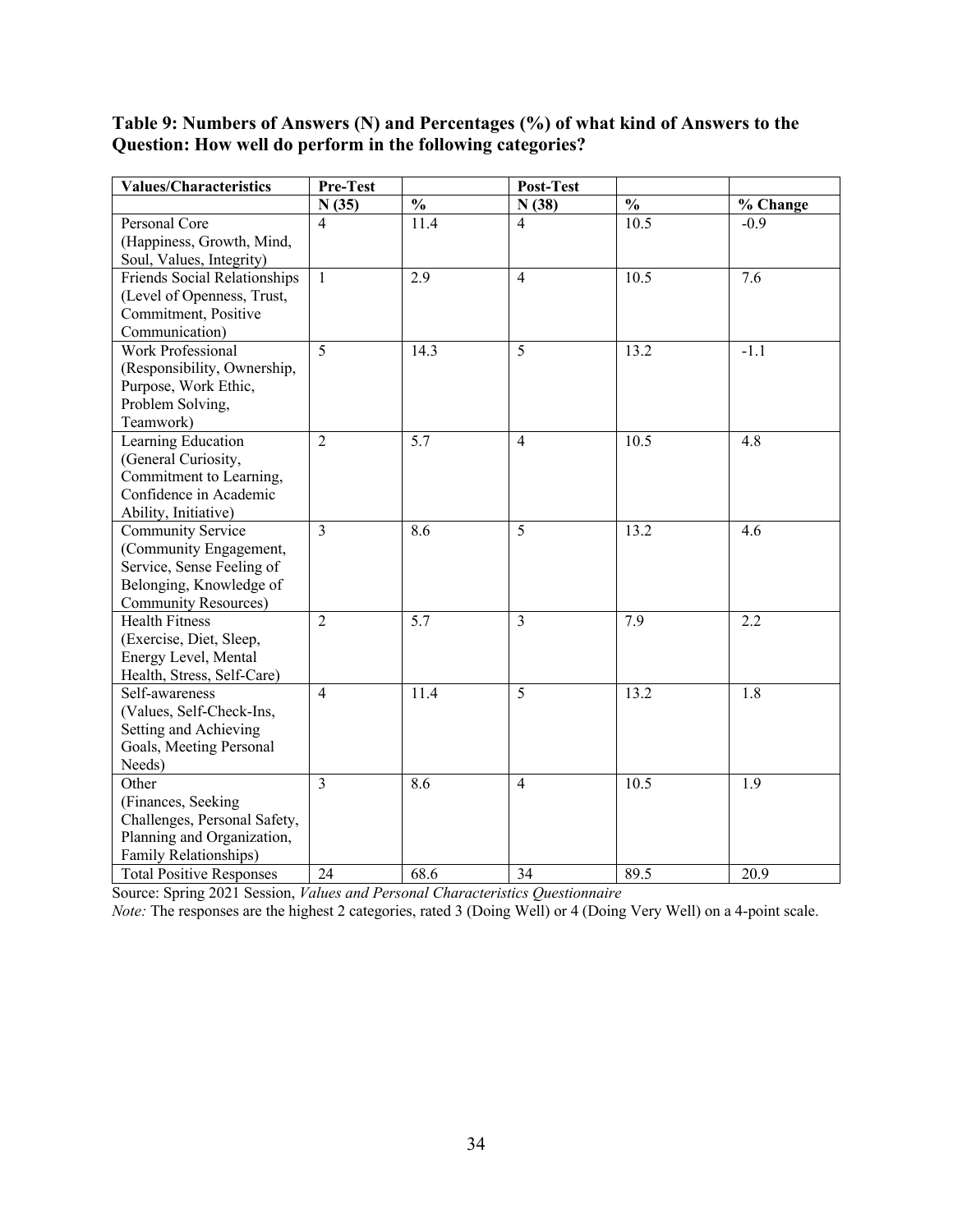**Table 9: Numbers of Answers (N) and Percentages (%) of what kind of Answers to the Question: How well do perform in the following categories?**

| Values/Characteristics | Pre-Test | | Post-Test | | |
|---|---|---|---|---|---|
| | N (35) | % | N (38) | % | % Change |
| Personal Core (Happiness, Growth, Mind, Soul, Values, Integrity) | 4 | 11.4 | 4 | 10.5 | -0.9 |
| Friends Social Relationships (Level of Openness, Trust, Commitment, Positive Communication) | 1 | 2.9 | 4 | 10.5 | 7.6 |
| Work Professional (Responsibility, Ownership, Purpose, Work Ethic, Problem Solving, Teamwork) | 5 | 14.3 | 5 | 13.2 | -1.1 |
| Learning Education (General Curiosity, Commitment to Learning, Confidence in Academic Ability, Initiative) | 2 | 5.7 | 4 | 10.5 | 4.8 |
| Community Service (Community Engagement, Service, Sense Feeling of Belonging, Knowledge of Community Resources) | 3 | 8.6 | 5 | 13.2 | 4.6 |
| Health Fitness (Exercise, Diet, Sleep, Energy Level, Mental Health, Stress, Self-Care) | 2 | 5.7 | 3 | 7.9 | 2.2 |
| Self-awareness (Values, Self-Check-Ins, Setting and Achieving Goals, Meeting Personal Needs) | 4 | 11.4 | 5 | 13.2 | 1.8 |
| Other (Finances, Seeking Challenges, Personal Safety, Planning and Organization, Family Relationships) | 3 | 8.6 | 4 | 10.5 | 1.9 |
| Total Positive Responses | 24 | 68.6 | 34 | 89.5 | 20.9 |

Source: Spring 2021 Session, *Values and Personal Characteristics Questionnaire*

*Note:* The responses are the highest 2 categories, rated 3 (Doing Well) or 4 (Doing Very Well) on a 4-point scale.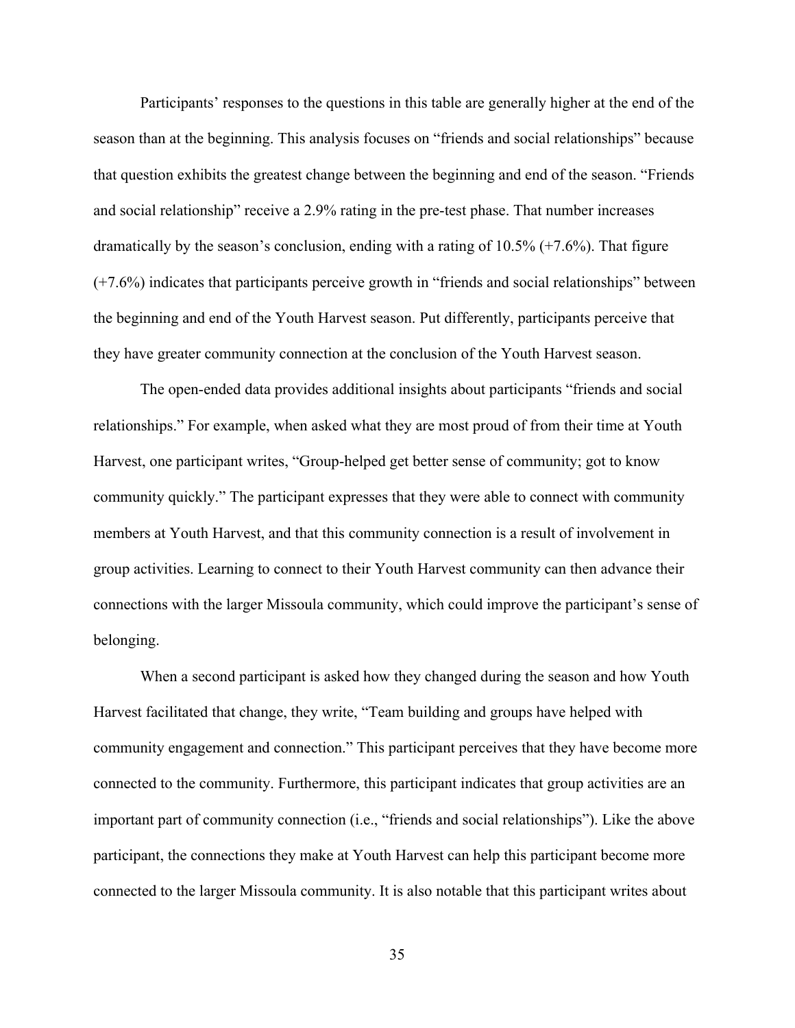Participants' responses to the questions in this table are generally higher at the end of the season than at the beginning. This analysis focuses on "friends and social relationships" because that question exhibits the greatest change between the beginning and end of the season. "Friends and social relationship" receive a 2.9% rating in the pre-test phase. That number increases dramatically by the season's conclusion, ending with a rating of 10.5% (+7.6%). That figure (+7.6%) indicates that participants perceive growth in "friends and social relationships" between the beginning and end of the Youth Harvest season. Put differently, participants perceive that they have greater community connection at the conclusion of the Youth Harvest season.

The open-ended data provides additional insights about participants "friends and social relationships." For example, when asked what they are most proud of from their time at Youth Harvest, one participant writes, "Group-helped get better sense of community; got to know community quickly." The participant expresses that they were able to connect with community members at Youth Harvest, and that this community connection is a result of involvement in group activities. Learning to connect to their Youth Harvest community can then advance their connections with the larger Missoula community, which could improve the participant's sense of belonging.

When a second participant is asked how they changed during the season and how Youth Harvest facilitated that change, they write, "Team building and groups have helped with community engagement and connection." This participant perceives that they have become more connected to the community. Furthermore, this participant indicates that group activities are an important part of community connection (i.e., "friends and social relationships"). Like the above participant, the connections they make at Youth Harvest can help this participant become more connected to the larger Missoula community. It is also notable that this participant writes about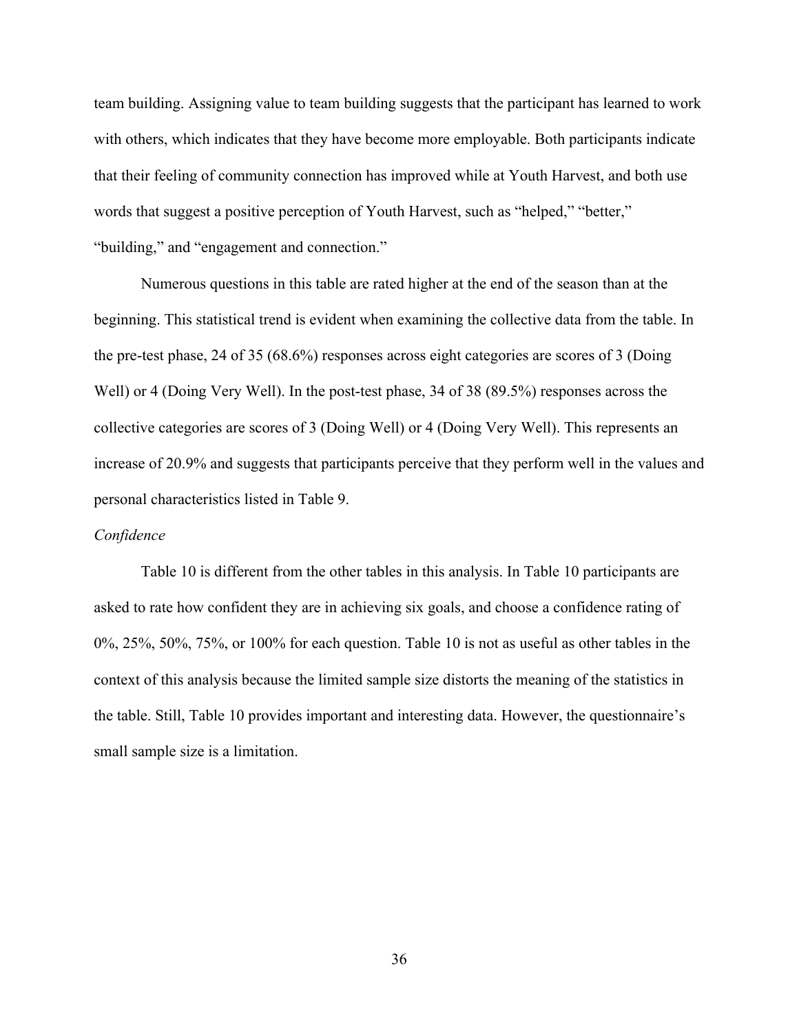team building. Assigning value to team building suggests that the participant has learned to work with others, which indicates that they have become more employable. Both participants indicate that their feeling of community connection has improved while at Youth Harvest, and both use words that suggest a positive perception of Youth Harvest, such as "helped," "better," "building," and "engagement and connection."

Numerous questions in this table are rated higher at the end of the season than at the beginning. This statistical trend is evident when examining the collective data from the table. In the pre-test phase, 24 of 35 (68.6%) responses across eight categories are scores of 3 (Doing Well) or 4 (Doing Very Well). In the post-test phase, 34 of 38 (89.5%) responses across the collective categories are scores of 3 (Doing Well) or 4 (Doing Very Well). This represents an increase of 20.9% and suggests that participants perceive that they perform well in the values and personal characteristics listed in Table 9.

*Confidence*

Table 10 is different from the other tables in this analysis. In Table 10 participants are asked to rate how confident they are in achieving six goals, and choose a confidence rating of 0%, 25%, 50%, 75%, or 100% for each question. Table 10 is not as useful as other tables in the context of this analysis because the limited sample size distorts the meaning of the statistics in the table. Still, Table 10 provides important and interesting data. However, the questionnaire's small sample size is a limitation.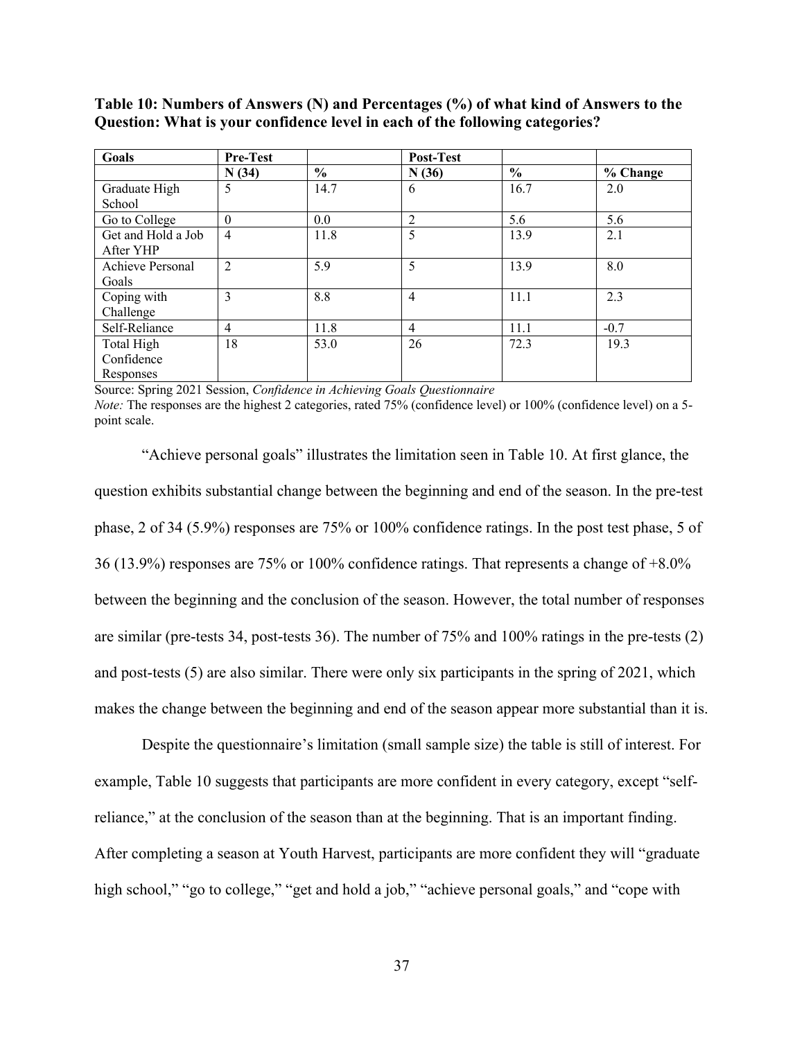**Table 10: Numbers of Answers (N) and Percentages (%) of what kind of Answers to the Question: What is your confidence level in each of the following categories?**

| Goals | Pre-Test | | Post-Test | | |
|---|---|---|---|---|---|
| | N (34) | % | N (36) | % | % Change |
| Graduate High School | 5 | 14.7 | 6 | 16.7 | 2.0 |
| Go to College | 0 | 0.0 | 2 | 5.6 | 5.6 |
| Get and Hold a Job After YHP | 4 | 11.8 | 5 | 13.9 | 2.1 |
| Achieve Personal Goals | 2 | 5.9 | 5 | 13.9 | 8.0 |
| Coping with Challenge | 3 | 8.8 | 4 | 11.1 | 2.3 |
| Self-Reliance | 4 | 11.8 | 4 | 11.1 | -0.7 |
| Total High Confidence Responses | 18 | 53.0 | 26 | 72.3 | 19.3 |

Source: Spring 2021 Session, *Confidence in Achieving Goals Questionnaire*

*Note:* The responses are the highest 2 categories, rated 75% (confidence level) or 100% (confidence level) on a 5-point scale.

"Achieve personal goals" illustrates the limitation seen in Table 10. At first glance, the question exhibits substantial change between the beginning and end of the season. In the pre-test phase, 2 of 34 (5.9%) responses are 75% or 100% confidence ratings. In the post test phase, 5 of 36 (13.9%) responses are 75% or 100% confidence ratings. That represents a change of +8.0% between the beginning and the conclusion of the season. However, the total number of responses are similar (pre-tests 34, post-tests 36). The number of 75% and 100% ratings in the pre-tests (2) and post-tests (5) are also similar. There were only six participants in the spring of 2021, which makes the change between the beginning and end of the season appear more substantial than it is.

Despite the questionnaire's limitation (small sample size) the table is still of interest. For example, Table 10 suggests that participants are more confident in every category, except "self-reliance," at the conclusion of the season than at the beginning. That is an important finding. After completing a season at Youth Harvest, participants are more confident they will "graduate high school," "go to college," "get and hold a job," "achieve personal goals," and "cope with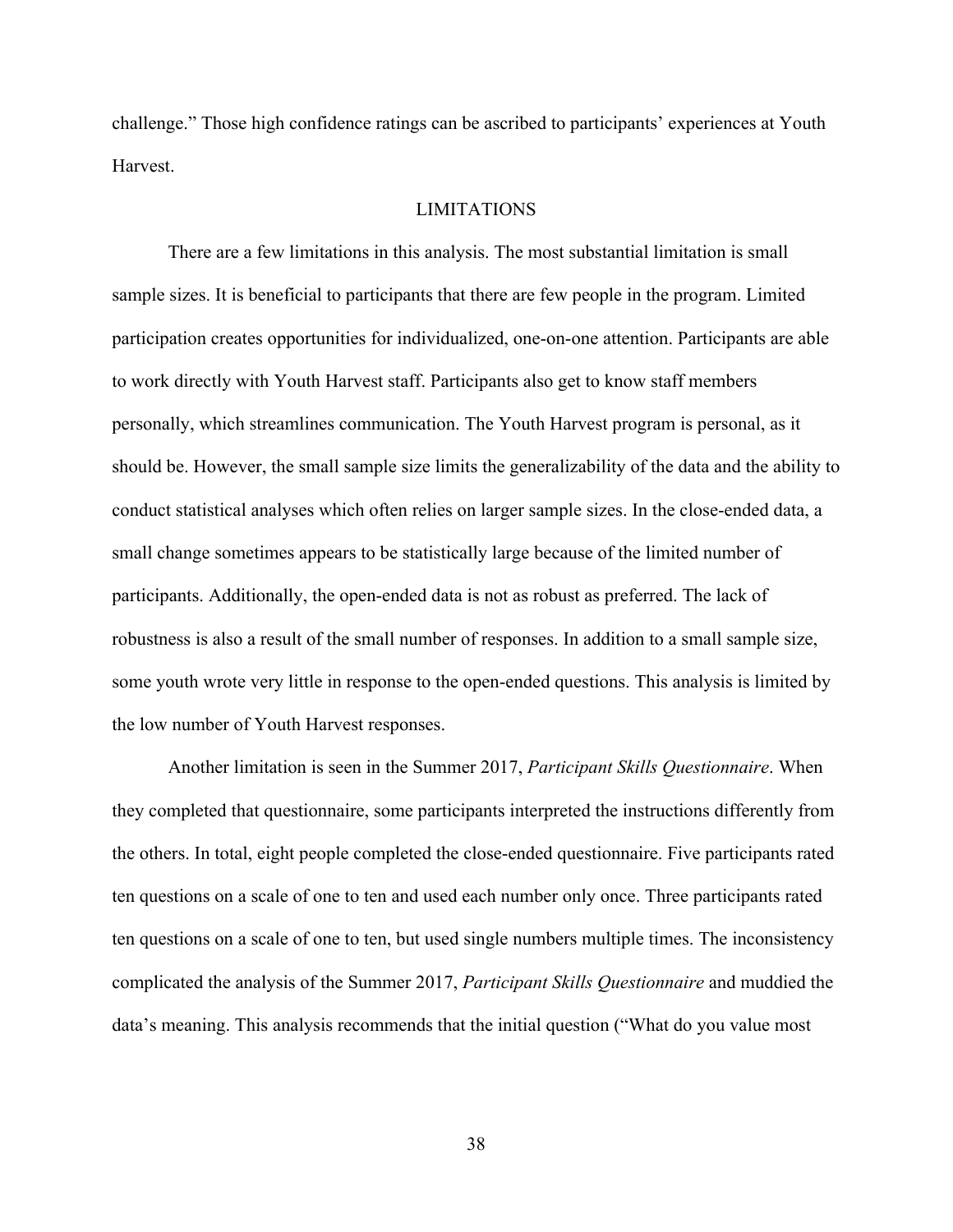challenge." Those high confidence ratings can be ascribed to participants' experiences at Youth Harvest.

## LIMITATIONS

There are a few limitations in this analysis. The most substantial limitation is small sample sizes. It is beneficial to participants that there are few people in the program. Limited participation creates opportunities for individualized, one-on-one attention. Participants are able to work directly with Youth Harvest staff. Participants also get to know staff members personally, which streamlines communication. The Youth Harvest program is personal, as it should be. However, the small sample size limits the generalizability of the data and the ability to conduct statistical analyses which often relies on larger sample sizes. In the close-ended data, a small change sometimes appears to be statistically large because of the limited number of participants. Additionally, the open-ended data is not as robust as preferred. The lack of robustness is also a result of the small number of responses. In addition to a small sample size, some youth wrote very little in response to the open-ended questions. This analysis is limited by the low number of Youth Harvest responses.

Another limitation is seen in the Summer 2017, *Participant Skills Questionnaire*. When they completed that questionnaire, some participants interpreted the instructions differently from the others. In total, eight people completed the close-ended questionnaire. Five participants rated ten questions on a scale of one to ten and used each number only once. Three participants rated ten questions on a scale of one to ten, but used single numbers multiple times. The inconsistency complicated the analysis of the Summer 2017, *Participant Skills Questionnaire* and muddied the data's meaning. This analysis recommends that the initial question ("What do you value most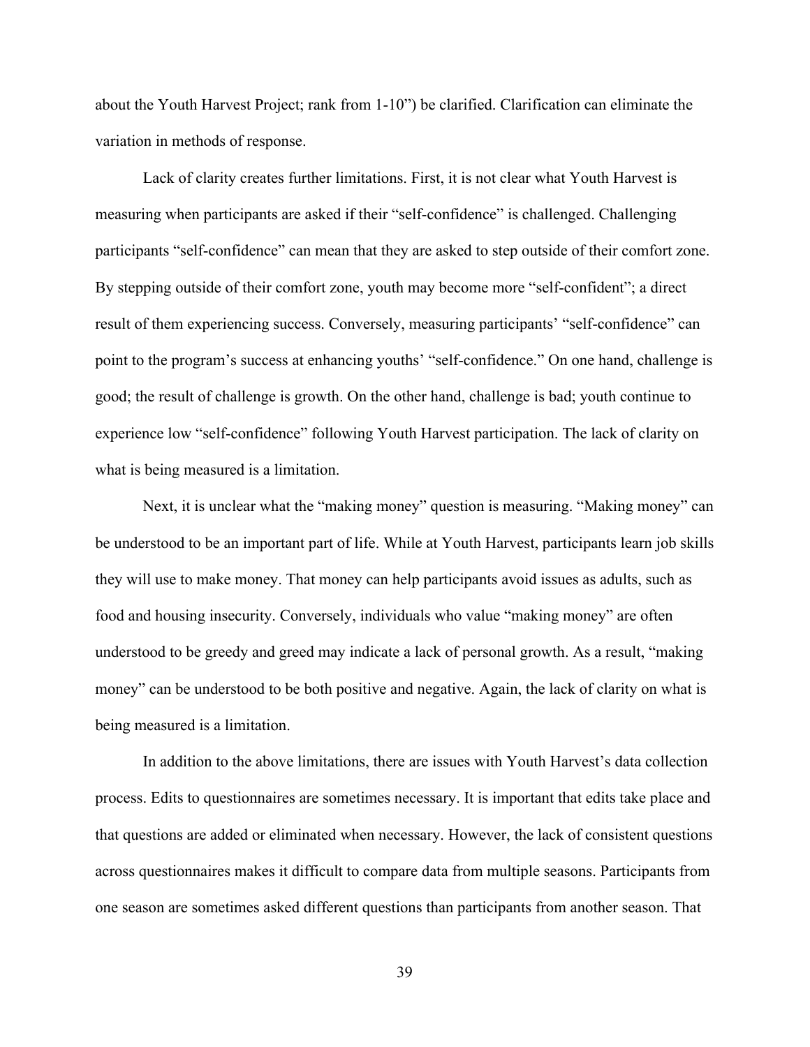about the Youth Harvest Project; rank from 1-10") be clarified. Clarification can eliminate the variation in methods of response.

Lack of clarity creates further limitations. First, it is not clear what Youth Harvest is measuring when participants are asked if their "self-confidence" is challenged. Challenging participants "self-confidence" can mean that they are asked to step outside of their comfort zone. By stepping outside of their comfort zone, youth may become more "self-confident"; a direct result of them experiencing success. Conversely, measuring participants' "self-confidence" can point to the program's success at enhancing youths' "self-confidence." On one hand, challenge is good; the result of challenge is growth. On the other hand, challenge is bad; youth continue to experience low "self-confidence" following Youth Harvest participation. The lack of clarity on what is being measured is a limitation.

Next, it is unclear what the "making money" question is measuring. "Making money" can be understood to be an important part of life. While at Youth Harvest, participants learn job skills they will use to make money. That money can help participants avoid issues as adults, such as food and housing insecurity. Conversely, individuals who value "making money" are often understood to be greedy and greed may indicate a lack of personal growth. As a result, "making money" can be understood to be both positive and negative. Again, the lack of clarity on what is being measured is a limitation.

In addition to the above limitations, there are issues with Youth Harvest's data collection process. Edits to questionnaires are sometimes necessary. It is important that edits take place and that questions are added or eliminated when necessary. However, the lack of consistent questions across questionnaires makes it difficult to compare data from multiple seasons. Participants from one season are sometimes asked different questions than participants from another season. That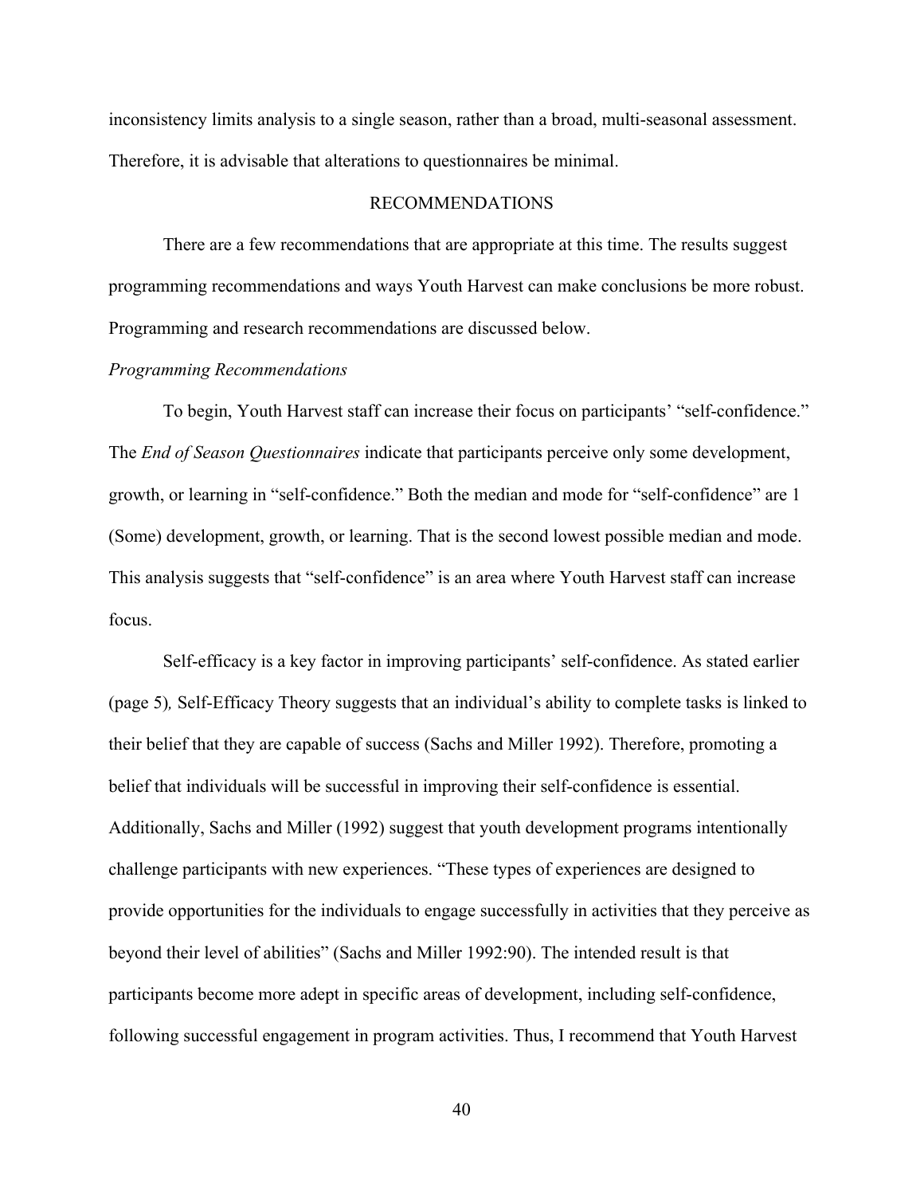inconsistency limits analysis to a single season, rather than a broad, multi-seasonal assessment. Therefore, it is advisable that alterations to questionnaires be minimal.

## RECOMMENDATIONS

There are a few recommendations that are appropriate at this time. The results suggest programming recommendations and ways Youth Harvest can make conclusions be more robust. Programming and research recommendations are discussed below.

### *Programming Recommendations*

To begin, Youth Harvest staff can increase their focus on participants' "self-confidence." The *End of Season Questionnaires* indicate that participants perceive only some development, growth, or learning in "self-confidence." Both the median and mode for "self-confidence" are 1 (Some) development, growth, or learning. That is the second lowest possible median and mode. This analysis suggests that "self-confidence" is an area where Youth Harvest staff can increase focus.

Self-efficacy is a key factor in improving participants' self-confidence. As stated earlier (page 5)*,* Self-Efficacy Theory suggests that an individual's ability to complete tasks is linked to their belief that they are capable of success (Sachs and Miller 1992). Therefore, promoting a belief that individuals will be successful in improving their self-confidence is essential. Additionally, Sachs and Miller (1992) suggest that youth development programs intentionally challenge participants with new experiences. "These types of experiences are designed to provide opportunities for the individuals to engage successfully in activities that they perceive as beyond their level of abilities" (Sachs and Miller 1992:90). The intended result is that participants become more adept in specific areas of development, including self-confidence, following successful engagement in program activities. Thus, I recommend that Youth Harvest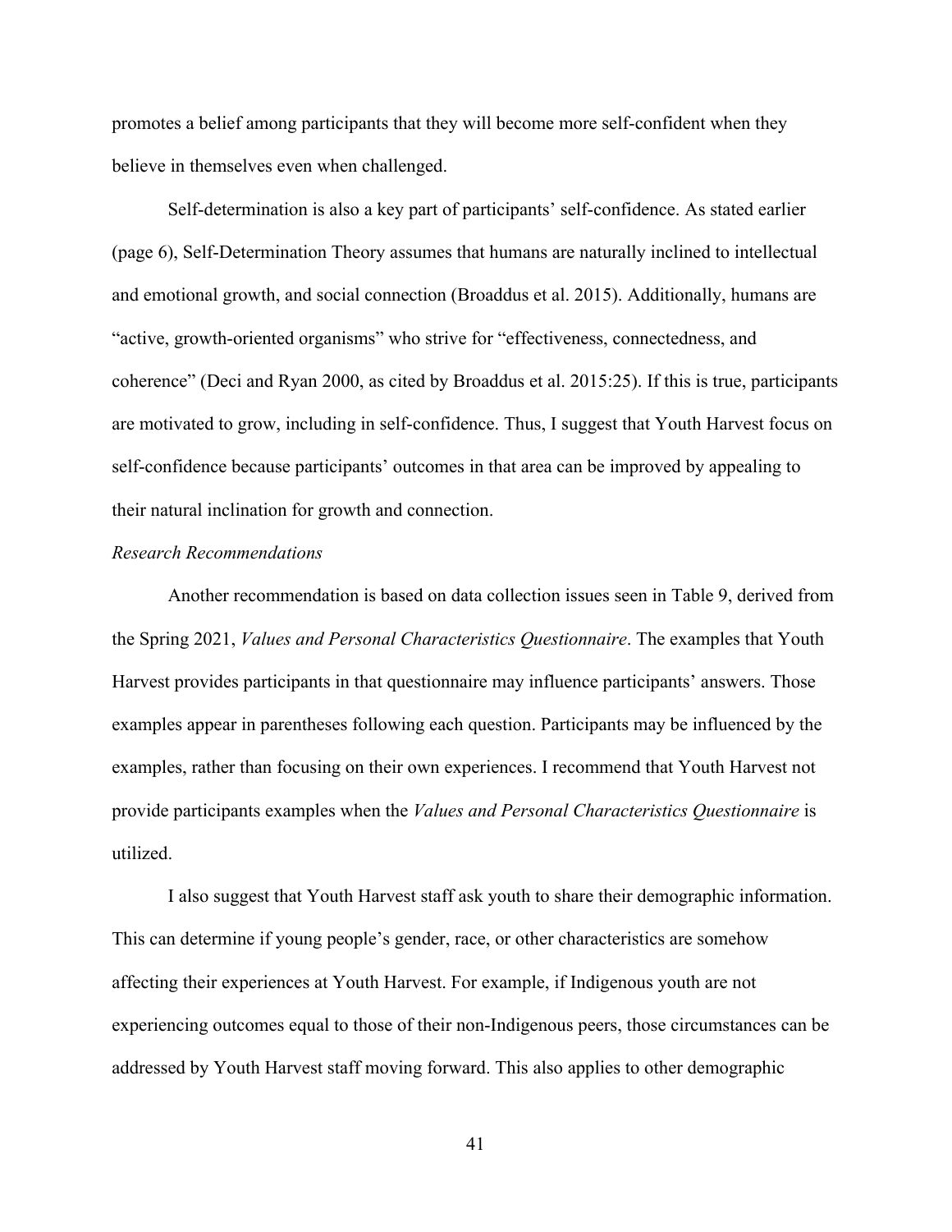promotes a belief among participants that they will become more self-confident when they believe in themselves even when challenged.

Self-determination is also a key part of participants' self-confidence. As stated earlier (page 6), Self-Determination Theory assumes that humans are naturally inclined to intellectual and emotional growth, and social connection (Broaddus et al. 2015). Additionally, humans are "active, growth-oriented organisms" who strive for "effectiveness, connectedness, and coherence" (Deci and Ryan 2000, as cited by Broaddus et al. 2015:25). If this is true, participants are motivated to grow, including in self-confidence. Thus, I suggest that Youth Harvest focus on self-confidence because participants' outcomes in that area can be improved by appealing to their natural inclination for growth and connection.

*Research Recommendations*

Another recommendation is based on data collection issues seen in Table 9, derived from the Spring 2021, *Values and Personal Characteristics Questionnaire*. The examples that Youth Harvest provides participants in that questionnaire may influence participants' answers. Those examples appear in parentheses following each question. Participants may be influenced by the examples, rather than focusing on their own experiences. I recommend that Youth Harvest not provide participants examples when the *Values and Personal Characteristics Questionnaire* is utilized.

I also suggest that Youth Harvest staff ask youth to share their demographic information. This can determine if young people's gender, race, or other characteristics are somehow affecting their experiences at Youth Harvest. For example, if Indigenous youth are not experiencing outcomes equal to those of their non-Indigenous peers, those circumstances can be addressed by Youth Harvest staff moving forward. This also applies to other demographic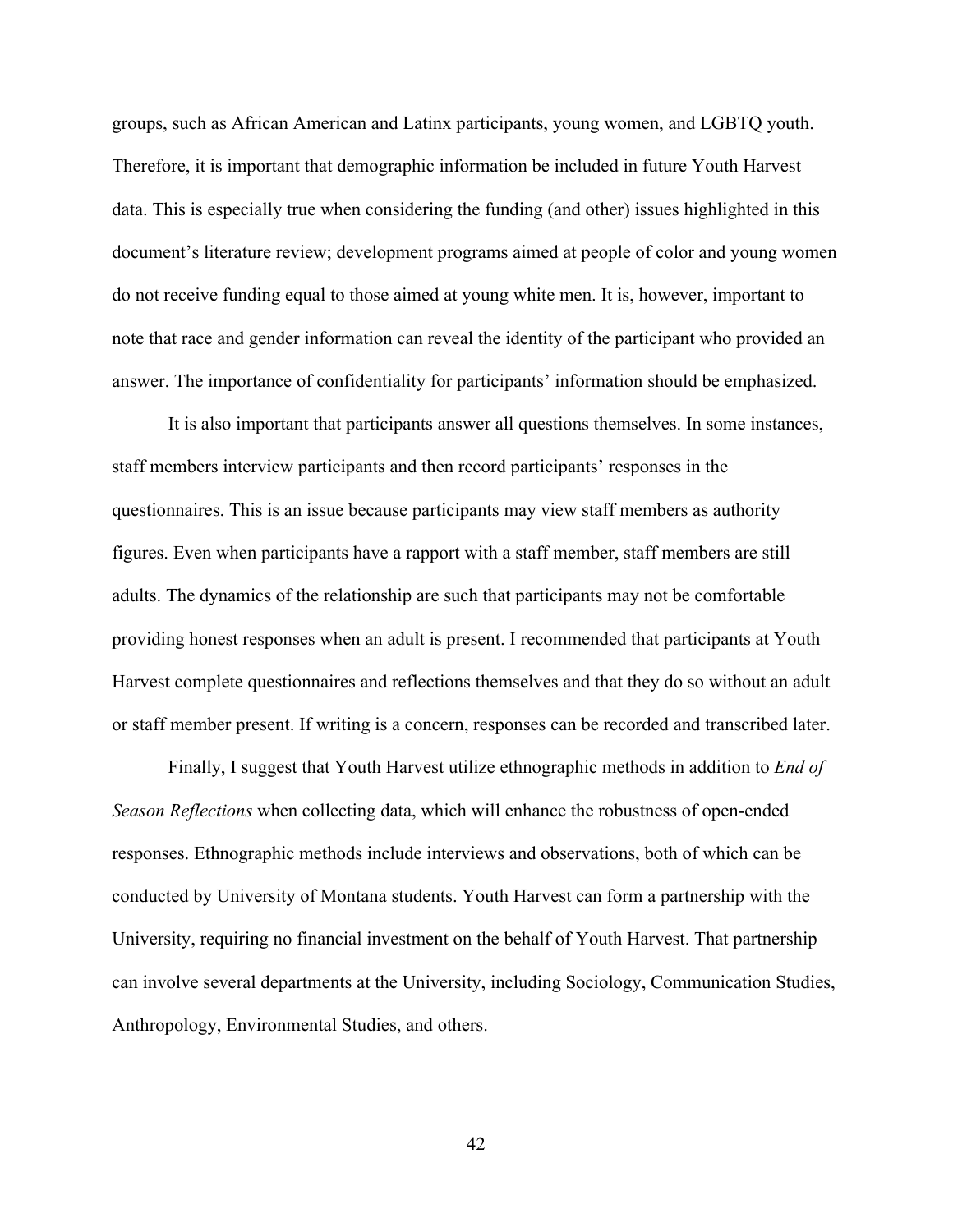groups, such as African American and Latinx participants, young women, and LGBTQ youth. Therefore, it is important that demographic information be included in future Youth Harvest data. This is especially true when considering the funding (and other) issues highlighted in this document's literature review; development programs aimed at people of color and young women do not receive funding equal to those aimed at young white men. It is, however, important to note that race and gender information can reveal the identity of the participant who provided an answer. The importance of confidentiality for participants' information should be emphasized.

It is also important that participants answer all questions themselves. In some instances, staff members interview participants and then record participants' responses in the questionnaires. This is an issue because participants may view staff members as authority figures. Even when participants have a rapport with a staff member, staff members are still adults. The dynamics of the relationship are such that participants may not be comfortable providing honest responses when an adult is present. I recommended that participants at Youth Harvest complete questionnaires and reflections themselves and that they do so without an adult or staff member present. If writing is a concern, responses can be recorded and transcribed later.

Finally, I suggest that Youth Harvest utilize ethnographic methods in addition to *End of Season Reflections* when collecting data, which will enhance the robustness of open-ended responses. Ethnographic methods include interviews and observations, both of which can be conducted by University of Montana students. Youth Harvest can form a partnership with the University, requiring no financial investment on the behalf of Youth Harvest. That partnership can involve several departments at the University, including Sociology, Communication Studies, Anthropology, Environmental Studies, and others.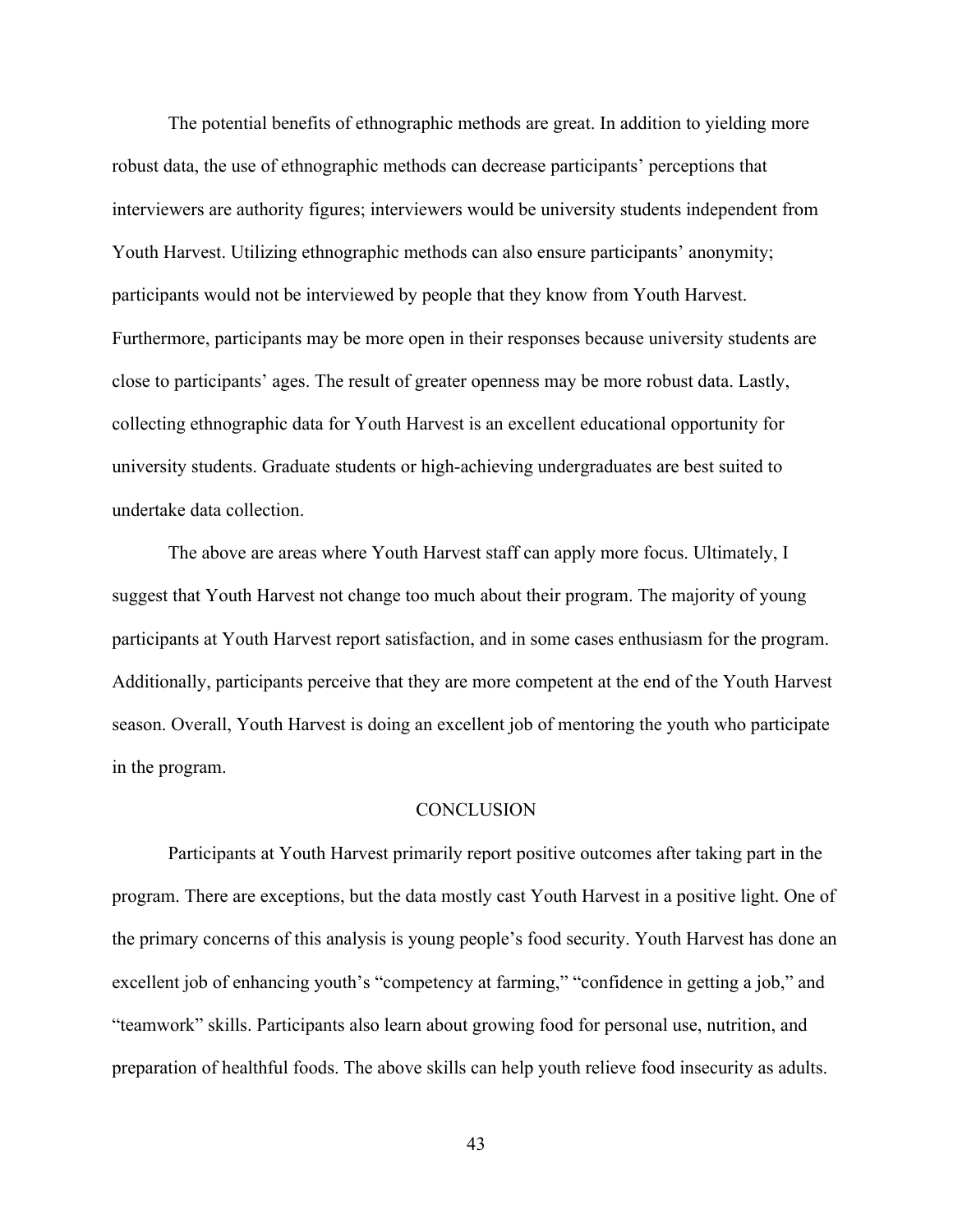The potential benefits of ethnographic methods are great. In addition to yielding more robust data, the use of ethnographic methods can decrease participants' perceptions that interviewers are authority figures; interviewers would be university students independent from Youth Harvest. Utilizing ethnographic methods can also ensure participants' anonymity; participants would not be interviewed by people that they know from Youth Harvest. Furthermore, participants may be more open in their responses because university students are close to participants' ages. The result of greater openness may be more robust data. Lastly, collecting ethnographic data for Youth Harvest is an excellent educational opportunity for university students. Graduate students or high-achieving undergraduates are best suited to undertake data collection.

The above are areas where Youth Harvest staff can apply more focus. Ultimately, I suggest that Youth Harvest not change too much about their program. The majority of young participants at Youth Harvest report satisfaction, and in some cases enthusiasm for the program. Additionally, participants perceive that they are more competent at the end of the Youth Harvest season. Overall, Youth Harvest is doing an excellent job of mentoring the youth who participate in the program.

## CONCLUSION

Participants at Youth Harvest primarily report positive outcomes after taking part in the program. There are exceptions, but the data mostly cast Youth Harvest in a positive light. One of the primary concerns of this analysis is young people's food security. Youth Harvest has done an excellent job of enhancing youth's "competency at farming," "confidence in getting a job," and "teamwork" skills. Participants also learn about growing food for personal use, nutrition, and preparation of healthful foods. The above skills can help youth relieve food insecurity as adults.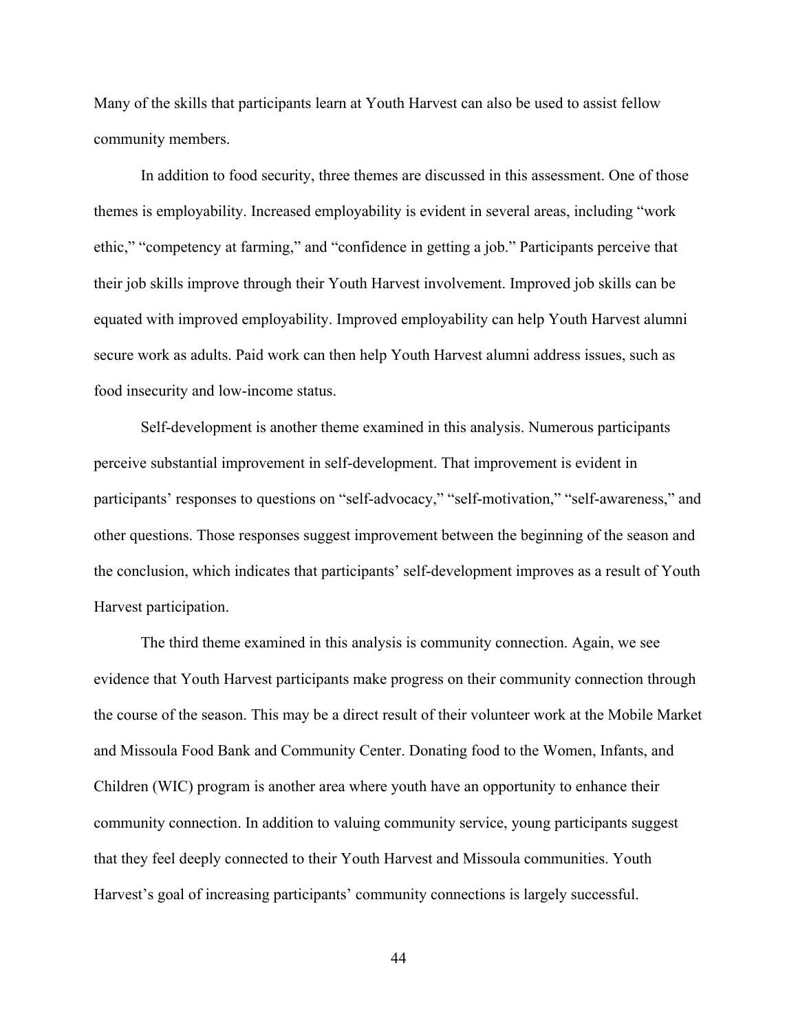Many of the skills that participants learn at Youth Harvest can also be used to assist fellow community members.

In addition to food security, three themes are discussed in this assessment. One of those themes is employability. Increased employability is evident in several areas, including "work ethic," "competency at farming," and "confidence in getting a job." Participants perceive that their job skills improve through their Youth Harvest involvement. Improved job skills can be equated with improved employability. Improved employability can help Youth Harvest alumni secure work as adults. Paid work can then help Youth Harvest alumni address issues, such as food insecurity and low-income status.

Self-development is another theme examined in this analysis. Numerous participants perceive substantial improvement in self-development. That improvement is evident in participants' responses to questions on "self-advocacy," "self-motivation," "self-awareness," and other questions. Those responses suggest improvement between the beginning of the season and the conclusion, which indicates that participants' self-development improves as a result of Youth Harvest participation.

The third theme examined in this analysis is community connection. Again, we see evidence that Youth Harvest participants make progress on their community connection through the course of the season. This may be a direct result of their volunteer work at the Mobile Market and Missoula Food Bank and Community Center. Donating food to the Women, Infants, and Children (WIC) program is another area where youth have an opportunity to enhance their community connection. In addition to valuing community service, young participants suggest that they feel deeply connected to their Youth Harvest and Missoula communities. Youth Harvest's goal of increasing participants' community connections is largely successful.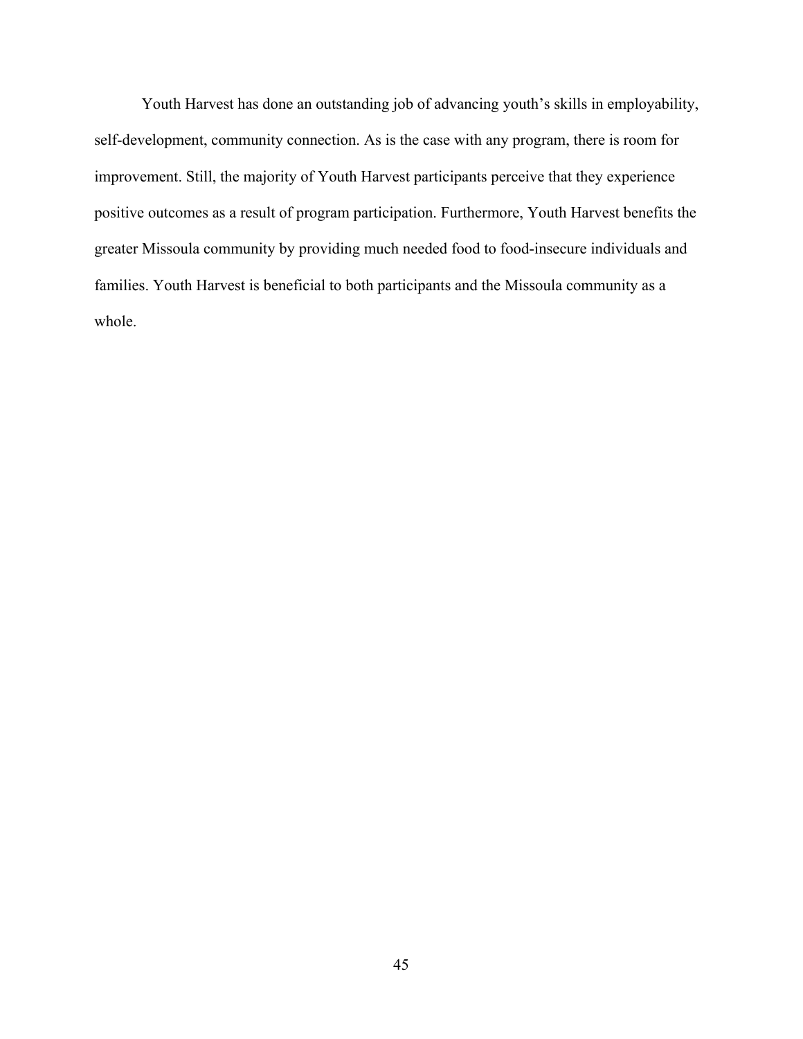Youth Harvest has done an outstanding job of advancing youth's skills in employability, self-development, community connection. As is the case with any program, there is room for improvement. Still, the majority of Youth Harvest participants perceive that they experience positive outcomes as a result of program participation. Furthermore, Youth Harvest benefits the greater Missoula community by providing much needed food to food-insecure individuals and families. Youth Harvest is beneficial to both participants and the Missoula community as a whole.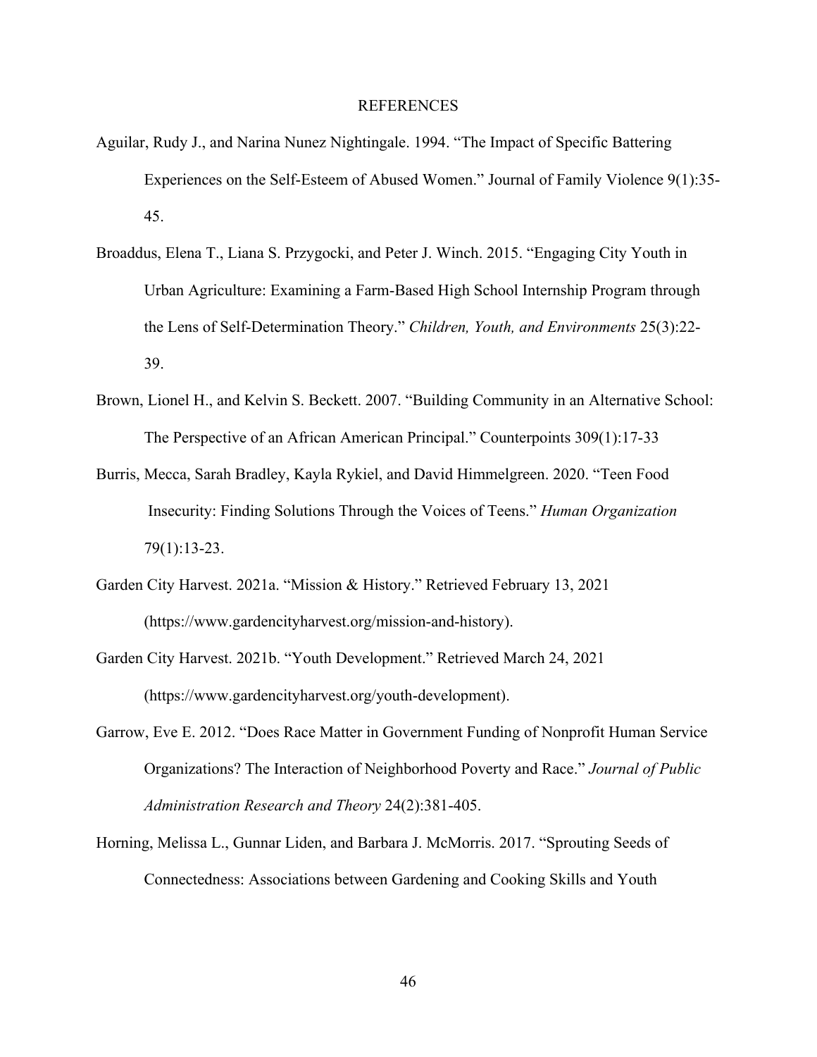# REFERENCES

Aguilar, Rudy J., and Narina Nunez Nightingale. 1994. "The Impact of Specific Battering Experiences on the Self-Esteem of Abused Women." Journal of Family Violence 9(1):35-45.

Broaddus, Elena T., Liana S. Przygocki, and Peter J. Winch. 2015. "Engaging City Youth in Urban Agriculture: Examining a Farm-Based High School Internship Program through the Lens of Self-Determination Theory." *Children, Youth, and Environments* 25(3):22-39.

Brown, Lionel H., and Kelvin S. Beckett. 2007. "Building Community in an Alternative School: The Perspective of an African American Principal." Counterpoints 309(1):17-33

Burris, Mecca, Sarah Bradley, Kayla Rykiel, and David Himmelgreen. 2020. "Teen Food Insecurity: Finding Solutions Through the Voices of Teens." *Human Organization* 79(1):13-23.

Garden City Harvest. 2021a. "Mission & History." Retrieved February 13, 2021 (https://www.gardencityharvest.org/mission-and-history).

Garden City Harvest. 2021b. "Youth Development." Retrieved March 24, 2021 (https://www.gardencityharvest.org/youth-development).

Garrow, Eve E. 2012. "Does Race Matter in Government Funding of Nonprofit Human Service Organizations? The Interaction of Neighborhood Poverty and Race." *Journal of Public Administration Research and Theory* 24(2):381-405.

Horning, Melissa L., Gunnar Liden, and Barbara J. McMorris. 2017. "Sprouting Seeds of Connectedness: Associations between Gardening and Cooking Skills and Youth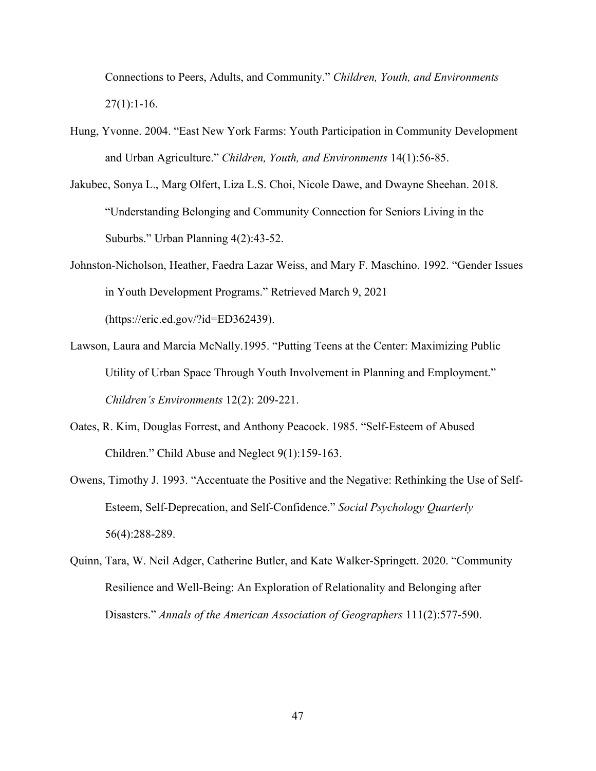Connections to Peers, Adults, and Community." *Children, Youth, and Environments* 27(1):1-16.

Hung, Yvonne. 2004. "East New York Farms: Youth Participation in Community Development and Urban Agriculture." *Children, Youth, and Environments* 14(1):56-85.

Jakubec, Sonya L., Marg Olfert, Liza L.S. Choi, Nicole Dawe, and Dwayne Sheehan. 2018. "Understanding Belonging and Community Connection for Seniors Living in the Suburbs." Urban Planning 4(2):43-52.

Johnston-Nicholson, Heather, Faedra Lazar Weiss, and Mary F. Maschino. 1992. "Gender Issues in Youth Development Programs." Retrieved March 9, 2021 (https://eric.ed.gov/?id=ED362439).

Lawson, Laura and Marcia McNally.1995. "Putting Teens at the Center: Maximizing Public Utility of Urban Space Through Youth Involvement in Planning and Employment." *Children's Environments* 12(2): 209-221.

Oates, R. Kim, Douglas Forrest, and Anthony Peacock. 1985. "Self-Esteem of Abused Children." Child Abuse and Neglect 9(1):159-163.

Owens, Timothy J. 1993. "Accentuate the Positive and the Negative: Rethinking the Use of Self-Esteem, Self-Deprecation, and Self-Confidence." *Social Psychology Quarterly* 56(4):288-289.

Quinn, Tara, W. Neil Adger, Catherine Butler, and Kate Walker-Springett. 2020. "Community Resilience and Well-Being: An Exploration of Relationality and Belonging after Disasters." *Annals of the American Association of Geographers* 111(2):577-590.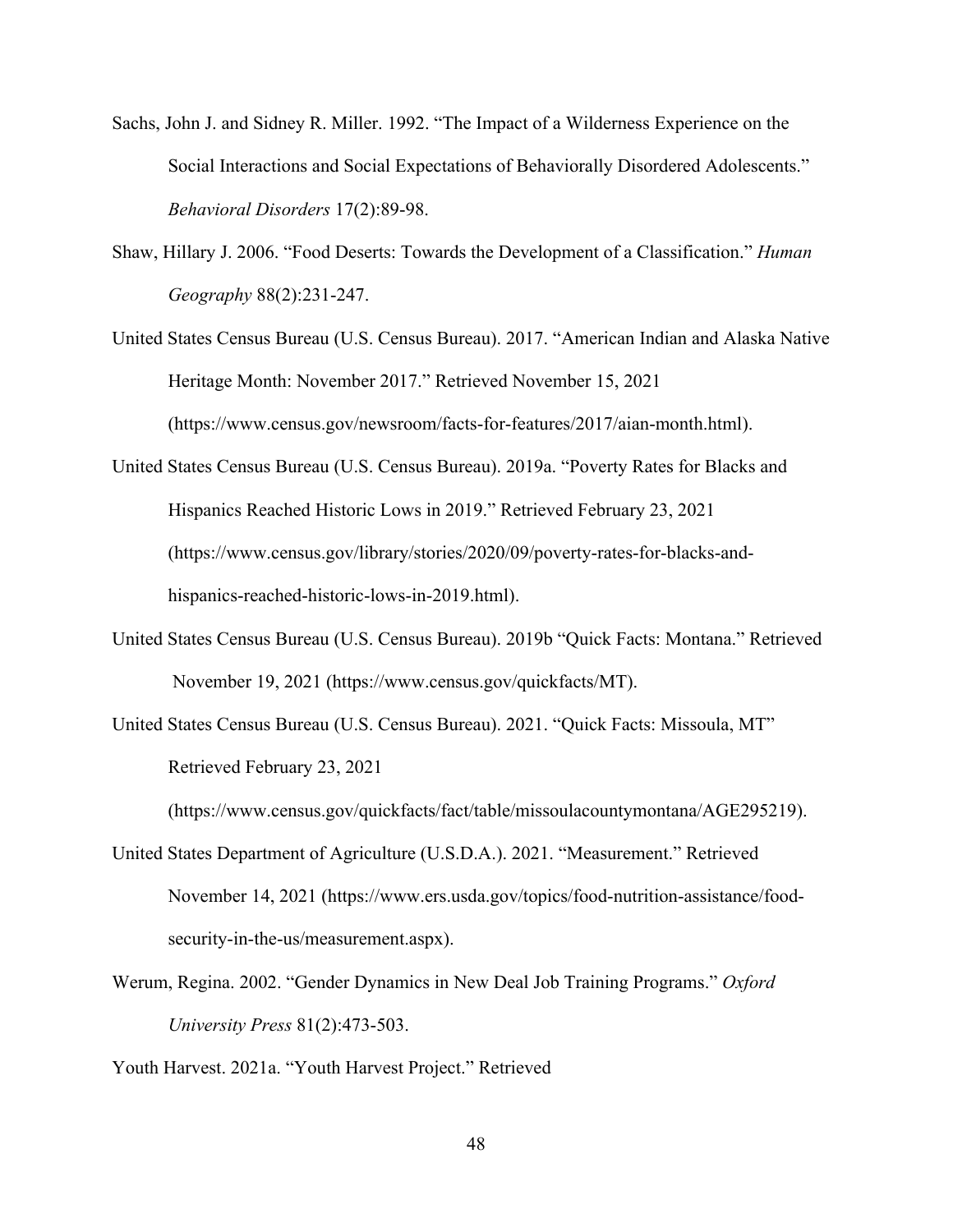Sachs, John J. and Sidney R. Miller. 1992. "The Impact of a Wilderness Experience on the Social Interactions and Social Expectations of Behaviorally Disordered Adolescents." *Behavioral Disorders* 17(2):89-98.

Shaw, Hillary J. 2006. "Food Deserts: Towards the Development of a Classification." *Human Geography* 88(2):231-247.

United States Census Bureau (U.S. Census Bureau). 2017. "American Indian and Alaska Native Heritage Month: November 2017." Retrieved November 15, 2021 (https://www.census.gov/newsroom/facts-for-features/2017/aian-month.html).

United States Census Bureau (U.S. Census Bureau). 2019a. "Poverty Rates for Blacks and Hispanics Reached Historic Lows in 2019." Retrieved February 23, 2021 (https://www.census.gov/library/stories/2020/09/poverty-rates-for-blacks-and-hispanics-reached-historic-lows-in-2019.html).

United States Census Bureau (U.S. Census Bureau). 2019b "Quick Facts: Montana." Retrieved November 19, 2021 (https://www.census.gov/quickfacts/MT).

United States Census Bureau (U.S. Census Bureau). 2021. "Quick Facts: Missoula, MT" Retrieved February 23, 2021 (https://www.census.gov/quickfacts/fact/table/missoulacountymontana/AGE295219).

United States Department of Agriculture (U.S.D.A.). 2021. "Measurement." Retrieved November 14, 2021 (https://www.ers.usda.gov/topics/food-nutrition-assistance/food-security-in-the-us/measurement.aspx).

Werum, Regina. 2002. "Gender Dynamics in New Deal Job Training Programs." *Oxford University Press* 81(2):473-503.

Youth Harvest. 2021a. "Youth Harvest Project." Retrieved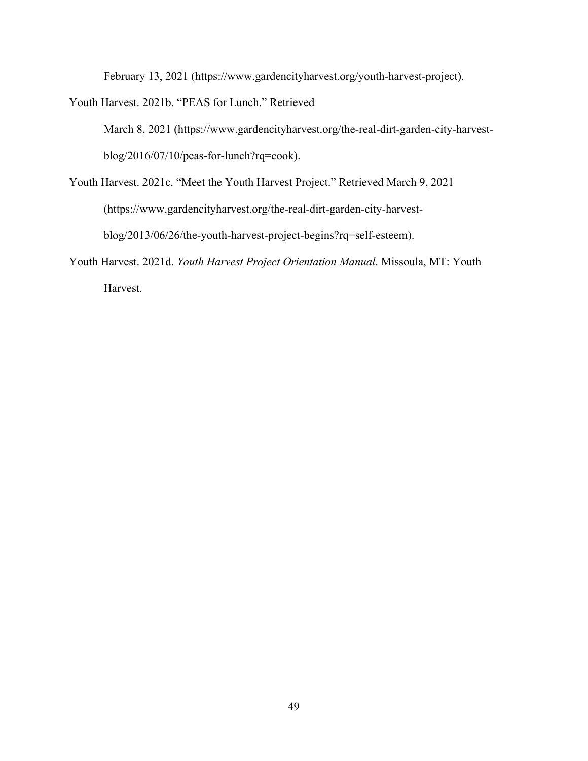February 13, 2021 (https://www.gardencityharvest.org/youth-harvest-project).

Youth Harvest. 2021b. "PEAS for Lunch." Retrieved March 8, 2021 (https://www.gardencityharvest.org/the-real-dirt-garden-city-harvest-blog/2016/07/10/peas-for-lunch?rq=cook).

Youth Harvest. 2021c. "Meet the Youth Harvest Project." Retrieved March 9, 2021 (https://www.gardencityharvest.org/the-real-dirt-garden-city-harvest-blog/2013/06/26/the-youth-harvest-project-begins?rq=self-esteem).

Youth Harvest. 2021d. *Youth Harvest Project Orientation Manual*. Missoula, MT: Youth Harvest.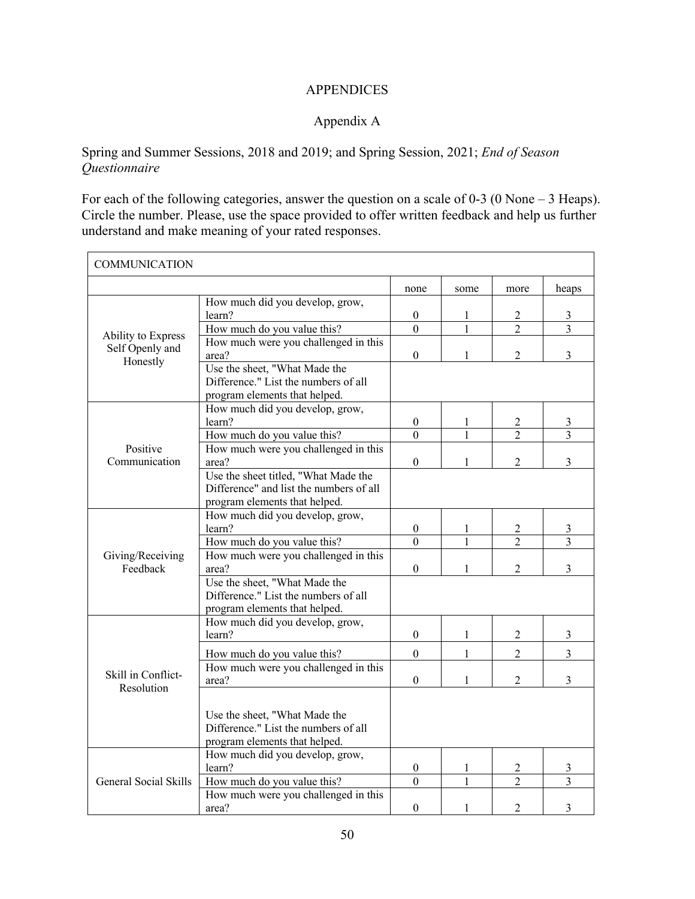APPENDICES

Appendix A

Spring and Summer Sessions, 2018 and 2019; and Spring Session, 2021; *End of Season Questionnaire*

For each of the following categories, answer the question on a scale of 0-3 (0 None – 3 Heaps). Circle the number. Please, use the space provided to offer written feedback and help us further understand and make meaning of your rated responses.

| COMMUNICATION | | | | | |
|---|---|---|---|---|---|
| | | none | some | more | heaps |
| Ability to Express Self Openly and Honestly | How much did you develop, grow, learn? | 0 | 1 | 2 | 3 |
| | How much do you value this? | 0 | 1 | 2 | 3 |
| | How much were you challenged in this area? | 0 | 1 | 2 | 3 |
| | Use the sheet, "What Made the Difference." List the numbers of all program elements that helped. | | | | |
| Positive Communication | How much did you develop, grow, learn? | 0 | 1 | 2 | 3 |
| | How much do you value this? | 0 | 1 | 2 | 3 |
| | How much were you challenged in this area? | 0 | 1 | 2 | 3 |
| | Use the sheet titled, "What Made the Difference" and list the numbers of all program elements that helped. | | | | |
| Giving/Receiving Feedback | How much did you develop, grow, learn? | 0 | 1 | 2 | 3 |
| | How much do you value this? | 0 | 1 | 2 | 3 |
| | How much were you challenged in this area? | 0 | 1 | 2 | 3 |
| | Use the sheet, "What Made the Difference." List the numbers of all program elements that helped. | | | | |
| Skill in Conflict-Resolution | How much did you develop, grow, learn? | 0 | 1 | 2 | 3 |
| | How much do you value this? | 0 | 1 | 2 | 3 |
| | How much were you challenged in this area? | 0 | 1 | 2 | 3 |
| | Use the sheet, "What Made the Difference." List the numbers of all program elements that helped. | | | | |
| General Social Skills | How much did you develop, grow, learn? | 0 | 1 | 2 | 3 |
| | How much do you value this? | 0 | 1 | 2 | 3 |
| | How much were you challenged in this area? | 0 | 1 | 2 | 3 |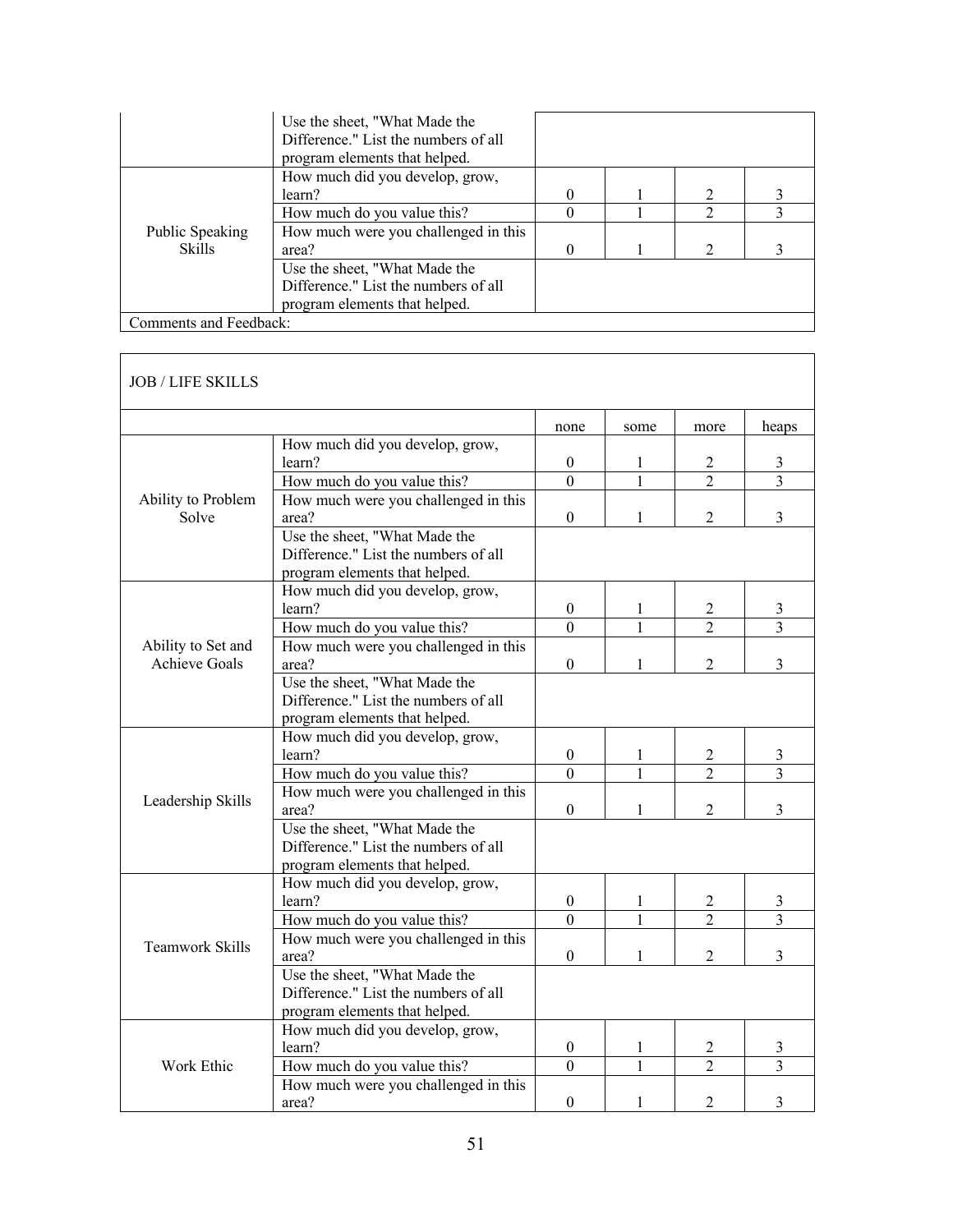| | | | | | |
|---|---|---|---|---|---|
| | Use the sheet, "What Made the Difference." List the numbers of all program elements that helped. | | | | |
| Public Speaking Skills | How much did you develop, grow, learn? | 0 | 1 | 2 | 3 |
| | How much do you value this? | 0 | 1 | 2 | 3 |
| | How much were you challenged in this area? | 0 | 1 | 2 | 3 |
| | Use the sheet, "What Made the Difference." List the numbers of all program elements that helped. | | | | |
| Comments and Feedback: | | | | | |

JOB / LIFE SKILLS

| | | none | some | more | heaps |
|---|---|---|---|---|---|
| Ability to Problem Solve | How much did you develop, grow, learn? | 0 | 1 | 2 | 3 |
| | How much do you value this? | 0 | 1 | 2 | 3 |
| | How much were you challenged in this area? | 0 | 1 | 2 | 3 |
| | Use the sheet, "What Made the Difference." List the numbers of all program elements that helped. | | | | |
| Ability to Set and Achieve Goals | How much did you develop, grow, learn? | 0 | 1 | 2 | 3 |
| | How much do you value this? | 0 | 1 | 2 | 3 |
| | How much were you challenged in this area? | 0 | 1 | 2 | 3 |
| | Use the sheet, "What Made the Difference." List the numbers of all program elements that helped. | | | | |
| Leadership Skills | How much did you develop, grow, learn? | 0 | 1 | 2 | 3 |
| | How much do you value this? | 0 | 1 | 2 | 3 |
| | How much were you challenged in this area? | 0 | 1 | 2 | 3 |
| | Use the sheet, "What Made the Difference." List the numbers of all program elements that helped. | | | | |
| Teamwork Skills | How much did you develop, grow, learn? | 0 | 1 | 2 | 3 |
| | How much do you value this? | 0 | 1 | 2 | 3 |
| | How much were you challenged in this area? | 0 | 1 | 2 | 3 |
| | Use the sheet, "What Made the Difference." List the numbers of all program elements that helped. | | | | |
| Work Ethic | How much did you develop, grow, learn? | 0 | 1 | 2 | 3 |
| | How much do you value this? | 0 | 1 | 2 | 3 |
| | How much were you challenged in this area? | 0 | 1 | 2 | 3 |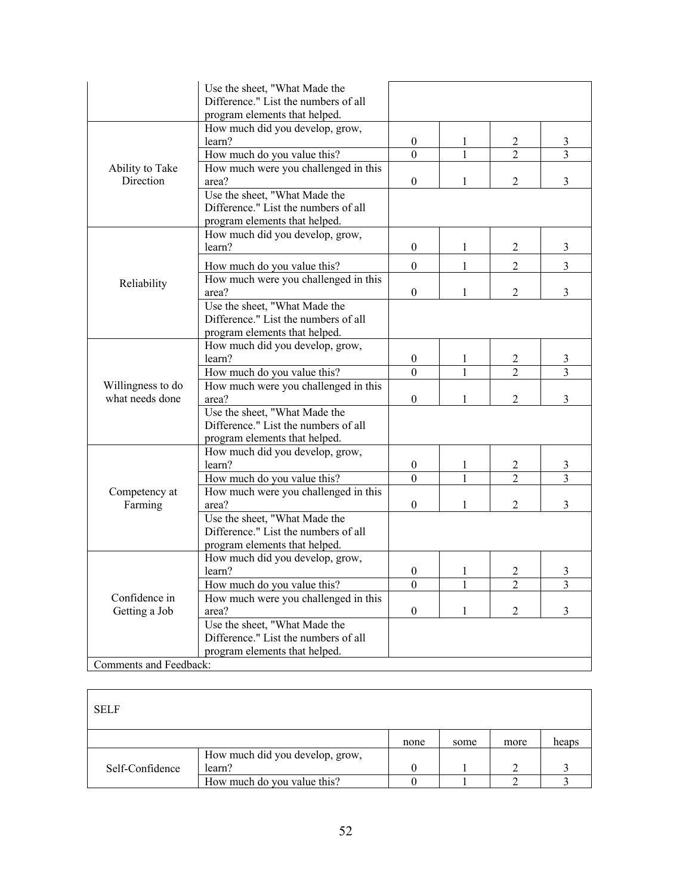| | | | | | |
|---|---|---|---|---|---|
| | Use the sheet, "What Made the Difference." List the numbers of all program elements that helped. | | | | |
| Ability to Take Direction | How much did you develop, grow, learn? | 0 | 1 | 2 | 3 |
| | How much do you value this? | 0 | 1 | 2 | 3 |
| | How much were you challenged in this area? | 0 | 1 | 2 | 3 |
| | Use the sheet, "What Made the Difference." List the numbers of all program elements that helped. | | | | |
| Reliability | How much did you develop, grow, learn? | 0 | 1 | 2 | 3 |
| | How much do you value this? | 0 | 1 | 2 | 3 |
| | How much were you challenged in this area? | 0 | 1 | 2 | 3 |
| | Use the sheet, "What Made the Difference." List the numbers of all program elements that helped. | | | | |
| Willingness to do what needs done | How much did you develop, grow, learn? | 0 | 1 | 2 | 3 |
| | How much do you value this? | 0 | 1 | 2 | 3 |
| | How much were you challenged in this area? | 0 | 1 | 2 | 3 |
| | Use the sheet, "What Made the Difference." List the numbers of all program elements that helped. | | | | |
| Competency at Farming | How much did you develop, grow, learn? | 0 | 1 | 2 | 3 |
| | How much do you value this? | 0 | 1 | 2 | 3 |
| | How much were you challenged in this area? | 0 | 1 | 2 | 3 |
| | Use the sheet, "What Made the Difference." List the numbers of all program elements that helped. | | | | |
| Confidence in Getting a Job | How much did you develop, grow, learn? | 0 | 1 | 2 | 3 |
| | How much do you value this? | 0 | 1 | 2 | 3 |
| | How much were you challenged in this area? | 0 | 1 | 2 | 3 |
| | Use the sheet, "What Made the Difference." List the numbers of all program elements that helped. | | | | |
| Comments and Feedback: | | | | | |

| SELF | | | | | |
|---|---|---|---|---|---|
| | | none | some | more | heaps |
| Self-Confidence | How much did you develop, grow, learn? | 0 | 1 | 2 | 3 |
| | How much do you value this? | 0 | 1 | 2 | 3 |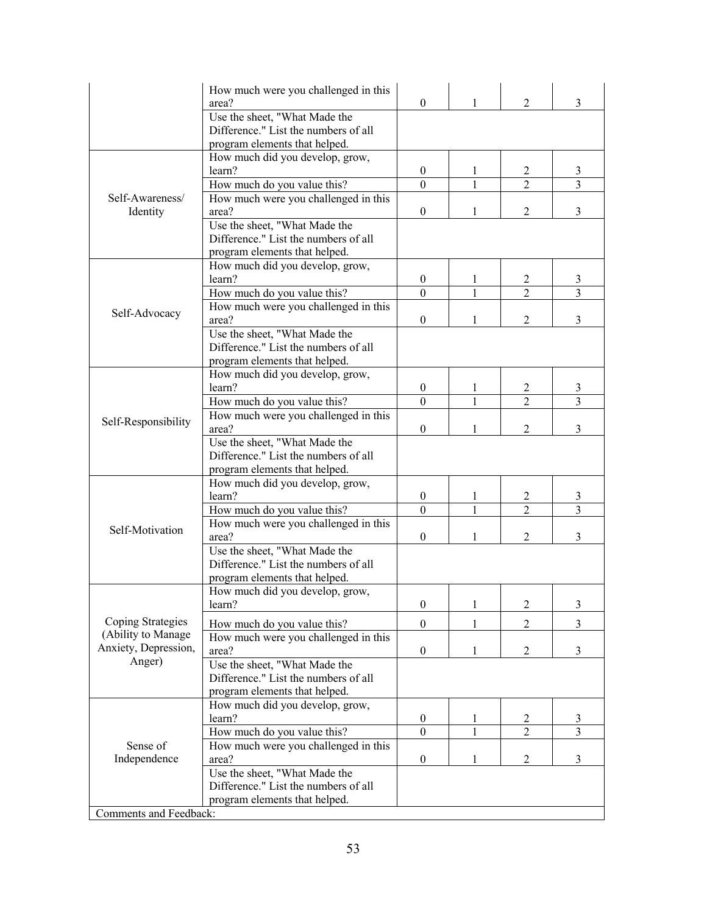| | | | | | |
|---|---|---|---|---|---|
| | How much were you challenged in this area? | 0 | 1 | 2 | 3 |
| | Use the sheet, "What Made the Difference." List the numbers of all program elements that helped. | | | | |
| Self-Awareness/ Identity | How much did you develop, grow, learn? | 0 | 1 | 2 | 3 |
| | How much do you value this? | 0 | 1 | 2 | 3 |
| | How much were you challenged in this area? | 0 | 1 | 2 | 3 |
| | Use the sheet, "What Made the Difference." List the numbers of all program elements that helped. | | | | |
| Self-Advocacy | How much did you develop, grow, learn? | 0 | 1 | 2 | 3 |
| | How much do you value this? | 0 | 1 | 2 | 3 |
| | How much were you challenged in this area? | 0 | 1 | 2 | 3 |
| | Use the sheet, "What Made the Difference." List the numbers of all program elements that helped. | | | | |
| Self-Responsibility | How much did you develop, grow, learn? | 0 | 1 | 2 | 3 |
| | How much do you value this? | 0 | 1 | 2 | 3 |
| | How much were you challenged in this area? | 0 | 1 | 2 | 3 |
| | Use the sheet, "What Made the Difference." List the numbers of all program elements that helped. | | | | |
| Self-Motivation | How much did you develop, grow, learn? | 0 | 1 | 2 | 3 |
| | How much do you value this? | 0 | 1 | 2 | 3 |
| | How much were you challenged in this area? | 0 | 1 | 2 | 3 |
| | Use the sheet, "What Made the Difference." List the numbers of all program elements that helped. | | | | |
| Coping Strategies (Ability to Manage Anxiety, Depression, Anger) | How much did you develop, grow, learn? | 0 | 1 | 2 | 3 |
| | How much do you value this? | 0 | 1 | 2 | 3 |
| | How much were you challenged in this area? | 0 | 1 | 2 | 3 |
| | Use the sheet, "What Made the Difference." List the numbers of all program elements that helped. | | | | |
| Sense of Independence | How much did you develop, grow, learn? | 0 | 1 | 2 | 3 |
| | How much do you value this? | 0 | 1 | 2 | 3 |
| | How much were you challenged in this area? | 0 | 1 | 2 | 3 |
| | Use the sheet, "What Made the Difference." List the numbers of all program elements that helped. | | | | |
| Comments and Feedback: | | | | | |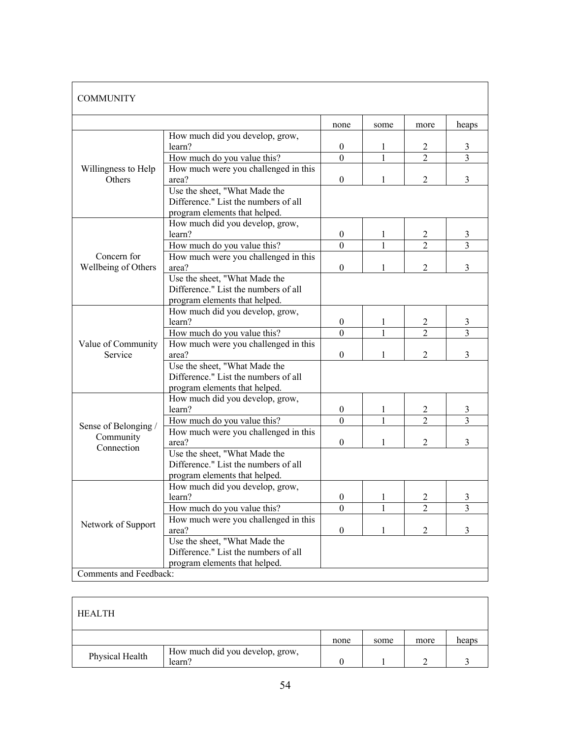| COMMUNITY | | | | | |
|---|---|---|---|---|---|
| | | none | some | more | heaps |
| Willingness to Help Others | How much did you develop, grow, learn? | 0 | 1 | 2 | 3 |
| | How much do you value this? | 0 | 1 | 2 | 3 |
| | How much were you challenged in this area? | 0 | 1 | 2 | 3 |
| | Use the sheet, "What Made the Difference." List the numbers of all program elements that helped. | | | | |
| Concern for Wellbeing of Others | How much did you develop, grow, learn? | 0 | 1 | 2 | 3 |
| | How much do you value this? | 0 | 1 | 2 | 3 |
| | How much were you challenged in this area? | 0 | 1 | 2 | 3 |
| | Use the sheet, "What Made the Difference." List the numbers of all program elements that helped. | | | | |
| Value of Community Service | How much did you develop, grow, learn? | 0 | 1 | 2 | 3 |
| | How much do you value this? | 0 | 1 | 2 | 3 |
| | How much were you challenged in this area? | 0 | 1 | 2 | 3 |
| | Use the sheet, "What Made the Difference." List the numbers of all program elements that helped. | | | | |
| Sense of Belonging / Community Connection | How much did you develop, grow, learn? | 0 | 1 | 2 | 3 |
| | How much do you value this? | 0 | 1 | 2 | 3 |
| | How much were you challenged in this area? | 0 | 1 | 2 | 3 |
| | Use the sheet, "What Made the Difference." List the numbers of all program elements that helped. | | | | |
| Network of Support | How much did you develop, grow, learn? | 0 | 1 | 2 | 3 |
| | How much do you value this? | 0 | 1 | 2 | 3 |
| | How much were you challenged in this area? | 0 | 1 | 2 | 3 |
| | Use the sheet, "What Made the Difference." List the numbers of all program elements that helped. | | | | |
| Comments and Feedback: | | | | | |

| HEALTH | | | | | |
|---|---|---|---|---|---|
| | | none | some | more | heaps |
| Physical Health | How much did you develop, grow, learn? | 0 | 1 | 2 | 3 |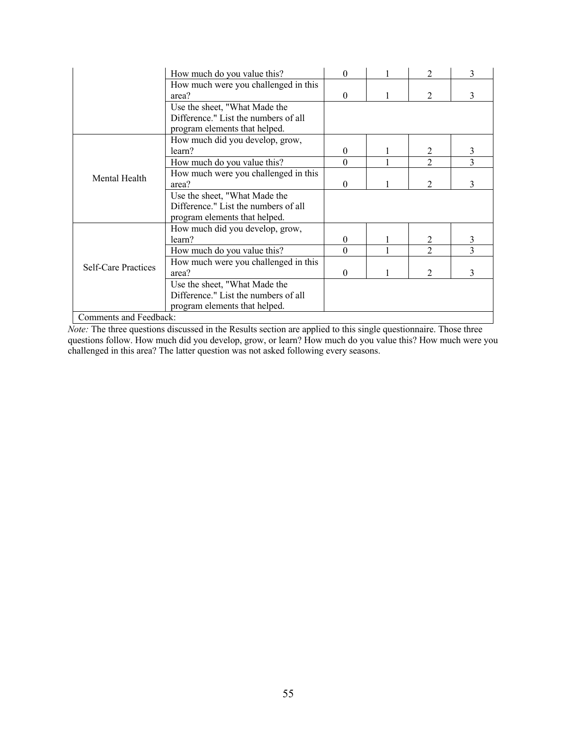| | | | | | |
|---|---|---|---|---|---|
| | How much do you value this? | 0 | 1 | 2 | 3 |
| | How much were you challenged in this area? | 0 | 1 | 2 | 3 |
| | Use the sheet, "What Made the Difference." List the numbers of all program elements that helped. | | | | |
| Mental Health | How much did you develop, grow, learn? | 0 | 1 | 2 | 3 |
| | How much do you value this? | 0 | 1 | 2 | 3 |
| | How much were you challenged in this area? | 0 | 1 | 2 | 3 |
| | Use the sheet, "What Made the Difference." List the numbers of all program elements that helped. | | | | |
| Self-Care Practices | How much did you develop, grow, learn? | 0 | 1 | 2 | 3 |
| | How much do you value this? | 0 | 1 | 2 | 3 |
| | How much were you challenged in this area? | 0 | 1 | 2 | 3 |
| | Use the sheet, "What Made the Difference." List the numbers of all program elements that helped. | | | | |
| Comments and Feedback: | | | | | |

*Note:* The three questions discussed in the Results section are applied to this single questionnaire. Those three questions follow. How much did you develop, grow, or learn? How much do you value this? How much were you challenged in this area? The latter question was not asked following every seasons.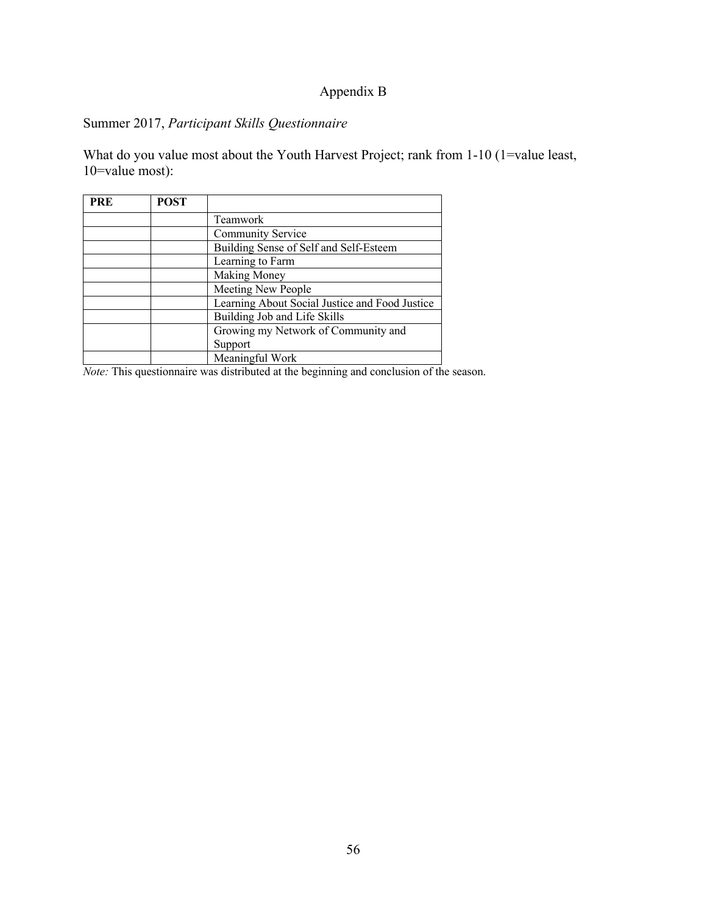# Appendix B

Summer 2017, *Participant Skills Questionnaire*

What do you value most about the Youth Harvest Project; rank from 1-10 (1=value least, 10=value most):

| **PRE** | **POST** | |
|---|---|---|
| | | Teamwork |
| | | Community Service |
| | | Building Sense of Self and Self-Esteem |
| | | Learning to Farm |
| | | Making Money |
| | | Meeting New People |
| | | Learning About Social Justice and Food Justice |
| | | Building Job and Life Skills |
| | | Growing my Network of Community and Support |
| | | Meaningful Work |

*Note:* This questionnaire was distributed at the beginning and conclusion of the season.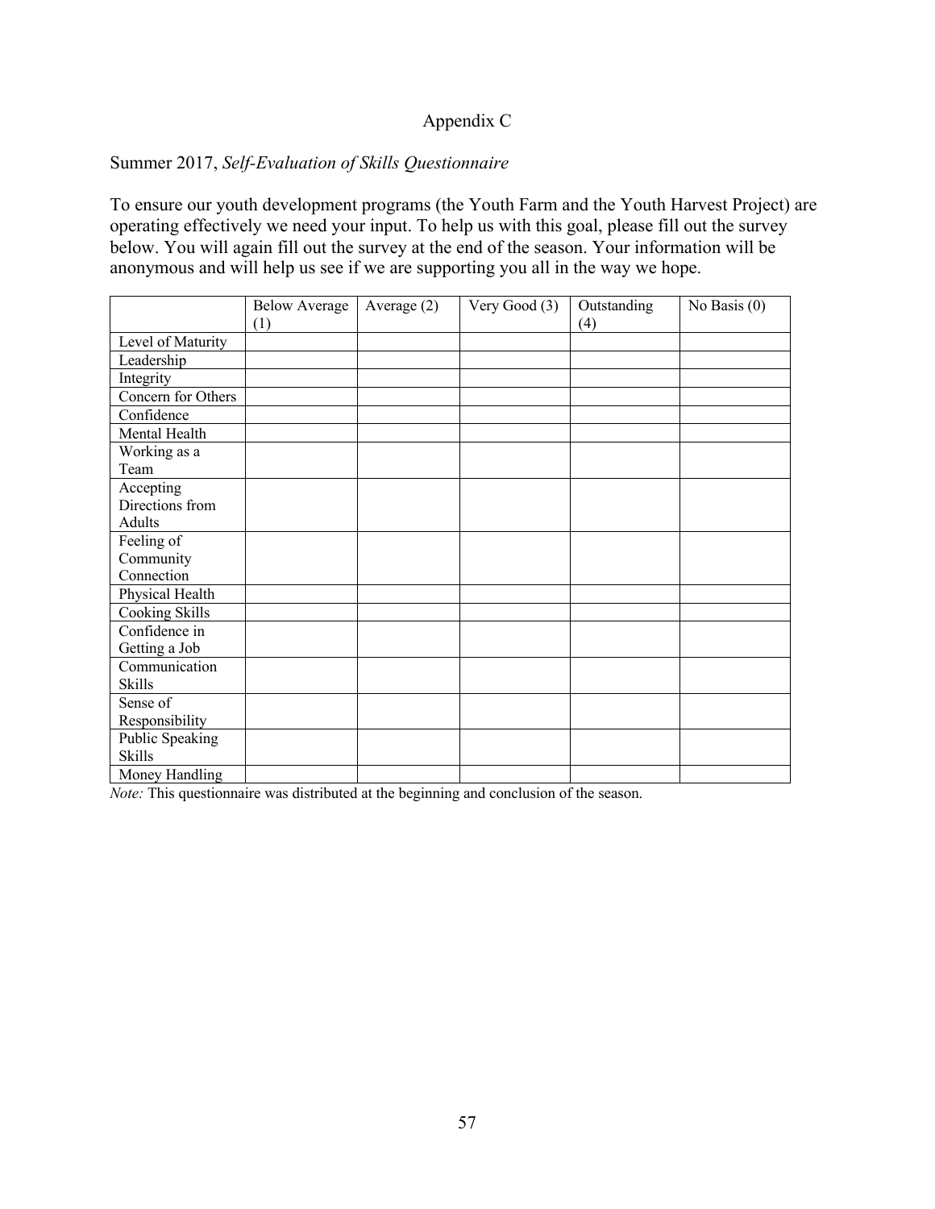# Appendix C

Summer 2017, *Self-Evaluation of Skills Questionnaire*

To ensure our youth development programs (the Youth Farm and the Youth Harvest Project) are operating effectively we need your input. To help us with this goal, please fill out the survey below. You will again fill out the survey at the end of the season. Your information will be anonymous and will help us see if we are supporting you all in the way we hope.

| | Below Average (1) | Average (2) | Very Good (3) | Outstanding (4) | No Basis (0) |
|---|---|---|---|---|---|
| Level of Maturity | | | | | |
| Leadership | | | | | |
| Integrity | | | | | |
| Concern for Others | | | | | |
| Confidence | | | | | |
| Mental Health | | | | | |
| Working as a Team | | | | | |
| Accepting Directions from Adults | | | | | |
| Feeling of Community Connection | | | | | |
| Physical Health | | | | | |
| Cooking Skills | | | | | |
| Confidence in Getting a Job | | | | | |
| Communication Skills | | | | | |
| Sense of Responsibility | | | | | |
| Public Speaking Skills | | | | | |
| Money Handling | | | | | |

*Note:* This questionnaire was distributed at the beginning and conclusion of the season.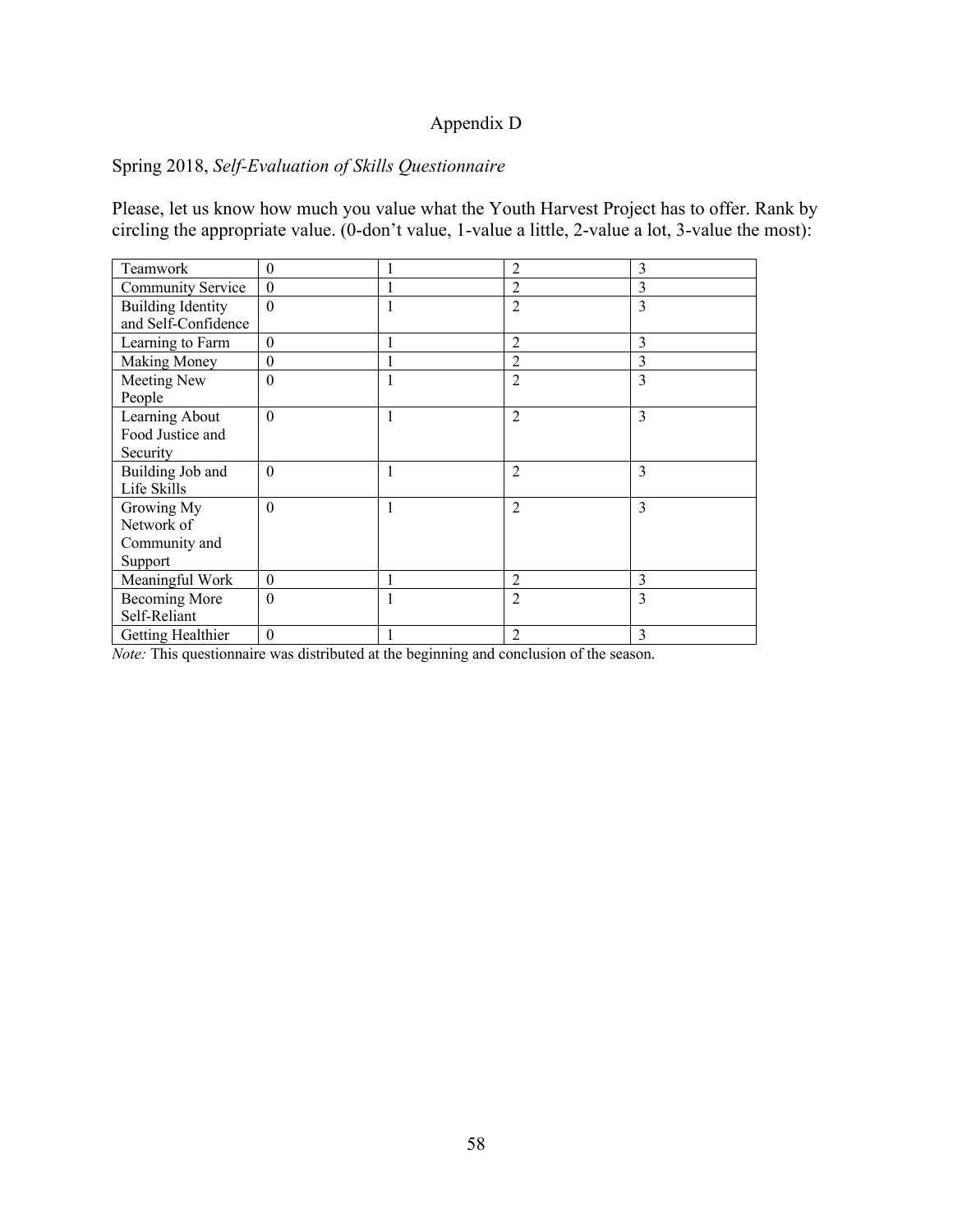# Appendix D

Spring 2018, *Self-Evaluation of Skills Questionnaire*

Please, let us know how much you value what the Youth Harvest Project has to offer. Rank by circling the appropriate value. (0-don't value, 1-value a little, 2-value a lot, 3-value the most):

| | | | | |
|---|---|---|---|---|
| Teamwork | 0 | 1 | 2 | 3 |
| Community Service | 0 | 1 | 2 | 3 |
| Building Identity and Self-Confidence | 0 | 1 | 2 | 3 |
| Learning to Farm | 0 | 1 | 2 | 3 |
| Making Money | 0 | 1 | 2 | 3 |
| Meeting New People | 0 | 1 | 2 | 3 |
| Learning About Food Justice and Security | 0 | 1 | 2 | 3 |
| Building Job and Life Skills | 0 | 1 | 2 | 3 |
| Growing My Network of Community and Support | 0 | 1 | 2 | 3 |
| Meaningful Work | 0 | 1 | 2 | 3 |
| Becoming More Self-Reliant | 0 | 1 | 2 | 3 |
| Getting Healthier | 0 | 1 | 2 | 3 |

*Note:* This questionnaire was distributed at the beginning and conclusion of the season.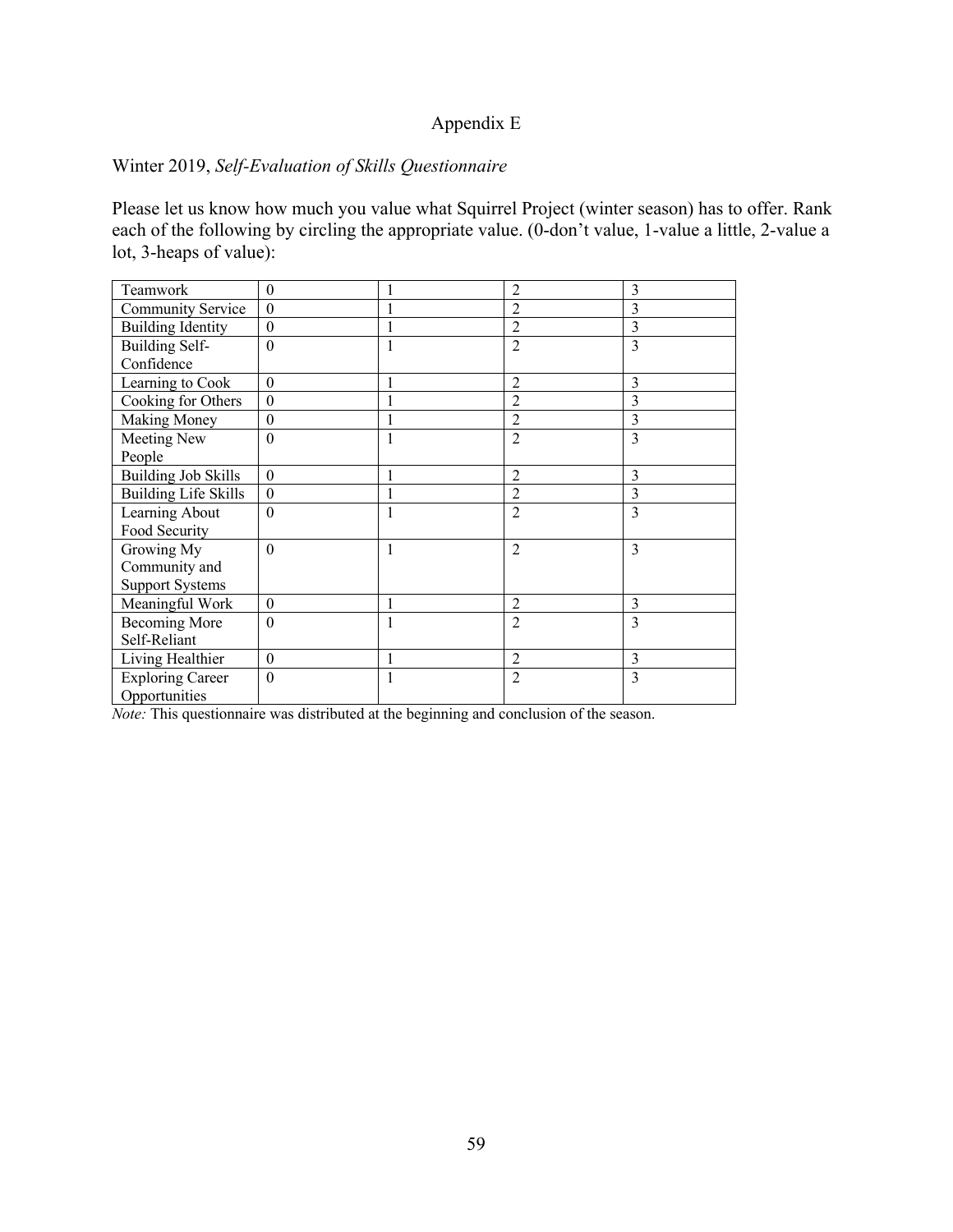Appendix E

Winter 2019, *Self-Evaluation of Skills Questionnaire*

Please let us know how much you value what Squirrel Project (winter season) has to offer. Rank each of the following by circling the appropriate value. (0-don't value, 1-value a little, 2-value a lot, 3-heaps of value):

| | | | | |
|---|---|---|---|---|
| Teamwork | 0 | 1 | 2 | 3 |
| Community Service | 0 | 1 | 2 | 3 |
| Building Identity | 0 | 1 | 2 | 3 |
| Building Self-Confidence | 0 | 1 | 2 | 3 |
| Learning to Cook | 0 | 1 | 2 | 3 |
| Cooking for Others | 0 | 1 | 2 | 3 |
| Making Money | 0 | 1 | 2 | 3 |
| Meeting New People | 0 | 1 | 2 | 3 |
| Building Job Skills | 0 | 1 | 2 | 3 |
| Building Life Skills | 0 | 1 | 2 | 3 |
| Learning About Food Security | 0 | 1 | 2 | 3 |
| Growing My Community and Support Systems | 0 | 1 | 2 | 3 |
| Meaningful Work | 0 | 1 | 2 | 3 |
| Becoming More Self-Reliant | 0 | 1 | 2 | 3 |
| Living Healthier | 0 | 1 | 2 | 3 |
| Exploring Career Opportunities | 0 | 1 | 2 | 3 |

*Note:* This questionnaire was distributed at the beginning and conclusion of the season.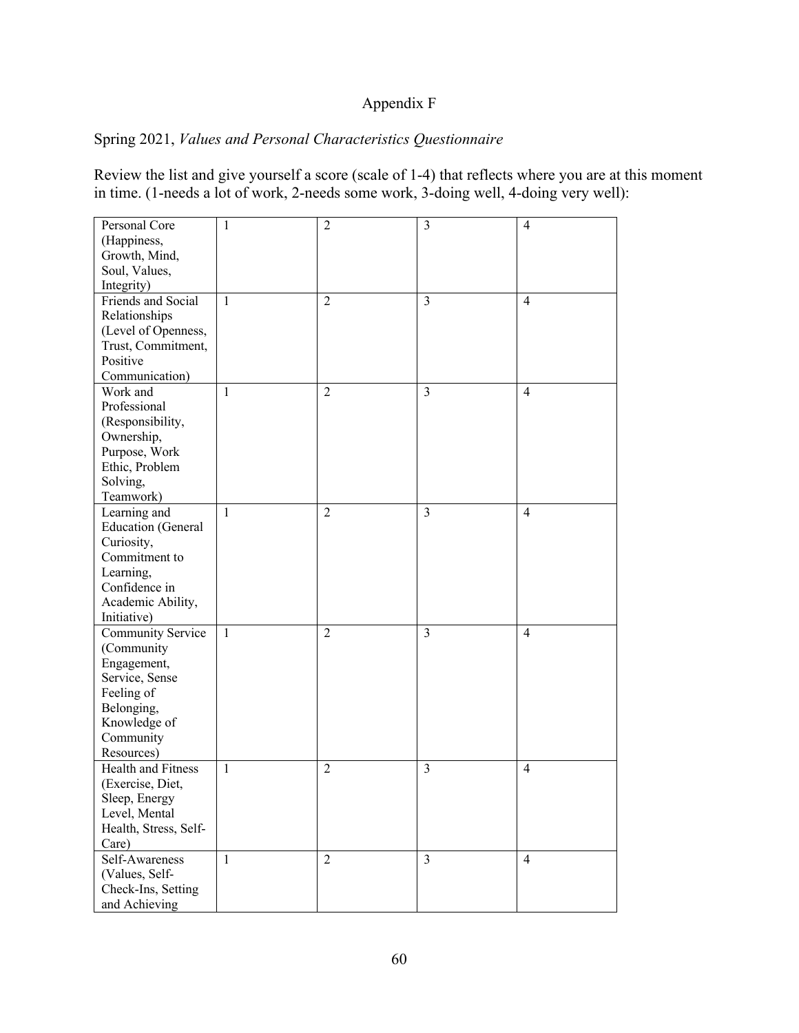Appendix F

Spring 2021, *Values and Personal Characteristics Questionnaire*

Review the list and give yourself a score (scale of 1-4) that reflects where you are at this moment in time. (1-needs a lot of work, 2-needs some work, 3-doing well, 4-doing very well):

| | | | | |
|---|---|---|---|---|
| Personal Core (Happiness, Growth, Mind, Soul, Values, Integrity) | 1 | 2 | 3 | 4 |
| Friends and Social Relationships (Level of Openness, Trust, Commitment, Positive Communication) | 1 | 2 | 3 | 4 |
| Work and Professional (Responsibility, Ownership, Purpose, Work Ethic, Problem Solving, Teamwork) | 1 | 2 | 3 | 4 |
| Learning and Education (General Curiosity, Commitment to Learning, Confidence in Academic Ability, Initiative) | 1 | 2 | 3 | 4 |
| Community Service (Community Engagement, Service, Sense Feeling of Belonging, Knowledge of Community Resources) | 1 | 2 | 3 | 4 |
| Health and Fitness (Exercise, Diet, Sleep, Energy Level, Mental Health, Stress, Self-Care) | 1 | 2 | 3 | 4 |
| Self-Awareness (Values, Self-Check-Ins, Setting and Achieving | 1 | 2 | 3 | 4 |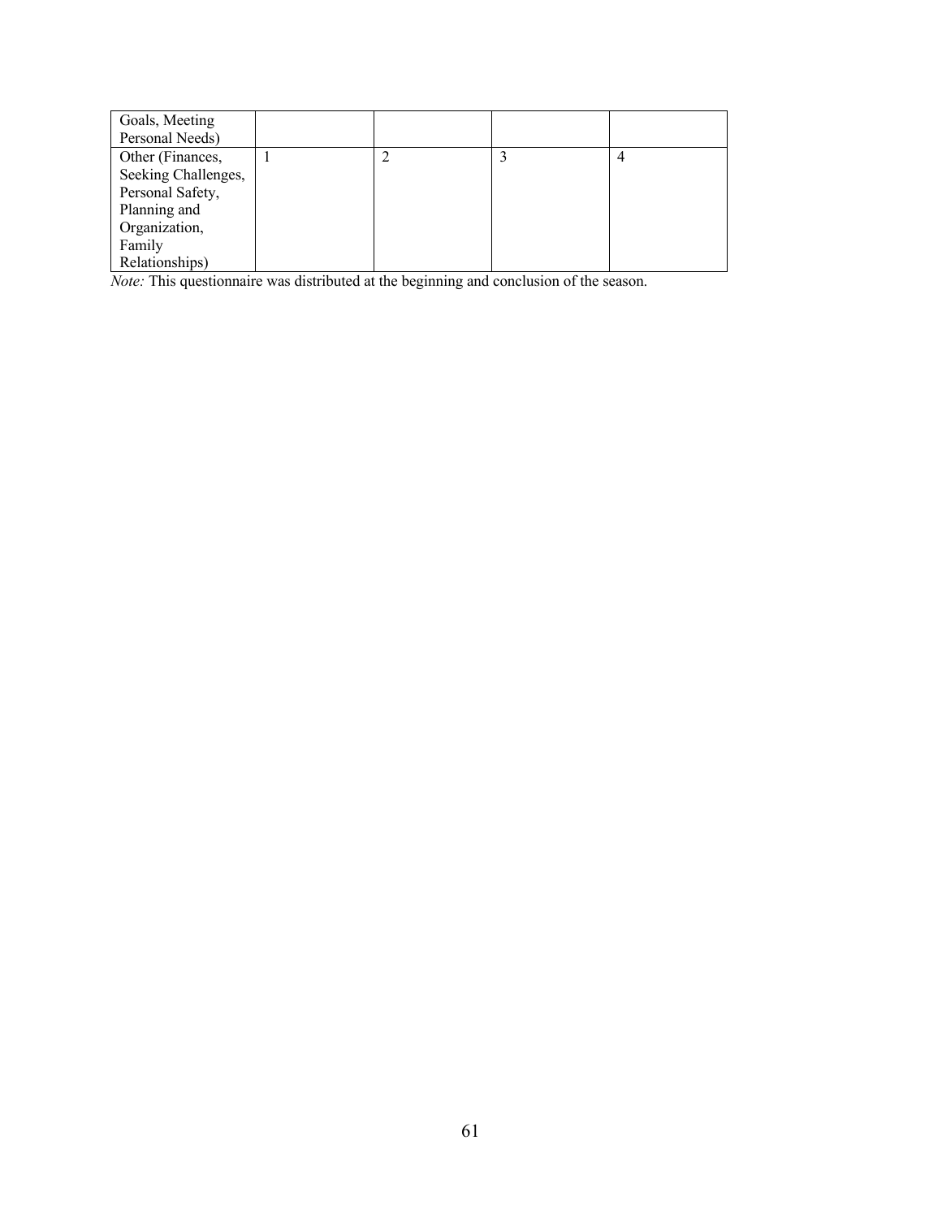| | | | | |
|---|---|---|---|---|
| Goals, Meeting Personal Needs) | | | | |
| Other (Finances, Seeking Challenges, Personal Safety, Planning and Organization, Family Relationships) | 1 | 2 | 3 | 4 |

*Note:* This questionnaire was distributed at the beginning and conclusion of the season.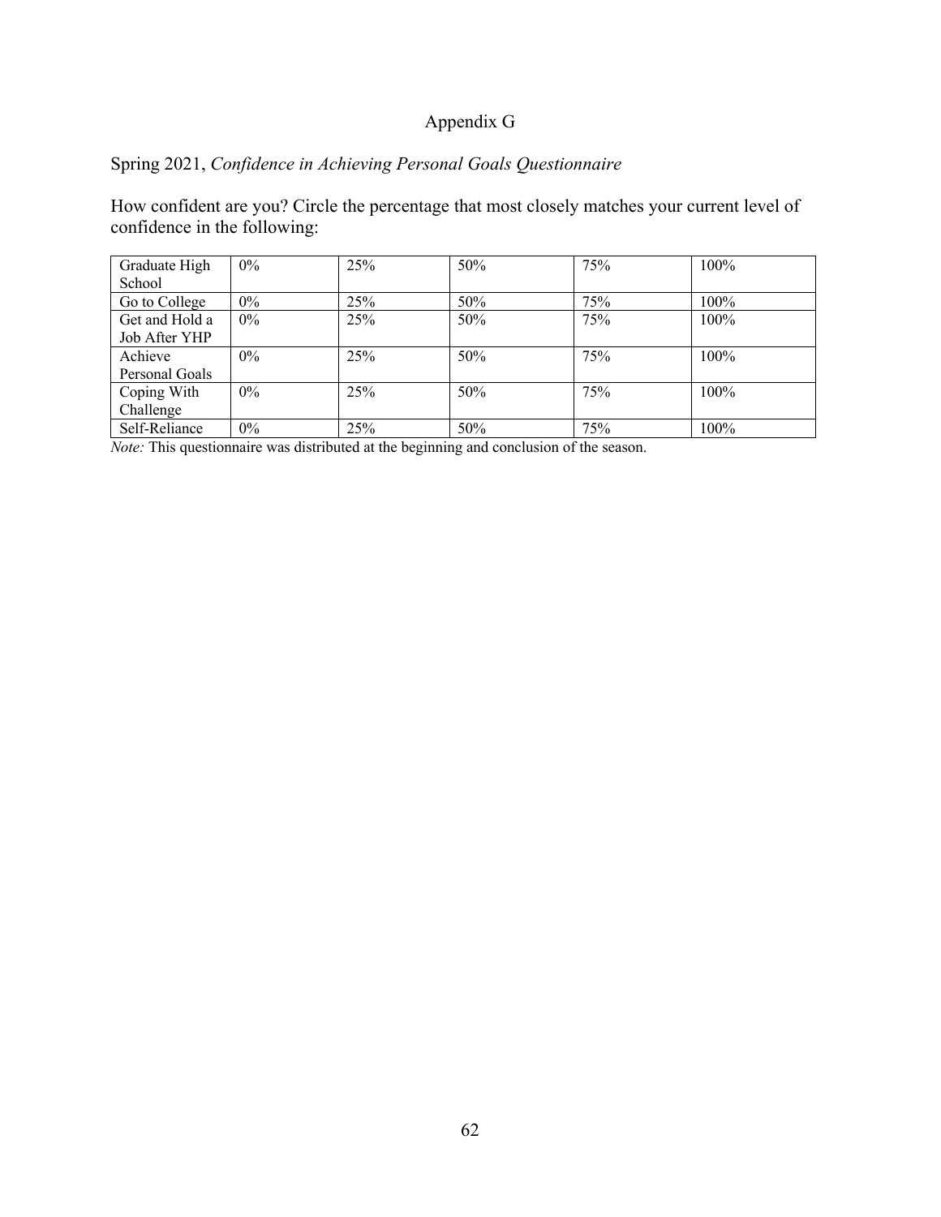# Appendix G

Spring 2021, *Confidence in Achieving Personal Goals Questionnaire*

How confident are you? Circle the percentage that most closely matches your current level of confidence in the following:

| | | | | | |
|---|---|---|---|---|---|
| Graduate High School | 0% | 25% | 50% | 75% | 100% |
| Go to College | 0% | 25% | 50% | 75% | 100% |
| Get and Hold a Job After YHP | 0% | 25% | 50% | 75% | 100% |
| Achieve Personal Goals | 0% | 25% | 50% | 75% | 100% |
| Coping With Challenge | 0% | 25% | 50% | 75% | 100% |
| Self-Reliance | 0% | 25% | 50% | 75% | 100% |

*Note:* This questionnaire was distributed at the beginning and conclusion of the season.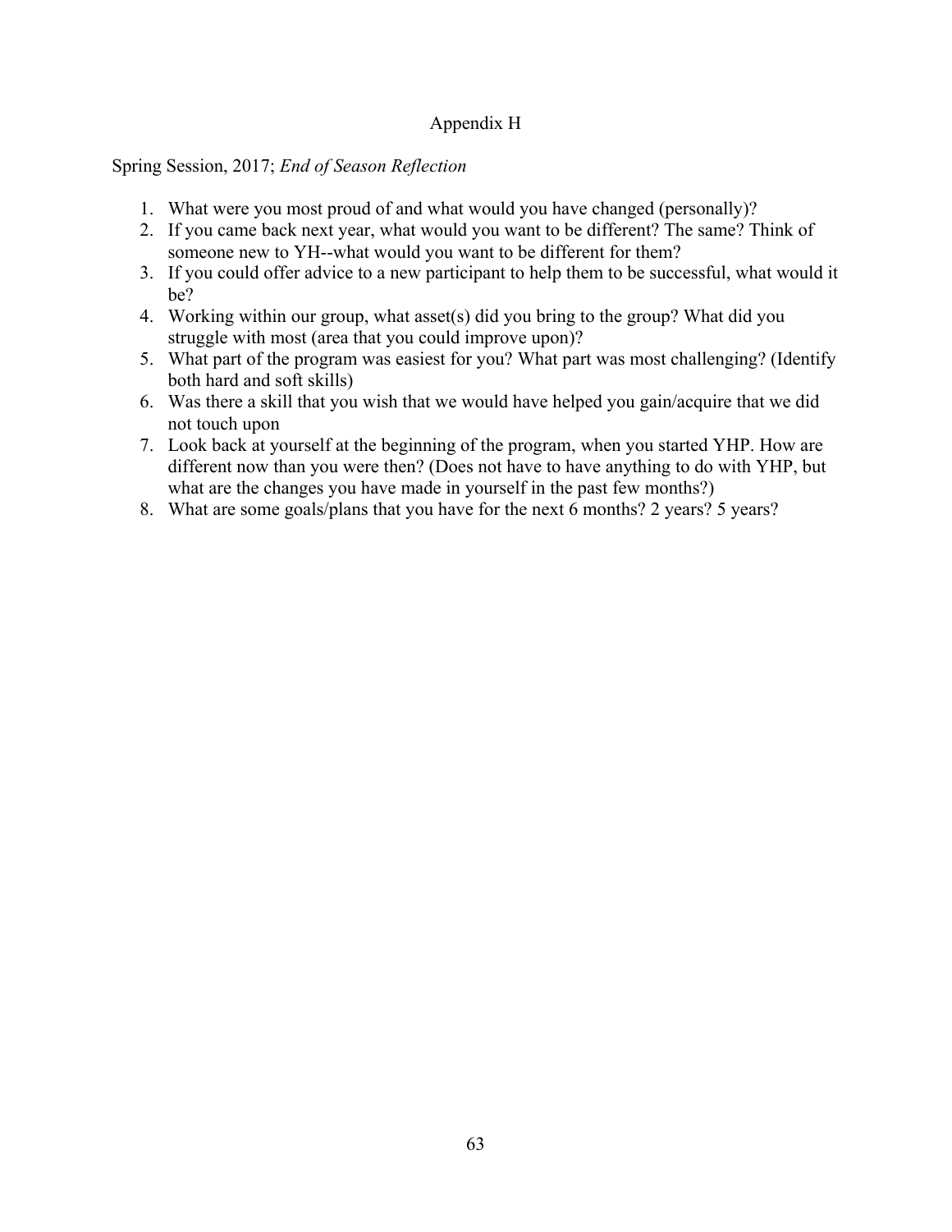# Appendix H

Spring Session, 2017; *End of Season Reflection*

1. What were you most proud of and what would you have changed (personally)?
2. If you came back next year, what would you want to be different? The same? Think of someone new to YH--what would you want to be different for them?
3. If you could offer advice to a new participant to help them to be successful, what would it be?
4. Working within our group, what asset(s) did you bring to the group? What did you struggle with most (area that you could improve upon)?
5. What part of the program was easiest for you? What part was most challenging? (Identify both hard and soft skills)
6. Was there a skill that you wish that we would have helped you gain/acquire that we did not touch upon
7. Look back at yourself at the beginning of the program, when you started YHP. How are different now than you were then? (Does not have to have anything to do with YHP, but what are the changes you have made in yourself in the past few months?)
8. What are some goals/plans that you have for the next 6 months? 2 years? 5 years?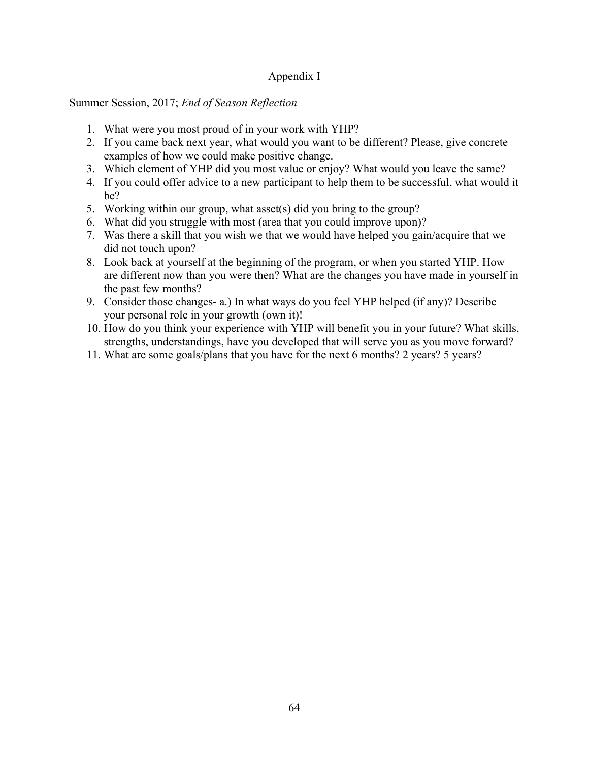# Appendix I

Summer Session, 2017; *End of Season Reflection*

1. What were you most proud of in your work with YHP?
2. If you came back next year, what would you want to be different? Please, give concrete examples of how we could make positive change.
3. Which element of YHP did you most value or enjoy? What would you leave the same?
4. If you could offer advice to a new participant to help them to be successful, what would it be?
5. Working within our group, what asset(s) did you bring to the group?
6. What did you struggle with most (area that you could improve upon)?
7. Was there a skill that you wish we that we would have helped you gain/acquire that we did not touch upon?
8. Look back at yourself at the beginning of the program, or when you started YHP. How are different now than you were then? What are the changes you have made in yourself in the past few months?
9. Consider those changes- a.) In what ways do you feel YHP helped (if any)? Describe your personal role in your growth (own it)!
10. How do you think your experience with YHP will benefit you in your future? What skills, strengths, understandings, have you developed that will serve you as you move forward?
11. What are some goals/plans that you have for the next 6 months? 2 years? 5 years?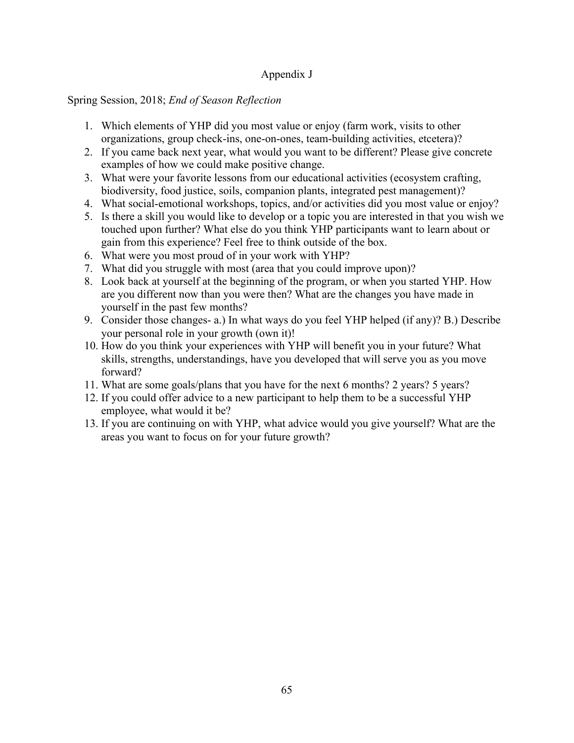# Appendix J

Spring Session, 2018; *End of Season Reflection*

1. Which elements of YHP did you most value or enjoy (farm work, visits to other organizations, group check-ins, one-on-ones, team-building activities, etcetera)?
2. If you came back next year, what would you want to be different? Please give concrete examples of how we could make positive change.
3. What were your favorite lessons from our educational activities (ecosystem crafting, biodiversity, food justice, soils, companion plants, integrated pest management)?
4. What social-emotional workshops, topics, and/or activities did you most value or enjoy?
5. Is there a skill you would like to develop or a topic you are interested in that you wish we touched upon further? What else do you think YHP participants want to learn about or gain from this experience? Feel free to think outside of the box.
6. What were you most proud of in your work with YHP?
7. What did you struggle with most (area that you could improve upon)?
8. Look back at yourself at the beginning of the program, or when you started YHP. How are you different now than you were then? What are the changes you have made in yourself in the past few months?
9. Consider those changes- a.) In what ways do you feel YHP helped (if any)? B.) Describe your personal role in your growth (own it)!
10. How do you think your experiences with YHP will benefit you in your future? What skills, strengths, understandings, have you developed that will serve you as you move forward?
11. What are some goals/plans that you have for the next 6 months? 2 years? 5 years?
12. If you could offer advice to a new participant to help them to be a successful YHP employee, what would it be?
13. If you are continuing on with YHP, what advice would you give yourself? What are the areas you want to focus on for your future growth?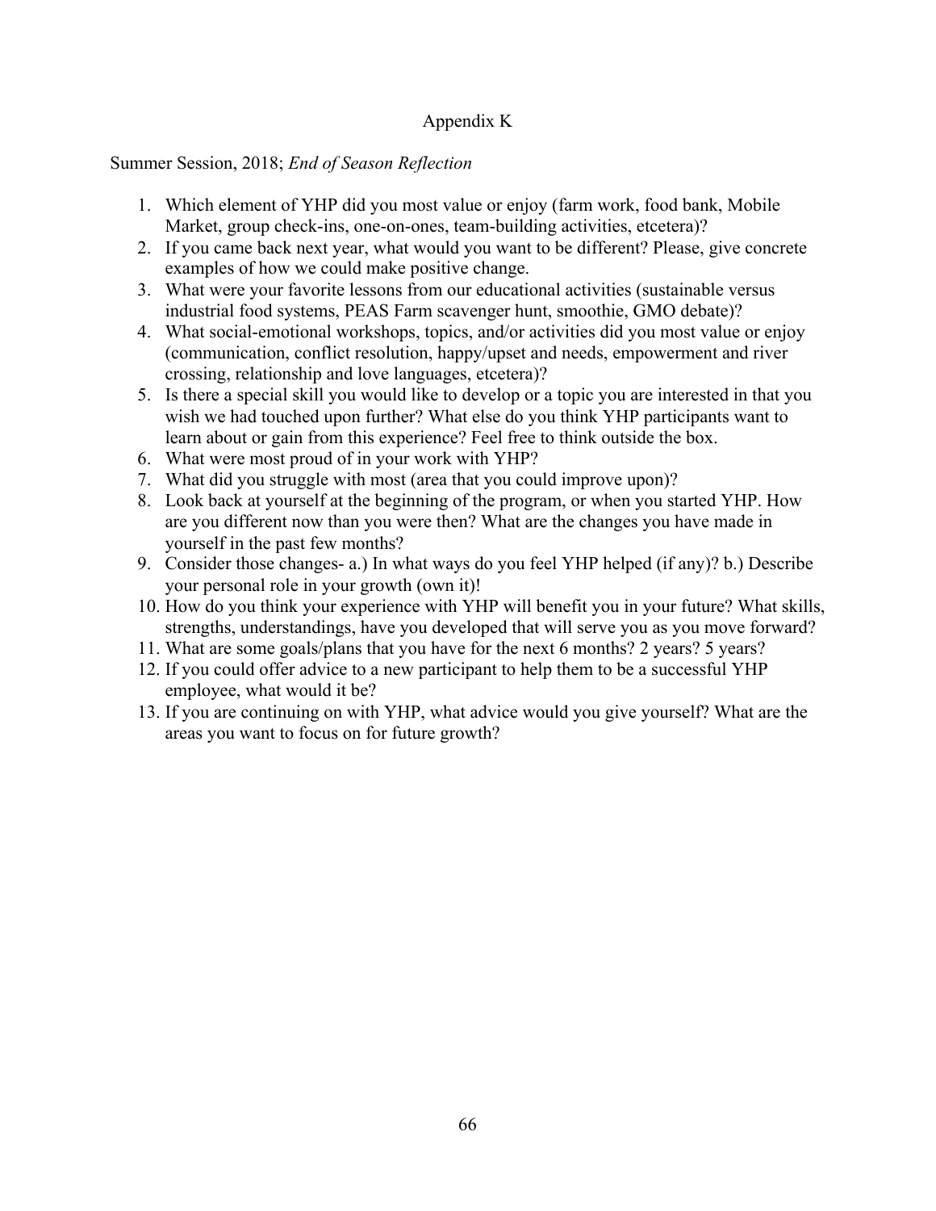# Appendix K

Summer Session, 2018; *End of Season Reflection*

1. Which element of YHP did you most value or enjoy (farm work, food bank, Mobile Market, group check-ins, one-on-ones, team-building activities, etcetera)?
2. If you came back next year, what would you want to be different? Please, give concrete examples of how we could make positive change.
3. What were your favorite lessons from our educational activities (sustainable versus industrial food systems, PEAS Farm scavenger hunt, smoothie, GMO debate)?
4. What social-emotional workshops, topics, and/or activities did you most value or enjoy (communication, conflict resolution, happy/upset and needs, empowerment and river crossing, relationship and love languages, etcetera)?
5. Is there a special skill you would like to develop or a topic you are interested in that you wish we had touched upon further? What else do you think YHP participants want to learn about or gain from this experience? Feel free to think outside the box.
6. What were most proud of in your work with YHP?
7. What did you struggle with most (area that you could improve upon)?
8. Look back at yourself at the beginning of the program, or when you started YHP. How are you different now than you were then? What are the changes you have made in yourself in the past few months?
9. Consider those changes- a.) In what ways do you feel YHP helped (if any)? b.) Describe your personal role in your growth (own it)!
10. How do you think your experience with YHP will benefit you in your future? What skills, strengths, understandings, have you developed that will serve you as you move forward?
11. What are some goals/plans that you have for the next 6 months? 2 years? 5 years?
12. If you could offer advice to a new participant to help them to be a successful YHP employee, what would it be?
13. If you are continuing on with YHP, what advice would you give yourself? What are the areas you want to focus on for future growth?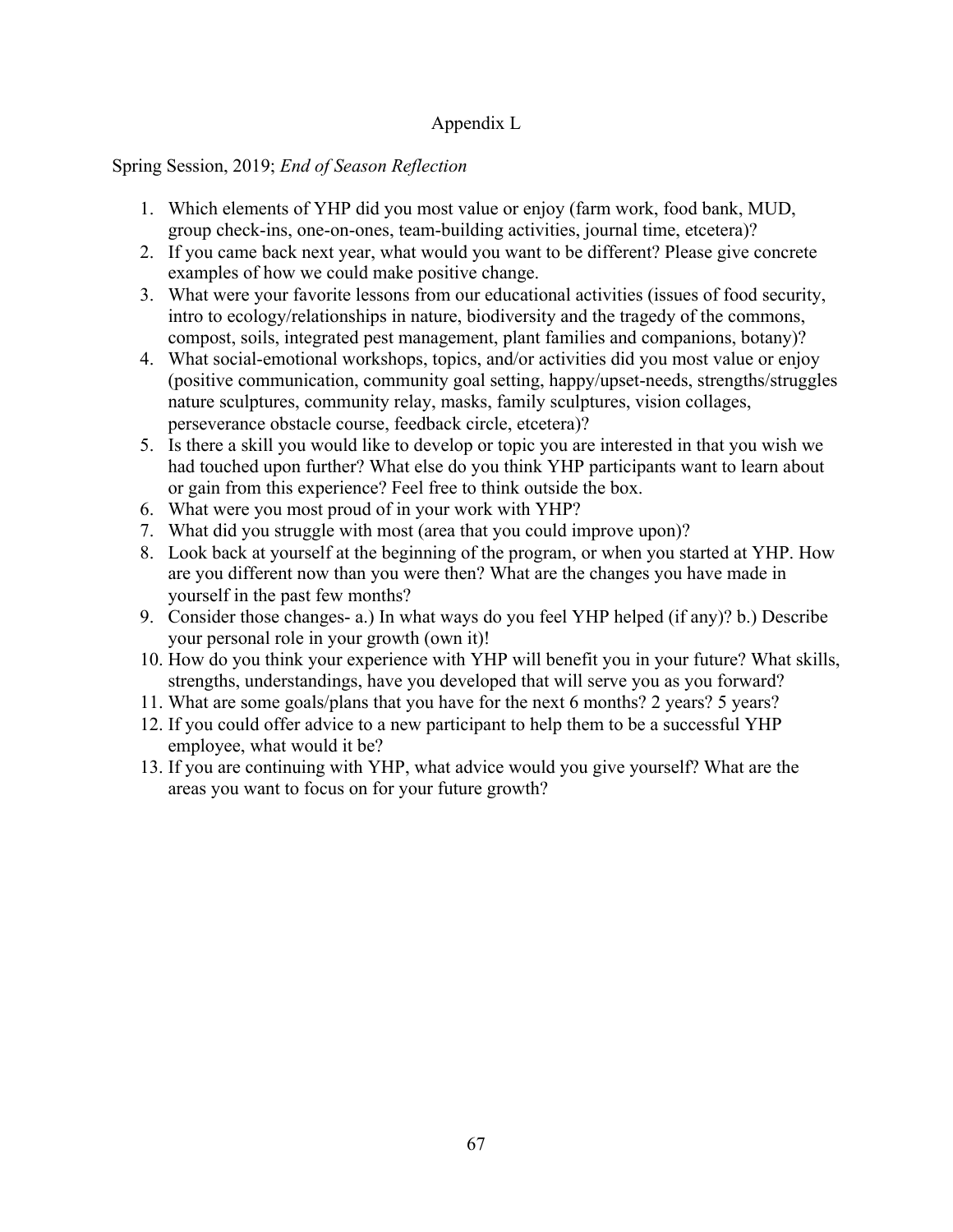# Appendix L

Spring Session, 2019; *End of Season Reflection*

1. Which elements of YHP did you most value or enjoy (farm work, food bank, MUD, group check-ins, one-on-ones, team-building activities, journal time, etcetera)?
2. If you came back next year, what would you want to be different? Please give concrete examples of how we could make positive change.
3. What were your favorite lessons from our educational activities (issues of food security, intro to ecology/relationships in nature, biodiversity and the tragedy of the commons, compost, soils, integrated pest management, plant families and companions, botany)?
4. What social-emotional workshops, topics, and/or activities did you most value or enjoy (positive communication, community goal setting, happy/upset-needs, strengths/struggles nature sculptures, community relay, masks, family sculptures, vision collages, perseverance obstacle course, feedback circle, etcetera)?
5. Is there a skill you would like to develop or topic you are interested in that you wish we had touched upon further? What else do you think YHP participants want to learn about or gain from this experience? Feel free to think outside the box.
6. What were you most proud of in your work with YHP?
7. What did you struggle with most (area that you could improve upon)?
8. Look back at yourself at the beginning of the program, or when you started at YHP. How are you different now than you were then? What are the changes you have made in yourself in the past few months?
9. Consider those changes- a.) In what ways do you feel YHP helped (if any)? b.) Describe your personal role in your growth (own it)!
10. How do you think your experience with YHP will benefit you in your future? What skills, strengths, understandings, have you developed that will serve you as you forward?
11. What are some goals/plans that you have for the next 6 months? 2 years? 5 years?
12. If you could offer advice to a new participant to help them to be a successful YHP employee, what would it be?
13. If you are continuing with YHP, what advice would you give yourself? What are the areas you want to focus on for your future growth?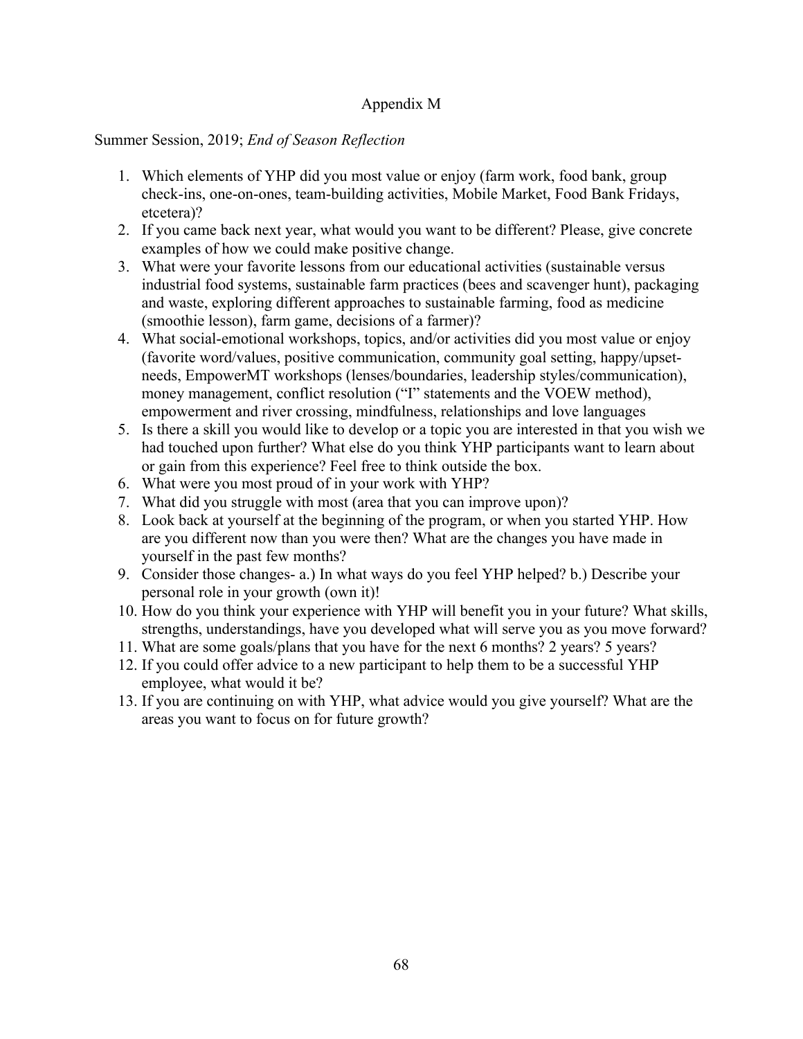# Appendix M

Summer Session, 2019; *End of Season Reflection*

1. Which elements of YHP did you most value or enjoy (farm work, food bank, group check-ins, one-on-ones, team-building activities, Mobile Market, Food Bank Fridays, etcetera)?
2. If you came back next year, what would you want to be different? Please, give concrete examples of how we could make positive change.
3. What were your favorite lessons from our educational activities (sustainable versus industrial food systems, sustainable farm practices (bees and scavenger hunt), packaging and waste, exploring different approaches to sustainable farming, food as medicine (smoothie lesson), farm game, decisions of a farmer)?
4. What social-emotional workshops, topics, and/or activities did you most value or enjoy (favorite word/values, positive communication, community goal setting, happy/upset-needs, EmpowerMT workshops (lenses/boundaries, leadership styles/communication), money management, conflict resolution ("I" statements and the VOEW method), empowerment and river crossing, mindfulness, relationships and love languages
5. Is there a skill you would like to develop or a topic you are interested in that you wish we had touched upon further? What else do you think YHP participants want to learn about or gain from this experience? Feel free to think outside the box.
6. What were you most proud of in your work with YHP?
7. What did you struggle with most (area that you can improve upon)?
8. Look back at yourself at the beginning of the program, or when you started YHP. How are you different now than you were then? What are the changes you have made in yourself in the past few months?
9. Consider those changes- a.) In what ways do you feel YHP helped? b.) Describe your personal role in your growth (own it)!
10. How do you think your experience with YHP will benefit you in your future? What skills, strengths, understandings, have you developed what will serve you as you move forward?
11. What are some goals/plans that you have for the next 6 months? 2 years? 5 years?
12. If you could offer advice to a new participant to help them to be a successful YHP employee, what would it be?
13. If you are continuing on with YHP, what advice would you give yourself? What are the areas you want to focus on for future growth?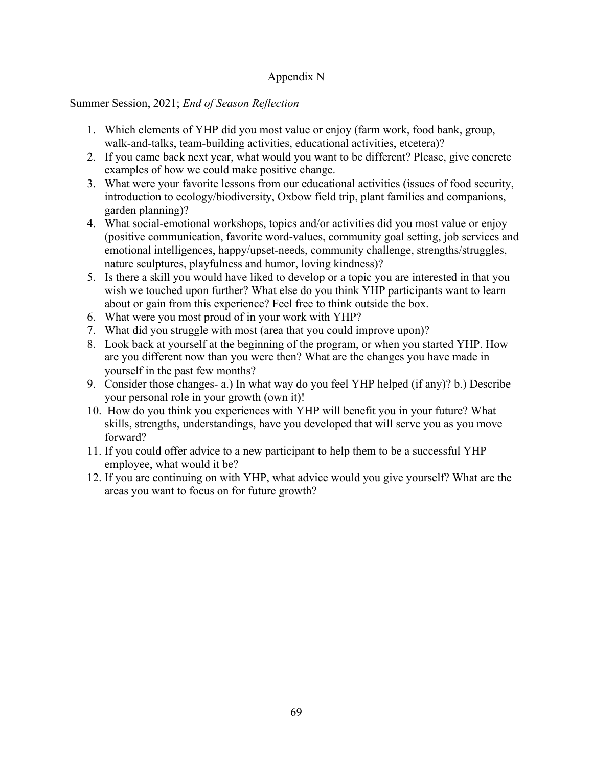# Appendix N

Summer Session, 2021; *End of Season Reflection*

1. Which elements of YHP did you most value or enjoy (farm work, food bank, group, walk-and-talks, team-building activities, educational activities, etcetera)?
2. If you came back next year, what would you want to be different? Please, give concrete examples of how we could make positive change.
3. What were your favorite lessons from our educational activities (issues of food security, introduction to ecology/biodiversity, Oxbow field trip, plant families and companions, garden planning)?
4. What social-emotional workshops, topics and/or activities did you most value or enjoy (positive communication, favorite word-values, community goal setting, job services and emotional intelligences, happy/upset-needs, community challenge, strengths/struggles, nature sculptures, playfulness and humor, loving kindness)?
5. Is there a skill you would have liked to develop or a topic you are interested in that you wish we touched upon further? What else do you think YHP participants want to learn about or gain from this experience? Feel free to think outside the box.
6. What were you most proud of in your work with YHP?
7. What did you struggle with most (area that you could improve upon)?
8. Look back at yourself at the beginning of the program, or when you started YHP. How are you different now than you were then? What are the changes you have made in yourself in the past few months?
9. Consider those changes- a.) In what way do you feel YHP helped (if any)? b.) Describe your personal role in your growth (own it)!
10. How do you think you experiences with YHP will benefit you in your future? What skills, strengths, understandings, have you developed that will serve you as you move forward?
11. If you could offer advice to a new participant to help them to be a successful YHP employee, what would it be?
12. If you are continuing on with YHP, what advice would you give yourself? What are the areas you want to focus on for future growth?